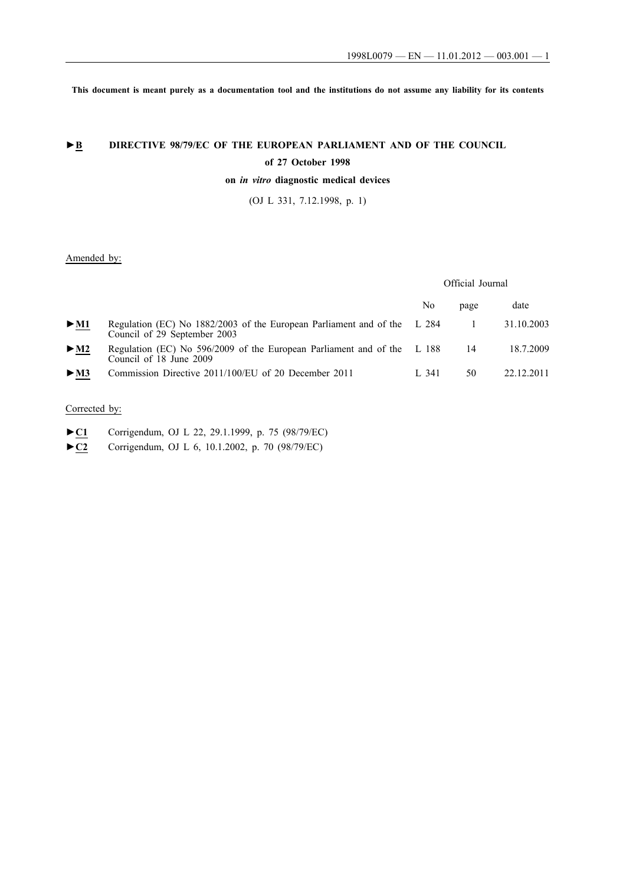This document is meant purely as a documentation tool and the institutions do not assume any liability for its contents

# ►B DIRECTIVE 98/79/EC OF THE EUROPEAN PARLIAMENT AND OF THE COUNCIL

**of 27 October 1998**

**on *in vitro* diagnostic medical devices**

(OJ L 331, 7.12.1998, p. 1)

Amended by:

| | | Official Journal | | |
|---|---|---|---|---|
| | | No | page | date |
| ►M1 | Regulation (EC) No 1882/2003 of the European Parliament and of the Council of 29 September 2003 | L 284 | 1 | 31.10.2003 |
| ►M2 | Regulation (EC) No 596/2009 of the European Parliament and of the Council of 18 June 2009 | L 188 | 14 | 18.7.2009 |
| ►M3 | Commission Directive 2011/100/EU of 20 December 2011 | L 341 | 50 | 22.12.2011 |

Corrected by:

►C1 Corrigendum, OJ L 22, 29.1.1999, p. 75 (98/79/EC)

►C2 Corrigendum, OJ L 6, 10.1.2002, p. 70 (98/79/EC)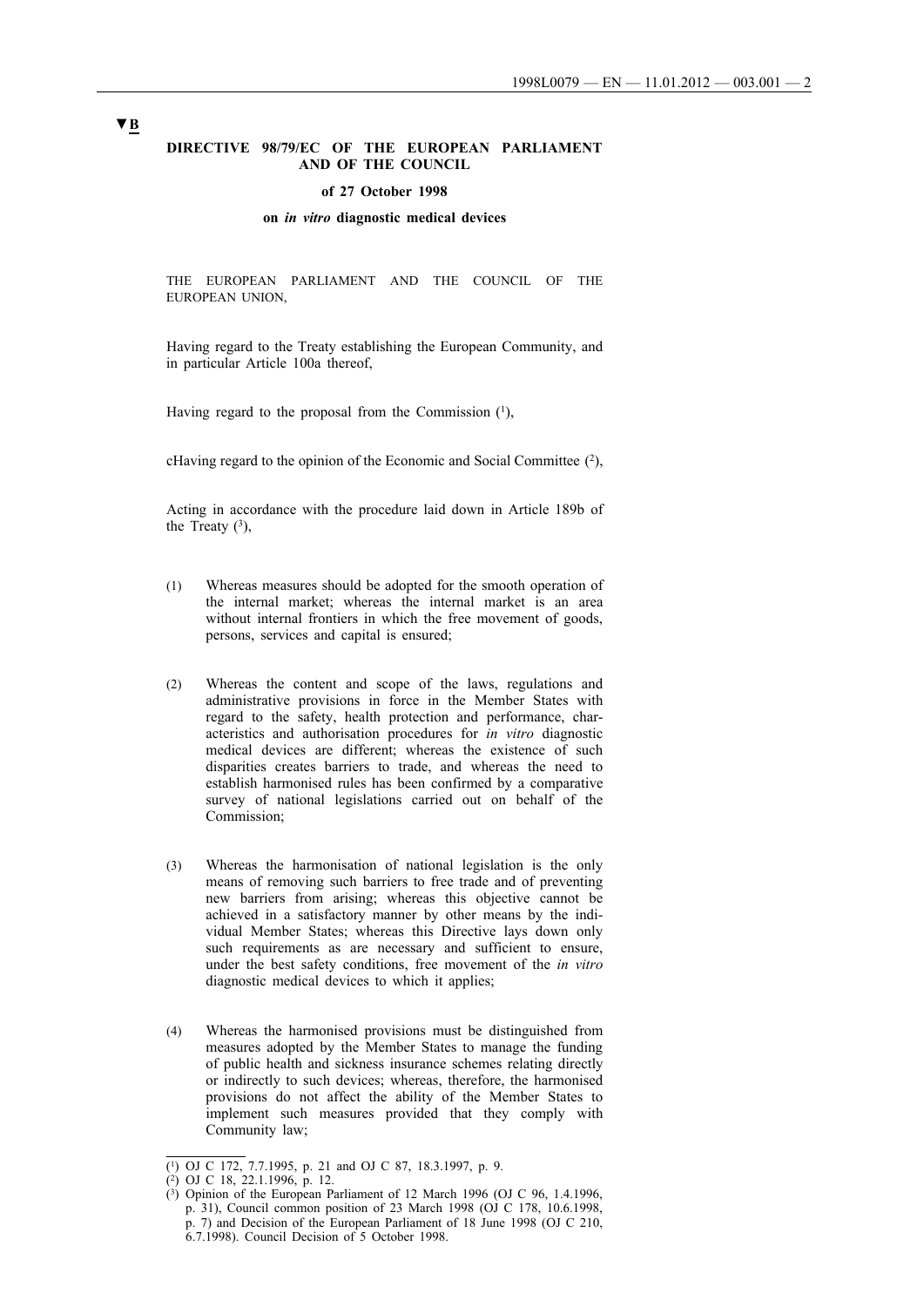▼B

**DIRECTIVE 98/79/EC OF THE EUROPEAN PARLIAMENT AND OF THE COUNCIL**

**of 27 October 1998**

**on *in vitro* diagnostic medical devices**

THE EUROPEAN PARLIAMENT AND THE COUNCIL OF THE EUROPEAN UNION,

Having regard to the Treaty establishing the European Community, and in particular Article 100a thereof,

Having regard to the proposal from the Commission [1],

cHaving regard to the opinion of the Economic and Social Committee [2],

Acting in accordance with the procedure laid down in Article 189b of the Treaty [3],

(1) Whereas measures should be adopted for the smooth operation of the internal market; whereas the internal market is an area without internal frontiers in which the free movement of goods, persons, services and capital is ensured;

(2) Whereas the content and scope of the laws, regulations and administrative provisions in force in the Member States with regard to the safety, health protection and performance, characteristics and authorisation procedures for *in vitro* diagnostic medical devices are different; whereas the existence of such disparities creates barriers to trade, and whereas the need to establish harmonised rules has been confirmed by a comparative survey of national legislations carried out on behalf of the Commission;

(3) Whereas the harmonisation of national legislation is the only means of removing such barriers to free trade and of preventing new barriers from arising; whereas this objective cannot be achieved in a satisfactory manner by other means by the individual Member States; whereas this Directive lays down only such requirements as are necessary and sufficient to ensure, under the best safety conditions, free movement of the *in vitro* diagnostic medical devices to which it applies;

(4) Whereas the harmonised provisions must be distinguished from measures adopted by the Member States to manage the funding of public health and sickness insurance schemes relating directly or indirectly to such devices; whereas, therefore, the harmonised provisions do not affect the ability of the Member States to implement such measures provided that they comply with Community law;

---

[1] OJ C 172, 7.7.1995, p. 21 and OJ C 87, 18.3.1997, p. 9.

[2] OJ C 18, 22.1.1996, p. 12.

[3] Opinion of the European Parliament of 12 March 1996 (OJ C 96, 1.4.1996, p. 31), Council common position of 23 March 1998 (OJ C 178, 10.6.1998, p. 7) and Decision of the European Parliament of 18 June 1998 (OJ C 210, 6.7.1998). Council Decision of 5 October 1998.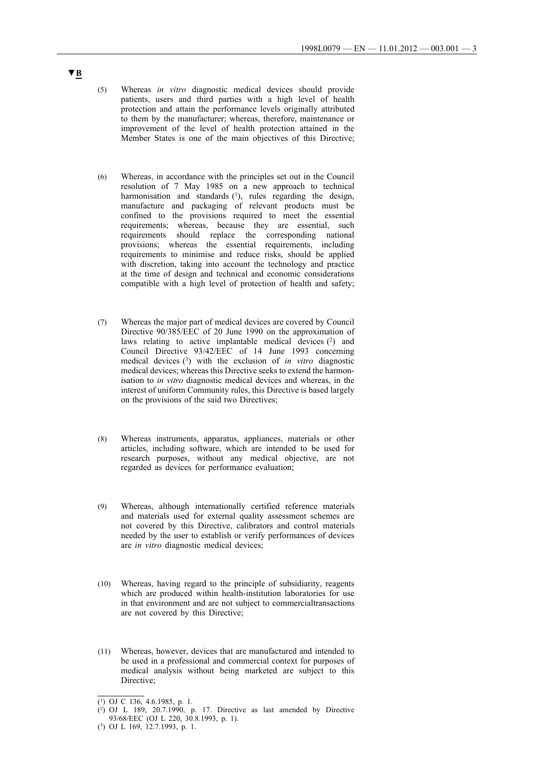**▼B**

(5) Whereas *in vitro* diagnostic medical devices should provide patients, users and third parties with a high level of health protection and attain the performance levels originally attributed to them by the manufacturer; whereas, therefore, maintenance or improvement of the level of health protection attained in the Member States is one of the main objectives of this Directive;

(6) Whereas, in accordance with the principles set out in the Council resolution of 7 May 1985 on a new approach to technical harmonisation and standards [1], rules regarding the design, manufacture and packaging of relevant products must be confined to the provisions required to meet the essential requirements; whereas, because they are essential, such requirements should replace the corresponding national provisions; whereas the essential requirements, including requirements to minimise and reduce risks, should be applied with discretion, taking into account the technology and practice at the time of design and technical and economic considerations compatible with a high level of protection of health and safety;

(7) Whereas the major part of medical devices are covered by Council Directive 90/385/EEC of 20 June 1990 on the approximation of laws relating to active implantable medical devices [2] and Council Directive 93/42/EEC of 14 June 1993 concerning medical devices [3] with the exclusion of *in vitro* diagnostic medical devices; whereas this Directive seeks to extend the harmonisation to *in vitro* diagnostic medical devices and whereas, in the interest of uniform Community rules, this Directive is based largely on the provisions of the said two Directives;

(8) Whereas instruments, apparatus, appliances, materials or other articles, including software, which are intended to be used for research purposes, without any medical objective, are not regarded as devices for performance evaluation;

(9) Whereas, although internationally certified reference materials and materials used for external quality assessment schemes are not covered by this Directive, calibrators and control materials needed by the user to establish or verify performances of devices are *in vitro* diagnostic medical devices;

(10) Whereas, having regard to the principle of subsidiarity, reagents which are produced within health-institution laboratories for use in that environment and are not subject to commercialtransactions are not covered by this Directive;

(11) Whereas, however, devices that are manufactured and intended to be used in a professional and commercial context for purposes of medical analysis without being marketed are subject to this Directive;

---

[1] OJ C 136, 4.6.1985, p. 1.

[2] OJ L 189, 20.7.1990, p. 17. Directive as last amended by Directive 93/68/EEC (OJ L 220, 30.8.1993, p. 1).

[3] OJ L 169, 12.7.1993, p. 1.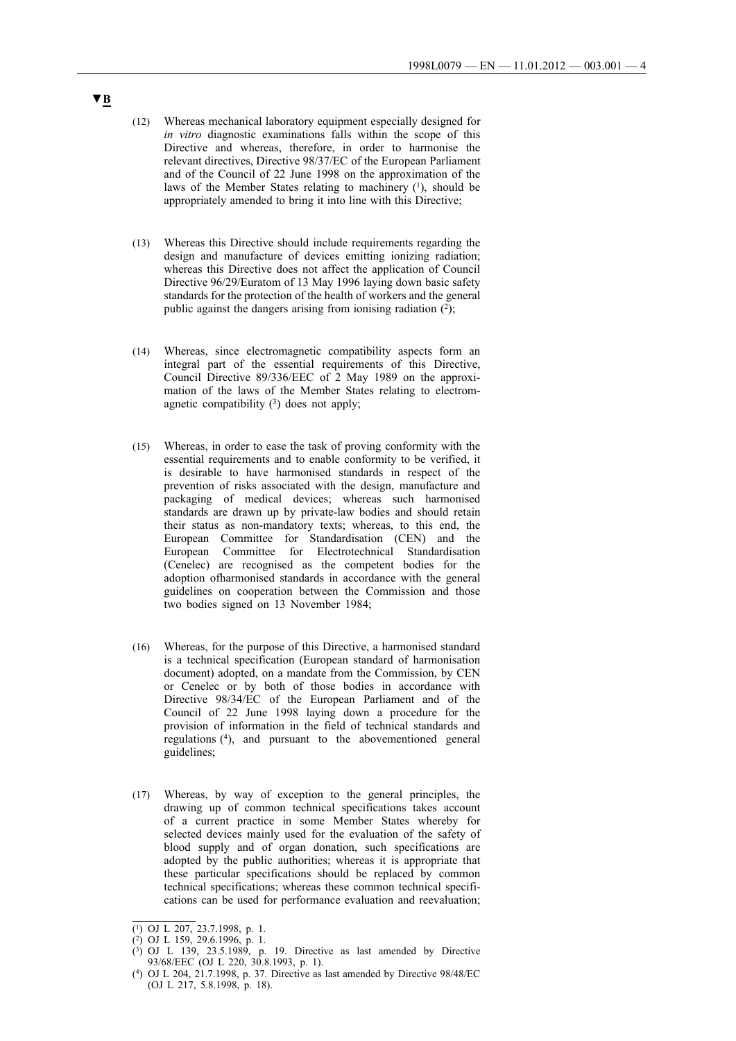▼B

(12) Whereas mechanical laboratory equipment especially designed for *in vitro* diagnostic examinations falls within the scope of this Directive and whereas, therefore, in order to harmonise the relevant directives, Directive 98/37/EC of the European Parliament and of the Council of 22 June 1998 on the approximation of the laws of the Member States relating to machinery [1], should be appropriately amended to bring it into line with this Directive;

(13) Whereas this Directive should include requirements regarding the design and manufacture of devices emitting ionizing radiation; whereas this Directive does not affect the application of Council Directive 96/29/Euratom of 13 May 1996 laying down basic safety standards for the protection of the health of workers and the general public against the dangers arising from ionising radiation [2];

(14) Whereas, since electromagnetic compatibility aspects form an integral part of the essential requirements of this Directive, Council Directive 89/336/EEC of 2 May 1989 on the approximation of the laws of the Member States relating to electromagnetic compatibility [3] does not apply;

(15) Whereas, in order to ease the task of proving conformity with the essential requirements and to enable conformity to be verified, it is desirable to have harmonised standards in respect of the prevention of risks associated with the design, manufacture and packaging of medical devices; whereas such harmonised standards are drawn up by private-law bodies and should retain their status as non-mandatory texts; whereas, to this end, the European Committee for Standardisation (CEN) and the European Committee for Electrotechnical Standardisation (Cenelec) are recognised as the competent bodies for the adoption ofharmonised standards in accordance with the general guidelines on cooperation between the Commission and those two bodies signed on 13 November 1984;

(16) Whereas, for the purpose of this Directive, a harmonised standard is a technical specification (European standard of harmonisation document) adopted, on a mandate from the Commission, by CEN or Cenelec or by both of those bodies in accordance with Directive 98/34/EC of the European Parliament and of the Council of 22 June 1998 laying down a procedure for the provision of information in the field of technical standards and regulations [4], and pursuant to the abovementioned general guidelines;

(17) Whereas, by way of exception to the general principles, the drawing up of common technical specifications takes account of a current practice in some Member States whereby for selected devices mainly used for the evaluation of the safety of blood supply and of organ donation, such specifications are adopted by the public authorities; whereas it is appropriate that these particular specifications should be replaced by common technical specifications; whereas these common technical specifications can be used for performance evaluation and reevaluation;

---

(1) OJ L 207, 23.7.1998, p. 1.

(2) OJ L 159, 29.6.1996, p. 1.

(3) OJ L 139, 23.5.1989, p. 19. Directive as last amended by Directive 93/68/EEC (OJ L 220, 30.8.1993, p. 1).

(4) OJ L 204, 21.7.1998, p. 37. Directive as last amended by Directive 98/48/EC (OJ L 217, 5.8.1998, p. 18).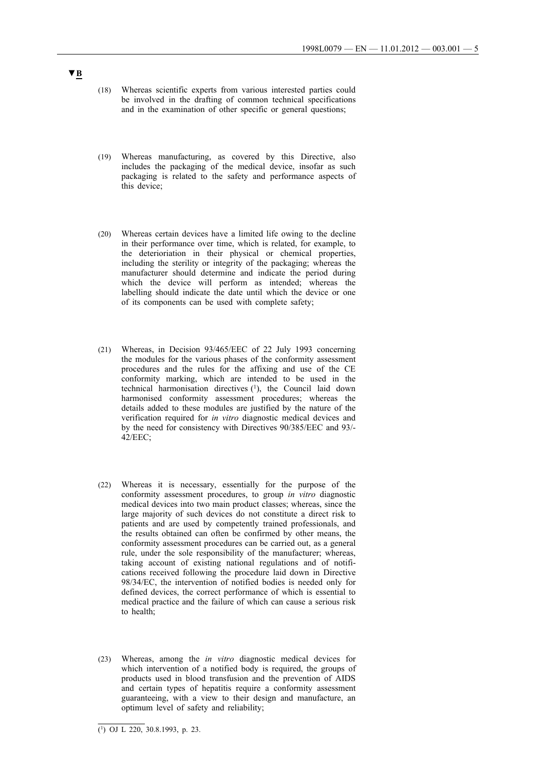▼B

(18) Whereas scientific experts from various interested parties could be involved in the drafting of common technical specifications and in the examination of other specific or general questions;

(19) Whereas manufacturing, as covered by this Directive, also includes the packaging of the medical device, insofar as such packaging is related to the safety and performance aspects of this device;

(20) Whereas certain devices have a limited life owing to the decline in their performance over time, which is related, for example, to the deterioriation in their physical or chemical properties, including the sterility or integrity of the packaging; whereas the manufacturer should determine and indicate the period during which the device will perform as intended; whereas the labelling should indicate the date until which the device or one of its components can be used with complete safety;

(21) Whereas, in Decision 93/465/EEC of 22 July 1993 concerning the modules for the various phases of the conformity assessment procedures and the rules for the affixing and use of the CE conformity marking, which are intended to be used in the technical harmonisation directives [1], the Council laid down harmonised conformity assessment procedures; whereas the details added to these modules are justified by the nature of the verification required for *in vitro* diagnostic medical devices and by the need for consistency with Directives 90/385/EEC and 93/42/EEC;

(22) Whereas it is necessary, essentially for the purpose of the conformity assessment procedures, to group *in vitro* diagnostic medical devices into two main product classes; whereas, since the large majority of such devices do not constitute a direct risk to patients and are used by competently trained professionals, and the results obtained can often be confirmed by other means, the conformity assessment procedures can be carried out, as a general rule, under the sole responsibility of the manufacturer; whereas, taking account of existing national regulations and of notifications received following the procedure laid down in Directive 98/34/EC, the intervention of notified bodies is needed only for defined devices, the correct performance of which is essential to medical practice and the failure of which can cause a serious risk to health;

(23) Whereas, among the *in vitro* diagnostic medical devices for which intervention of a notified body is required, the groups of products used in blood transfusion and the prevention of AIDS and certain types of hepatitis require a conformity assessment guaranteeing, with a view to their design and manufacture, an optimum level of safety and reliability;

---

[1] OJ L 220, 30.8.1993, p. 23.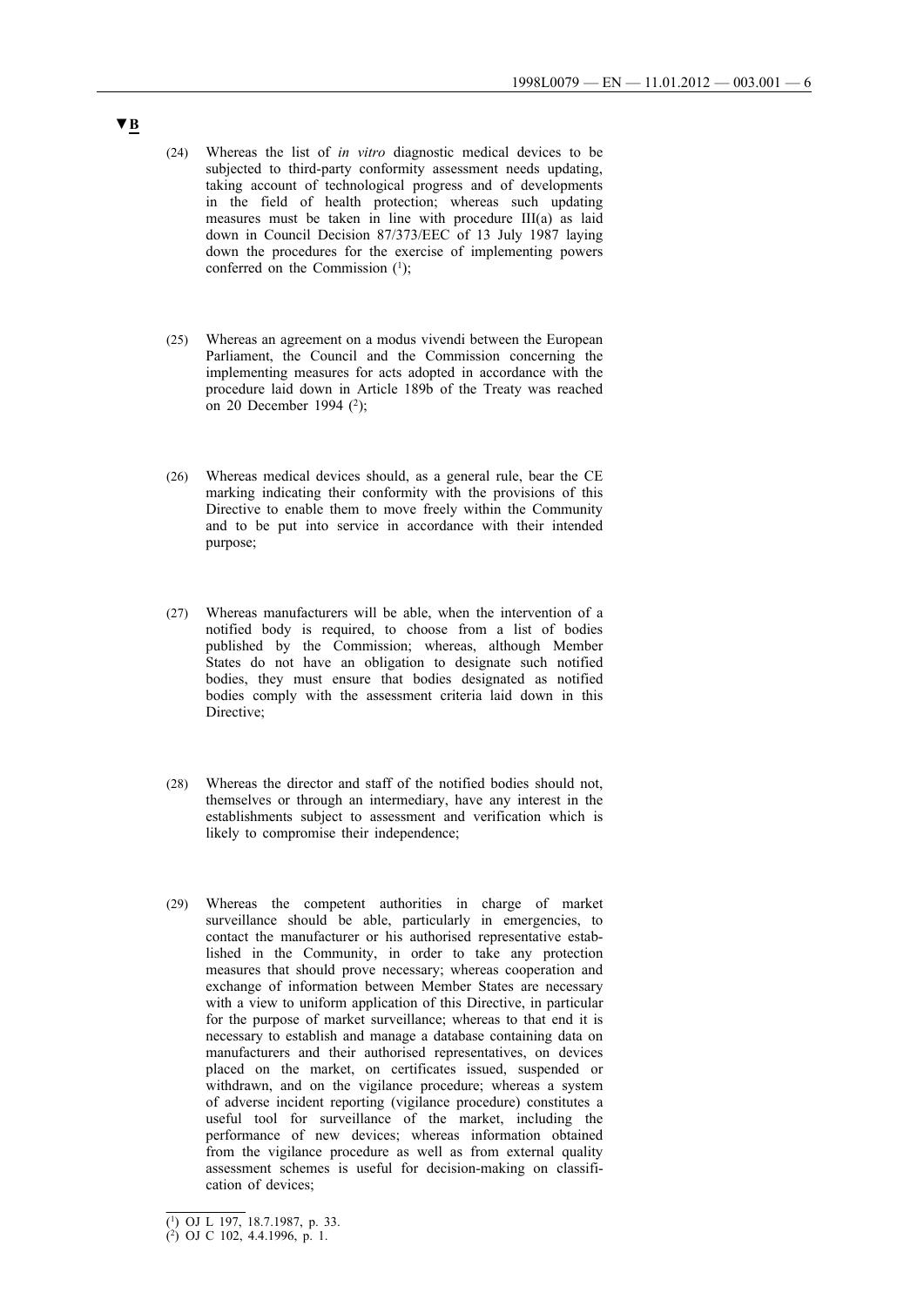▼B

(24) Whereas the list of *in vitro* diagnostic medical devices to be subjected to third-party conformity assessment needs updating, taking account of technological progress and of developments in the field of health protection; whereas such updating measures must be taken in line with procedure III(a) as laid down in Council Decision 87/373/EEC of 13 July 1987 laying down the procedures for the exercise of implementing powers conferred on the Commission [1];

(25) Whereas an agreement on a modus vivendi between the European Parliament, the Council and the Commission concerning the implementing measures for acts adopted in accordance with the procedure laid down in Article 189b of the Treaty was reached on 20 December 1994 [2];

(26) Whereas medical devices should, as a general rule, bear the CE marking indicating their conformity with the provisions of this Directive to enable them to move freely within the Community and to be put into service in accordance with their intended purpose;

(27) Whereas manufacturers will be able, when the intervention of a notified body is required, to choose from a list of bodies published by the Commission; whereas, although Member States do not have an obligation to designate such notified bodies, they must ensure that bodies designated as notified bodies comply with the assessment criteria laid down in this Directive;

(28) Whereas the director and staff of the notified bodies should not, themselves or through an intermediary, have any interest in the establishments subject to assessment and verification which is likely to compromise their independence;

(29) Whereas the competent authorities in charge of market surveillance should be able, particularly in emergencies, to contact the manufacturer or his authorised representative established in the Community, in order to take any protection measures that should prove necessary; whereas cooperation and exchange of information between Member States are necessary with a view to uniform application of this Directive, in particular for the purpose of market surveillance; whereas to that end it is necessary to establish and manage a database containing data on manufacturers and their authorised representatives, on devices placed on the market, on certificates issued, suspended or withdrawn, and on the vigilance procedure; whereas a system of adverse incident reporting (vigilance procedure) constitutes a useful tool for surveillance of the market, including the performance of new devices; whereas information obtained from the vigilance procedure as well as from external quality assessment schemes is useful for decision-making on classification of devices;

---

[1] OJ L 197, 18.7.1987, p. 33.

[2] OJ C 102, 4.4.1996, p. 1.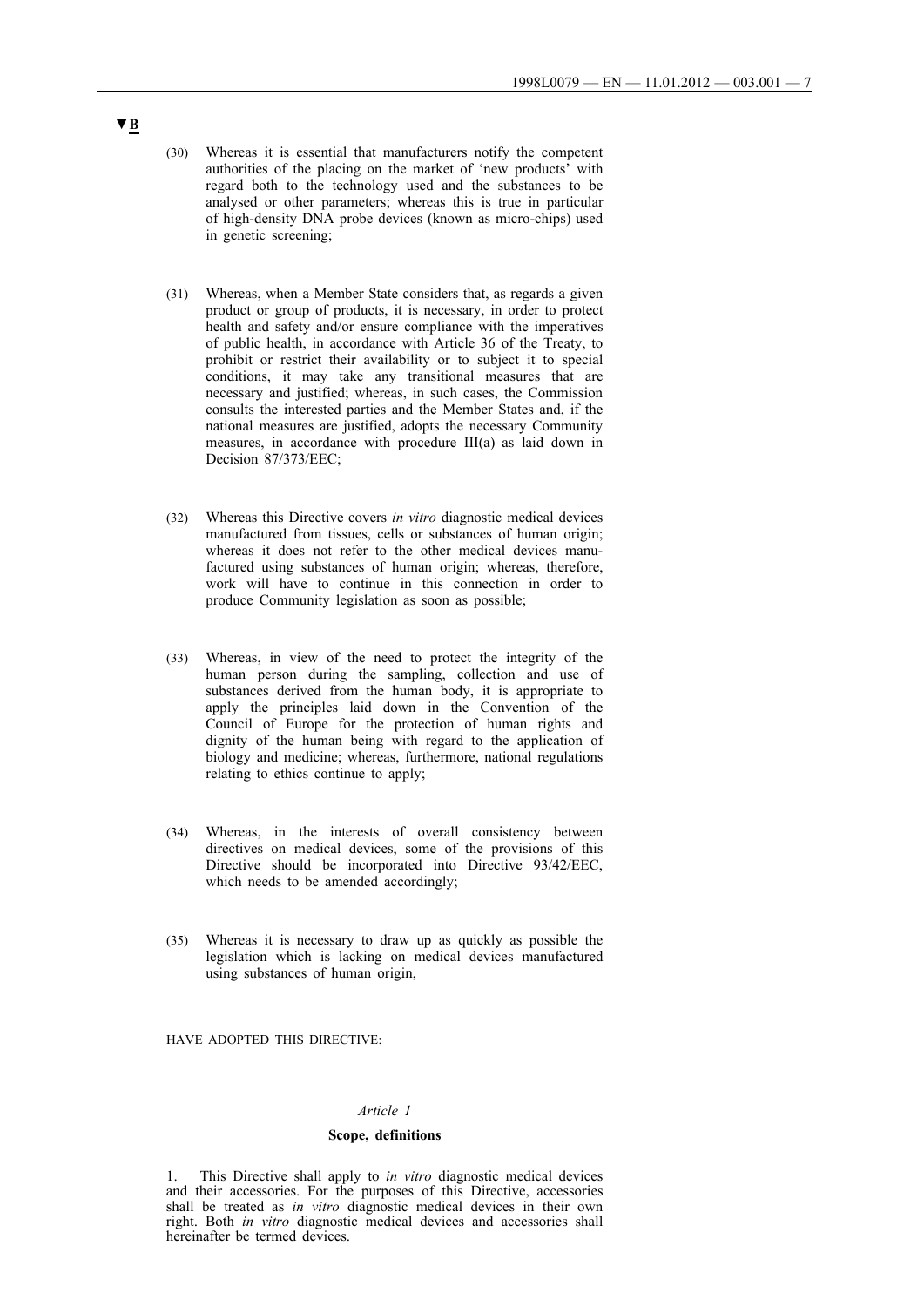▼B

(30) Whereas it is essential that manufacturers notify the competent authorities of the placing on the market of 'new products' with regard both to the technology used and the substances to be analysed or other parameters; whereas this is true in particular of high-density DNA probe devices (known as micro-chips) used in genetic screening;

(31) Whereas, when a Member State considers that, as regards a given product or group of products, it is necessary, in order to protect health and safety and/or ensure compliance with the imperatives of public health, in accordance with Article 36 of the Treaty, to prohibit or restrict their availability or to subject it to special conditions, it may take any transitional measures that are necessary and justified; whereas, in such cases, the Commission consults the interested parties and the Member States and, if the national measures are justified, adopts the necessary Community measures, in accordance with procedure III(a) as laid down in Decision 87/373/EEC;

(32) Whereas this Directive covers *in vitro* diagnostic medical devices manufactured from tissues, cells or substances of human origin; whereas it does not refer to the other medical devices manufactured using substances of human origin; whereas, therefore, work will have to continue in this connection in order to produce Community legislation as soon as possible;

(33) Whereas, in view of the need to protect the integrity of the human person during the sampling, collection and use of substances derived from the human body, it is appropriate to apply the principles laid down in the Convention of the Council of Europe for the protection of human rights and dignity of the human being with regard to the application of biology and medicine; whereas, furthermore, national regulations relating to ethics continue to apply;

(34) Whereas, in the interests of overall consistency between directives on medical devices, some of the provisions of this Directive should be incorporated into Directive 93/42/EEC, which needs to be amended accordingly;

(35) Whereas it is necessary to draw up as quickly as possible the legislation which is lacking on medical devices manufactured using substances of human origin,

HAVE ADOPTED THIS DIRECTIVE:

*Article 1*

**Scope, definitions**

1. This Directive shall apply to *in vitro* diagnostic medical devices and their accessories. For the purposes of this Directive, accessories shall be treated as *in vitro* diagnostic medical devices in their own right. Both *in vitro* diagnostic medical devices and accessories shall hereinafter be termed devices.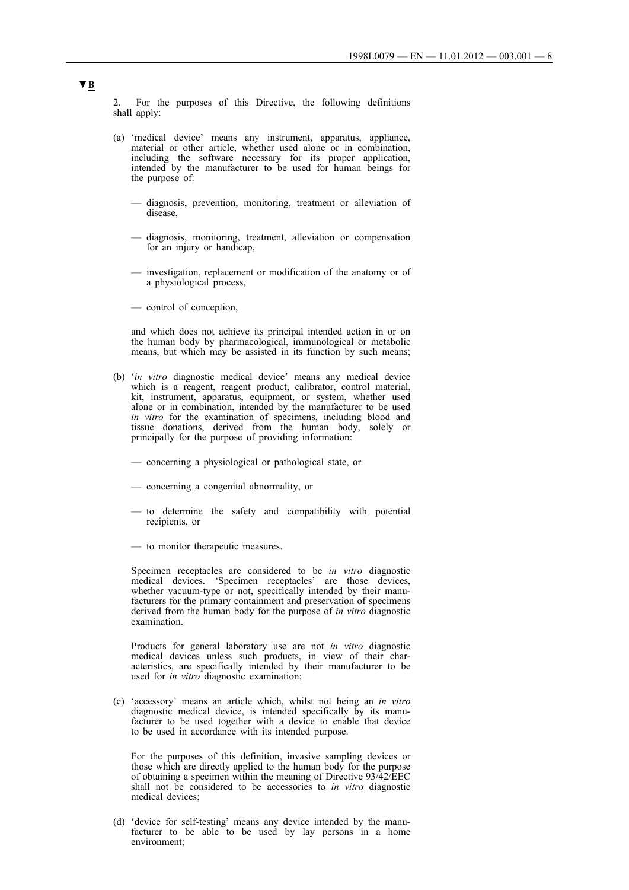▼B

2. For the purposes of this Directive, the following definitions shall apply:

(a) 'medical device' means any instrument, apparatus, appliance, material or other article, whether used alone or in combination, including the software necessary for its proper application, intended by the manufacturer to be used for human beings for the purpose of:

— diagnosis, prevention, monitoring, treatment or alleviation of disease,

— diagnosis, monitoring, treatment, alleviation or compensation for an injury or handicap,

— investigation, replacement or modification of the anatomy or of a physiological process,

— control of conception,

and which does not achieve its principal intended action in or on the human body by pharmacological, immunological or metabolic means, but which may be assisted in its function by such means;

(b) '*in vitro* diagnostic medical device' means any medical device which is a reagent, reagent product, calibrator, control material, kit, instrument, apparatus, equipment, or system, whether used alone or in combination, intended by the manufacturer to be used *in vitro* for the examination of specimens, including blood and tissue donations, derived from the human body, solely or principally for the purpose of providing information:

— concerning a physiological or pathological state, or

— concerning a congenital abnormality, or

— to determine the safety and compatibility with potential recipients, or

— to monitor therapeutic measures.

Specimen receptacles are considered to be *in vitro* diagnostic medical devices. 'Specimen receptacles' are those devices, whether vacuum-type or not, specifically intended by their manufacturers for the primary containment and preservation of specimens derived from the human body for the purpose of *in vitro* diagnostic examination.

Products for general laboratory use are not *in vitro* diagnostic medical devices unless such products, in view of their characteristics, are specifically intended by their manufacturer to be used for *in vitro* diagnostic examination;

(c) 'accessory' means an article which, whilst not being an *in vitro* diagnostic medical device, is intended specifically by its manufacturer to be used together with a device to enable that device to be used in accordance with its intended purpose.

For the purposes of this definition, invasive sampling devices or those which are directly applied to the human body for the purpose of obtaining a specimen within the meaning of Directive 93/42/EEC shall not be considered to be accessories to *in vitro* diagnostic medical devices;

(d) 'device for self-testing' means any device intended by the manufacturer to be able to be used by lay persons in a home environment;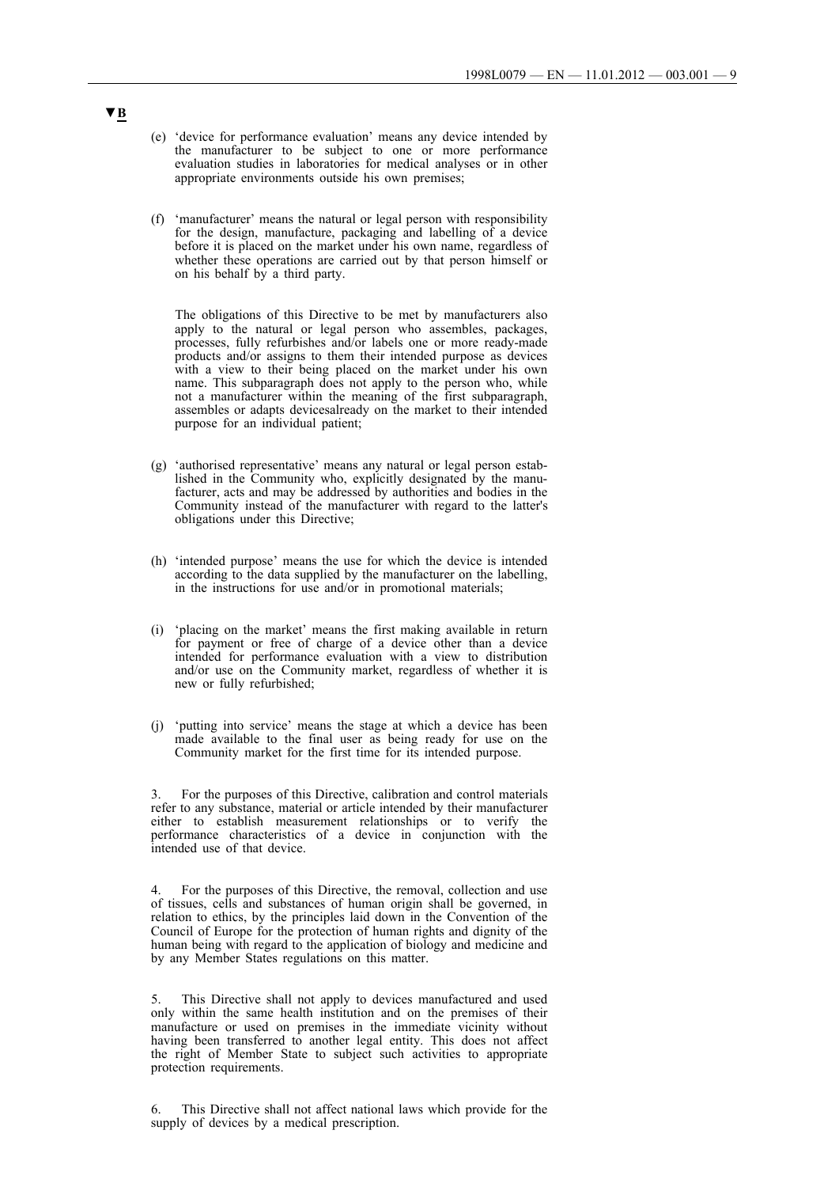**▼B**

(e) 'device for performance evaluation' means any device intended by the manufacturer to be subject to one or more performance evaluation studies in laboratories for medical analyses or in other appropriate environments outside his own premises;

(f) 'manufacturer' means the natural or legal person with responsibility for the design, manufacture, packaging and labelling of a device before it is placed on the market under his own name, regardless of whether these operations are carried out by that person himself or on his behalf by a third party.

The obligations of this Directive to be met by manufacturers also apply to the natural or legal person who assembles, packages, processes, fully refurbishes and/or labels one or more ready-made products and/or assigns to them their intended purpose as devices with a view to their being placed on the market under his own name. This subparagraph does not apply to the person who, while not a manufacturer within the meaning of the first subparagraph, assembles or adapts devicesalready on the market to their intended purpose for an individual patient;

(g) 'authorised representative' means any natural or legal person established in the Community who, explicitly designated by the manufacturer, acts and may be addressed by authorities and bodies in the Community instead of the manufacturer with regard to the latter's obligations under this Directive;

(h) 'intended purpose' means the use for which the device is intended according to the data supplied by the manufacturer on the labelling, in the instructions for use and/or in promotional materials;

(i) 'placing on the market' means the first making available in return for payment or free of charge of a device other than a device intended for performance evaluation with a view to distribution and/or use on the Community market, regardless of whether it is new or fully refurbished;

(j) 'putting into service' means the stage at which a device has been made available to the final user as being ready for use on the Community market for the first time for its intended purpose.

3. For the purposes of this Directive, calibration and control materials refer to any substance, material or article intended by their manufacturer either to establish measurement relationships or to verify the performance characteristics of a device in conjunction with the intended use of that device.

4. For the purposes of this Directive, the removal, collection and use of tissues, cells and substances of human origin shall be governed, in relation to ethics, by the principles laid down in the Convention of the Council of Europe for the protection of human rights and dignity of the human being with regard to the application of biology and medicine and by any Member States regulations on this matter.

5. This Directive shall not apply to devices manufactured and used only within the same health institution and on the premises of their manufacture or used on premises in the immediate vicinity without having been transferred to another legal entity. This does not affect the right of Member State to subject such activities to appropriate protection requirements.

6. This Directive shall not affect national laws which provide for the supply of devices by a medical prescription.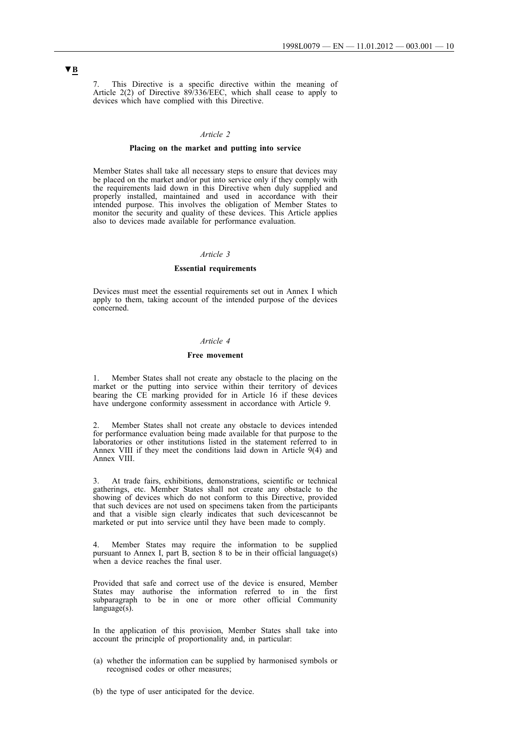▼B

7. This Directive is a specific directive within the meaning of Article 2(2) of Directive 89/336/EEC, which shall cease to apply to devices which have complied with this Directive.

*Article 2*

**Placing on the market and putting into service**

Member States shall take all necessary steps to ensure that devices may be placed on the market and/or put into service only if they comply with the requirements laid down in this Directive when duly supplied and properly installed, maintained and used in accordance with their intended purpose. This involves the obligation of Member States to monitor the security and quality of these devices. This Article applies also to devices made available for performance evaluation.

*Article 3*

**Essential requirements**

Devices must meet the essential requirements set out in Annex I which apply to them, taking account of the intended purpose of the devices concerned.

*Article 4*

**Free movement**

1. Member States shall not create any obstacle to the placing on the market or the putting into service within their territory of devices bearing the CE marking provided for in Article 16 if these devices have undergone conformity assessment in accordance with Article 9.

2. Member States shall not create any obstacle to devices intended for performance evaluation being made available for that purpose to the laboratories or other institutions listed in the statement referred to in Annex VIII if they meet the conditions laid down in Article 9(4) and Annex VIII.

3. At trade fairs, exhibitions, demonstrations, scientific or technical gatherings, etc. Member States shall not create any obstacle to the showing of devices which do not conform to this Directive, provided that such devices are not used on specimens taken from the participants and that a visible sign clearly indicates that such devicescannot be marketed or put into service until they have been made to comply.

4. Member States may require the information to be supplied pursuant to Annex I, part B, section 8 to be in their official language(s) when a device reaches the final user.

Provided that safe and correct use of the device is ensured, Member States may authorise the information referred to in the first subparagraph to be in one or more other official Community language(s).

In the application of this provision, Member States shall take into account the principle of proportionality and, in particular:

(a) whether the information can be supplied by harmonised symbols or recognised codes or other measures;

(b) the type of user anticipated for the device.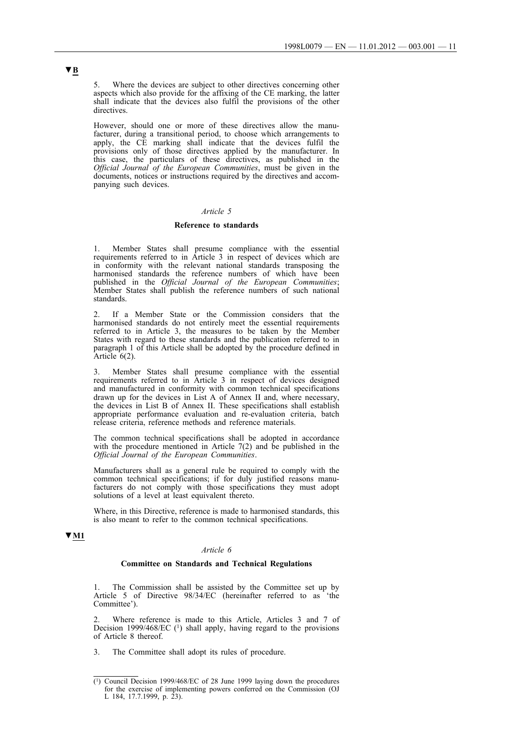▼B

5. Where the devices are subject to other directives concerning other aspects which also provide for the affixing of the CE marking, the latter shall indicate that the devices also fulfil the provisions of the other directives.

However, should one or more of these directives allow the manufacturer, during a transitional period, to choose which arrangements to apply, the CE marking shall indicate that the devices fulfil the provisions only of those directives applied by the manufacturer. In this case, the particulars of these directives, as published in the *Official Journal of the European Communities*, must be given in the documents, notices or instructions required by the directives and accompanying such devices.

*Article 5*

**Reference to standards**

1. Member States shall presume compliance with the essential requirements referred to in Article 3 in respect of devices which are in conformity with the relevant national standards transposing the harmonised standards the reference numbers of which have been published in the *Official Journal of the European Communities*; Member States shall publish the reference numbers of such national standards.

2. If a Member State or the Commission considers that the harmonised standards do not entirely meet the essential requirements referred to in Article 3, the measures to be taken by the Member States with regard to these standards and the publication referred to in paragraph 1 of this Article shall be adopted by the procedure defined in Article 6(2).

3. Member States shall presume compliance with the essential requirements referred to in Article 3 in respect of devices designed and manufactured in conformity with common technical specifications drawn up for the devices in List A of Annex II and, where necessary, the devices in List B of Annex II. These specifications shall establish appropriate performance evaluation and re-evaluation criteria, batch release criteria, reference methods and reference materials.

The common technical specifications shall be adopted in accordance with the procedure mentioned in Article 7(2) and be published in the *Official Journal of the European Communities*.

Manufacturers shall as a general rule be required to comply with the common technical specifications; if for duly justified reasons manufacturers do not comply with those specifications they must adopt solutions of a level at least equivalent thereto.

Where, in this Directive, reference is made to harmonised standards, this is also meant to refer to the common technical specifications.

▼M1

*Article 6*

**Committee on Standards and Technical Regulations**

1. The Commission shall be assisted by the Committee set up by Article 5 of Directive 98/34/EC (hereinafter referred to as 'the Committee').

2. Where reference is made to this Article, Articles 3 and 7 of Decision 1999/468/EC [1] shall apply, having regard to the provisions of Article 8 thereof.

3. The Committee shall adopt its rules of procedure.

---

[1] Council Decision 1999/468/EC of 28 June 1999 laying down the procedures for the exercise of implementing powers conferred on the Commission (OJ L 184, 17.7.1999, p. 23).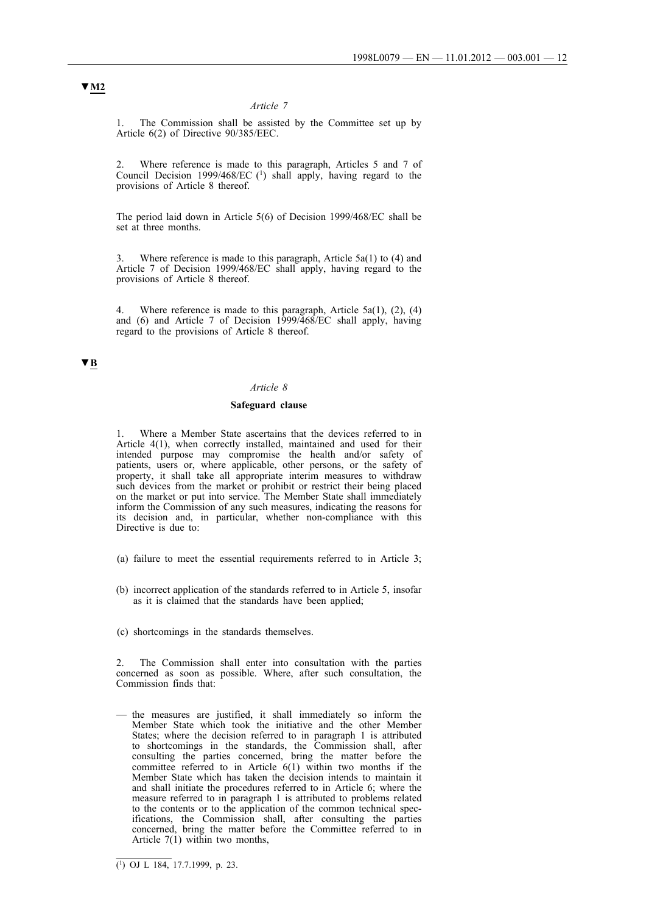▼M2

*Article 7*

1. The Commission shall be assisted by the Committee set up by Article 6(2) of Directive 90/385/EEC.

2. Where reference is made to this paragraph, Articles 5 and 7 of Council Decision 1999/468/EC [1] shall apply, having regard to the provisions of Article 8 thereof.

The period laid down in Article 5(6) of Decision 1999/468/EC shall be set at three months.

3. Where reference is made to this paragraph, Article 5a(1) to (4) and Article 7 of Decision 1999/468/EC shall apply, having regard to the provisions of Article 8 thereof.

4. Where reference is made to this paragraph, Article 5a(1), (2), (4) and (6) and Article 7 of Decision 1999/468/EC shall apply, having regard to the provisions of Article 8 thereof.

▼B

*Article 8*

**Safeguard clause**

1. Where a Member State ascertains that the devices referred to in Article 4(1), when correctly installed, maintained and used for their intended purpose may compromise the health and/or safety of patients, users or, where applicable, other persons, or the safety of property, it shall take all appropriate interim measures to withdraw such devices from the market or prohibit or restrict their being placed on the market or put into service. The Member State shall immediately inform the Commission of any such measures, indicating the reasons for its decision and, in particular, whether non-compliance with this Directive is due to:

(a) failure to meet the essential requirements referred to in Article 3;

(b) incorrect application of the standards referred to in Article 5, insofar as it is claimed that the standards have been applied;

(c) shortcomings in the standards themselves.

2. The Commission shall enter into consultation with the parties concerned as soon as possible. Where, after such consultation, the Commission finds that:

— the measures are justified, it shall immediately so inform the Member State which took the initiative and the other Member States; where the decision referred to in paragraph 1 is attributed to shortcomings in the standards, the Commission shall, after consulting the parties concerned, bring the matter before the committee referred to in Article 6(1) within two months if the Member State which has taken the decision intends to maintain it and shall initiate the procedures referred to in Article 6; where the measure referred to in paragraph 1 is attributed to problems related to the contents or to the application of the common technical specifications, the Commission shall, after consulting the parties concerned, bring the matter before the Committee referred to in Article 7(1) within two months,

[1] OJ L 184, 17.7.1999, p. 23.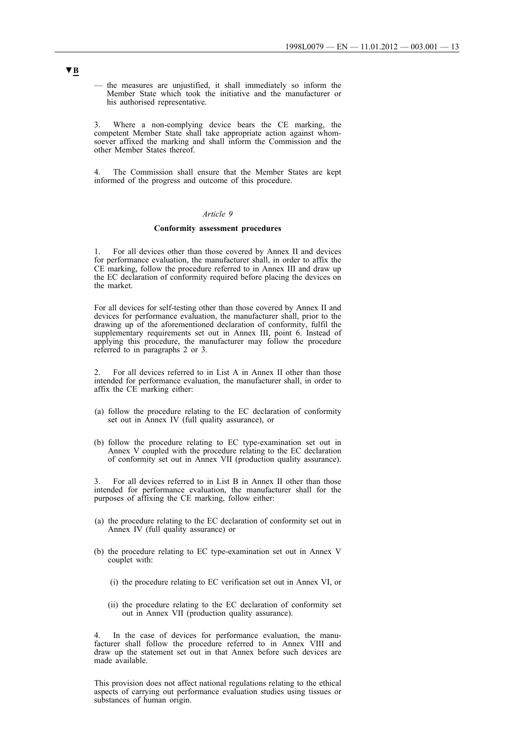▼B

— the measures are unjustified, it shall immediately so inform the Member State which took the initiative and the manufacturer or his authorised representative.

3. Where a non-complying device bears the CE marking, the competent Member State shall take appropriate action against whomsoever affixed the marking and shall inform the Commission and the other Member States thereof.

4. The Commission shall ensure that the Member States are kept informed of the progress and outcome of this procedure.

*Article 9*

**Conformity assessment procedures**

1. For all devices other than those covered by Annex II and devices for performance evaluation, the manufacturer shall, in order to affix the CE marking, follow the procedure referred to in Annex III and draw up the EC declaration of conformity required before placing the devices on the market.

For all devices for self-testing other than those covered by Annex II and devices for performance evaluation, the manufacturer shall, prior to the drawing up of the aforementioned declaration of conformity, fulfil the supplementary requirements set out in Annex III, point 6. Instead of applying this procedure, the manufacturer may follow the procedure referred to in paragraphs 2 or 3.

2. For all devices referred to in List A in Annex II other than those intended for performance evaluation, the manufacturer shall, in order to affix the CE marking either:

(a) follow the procedure relating to the EC declaration of conformity set out in Annex IV (full quality assurance), or

(b) follow the procedure relating to EC type-examination set out in Annex V coupled with the procedure relating to the EC declaration of conformity set out in Annex VII (production quality assurance).

3. For all devices referred to in List B in Annex II other than those intended for performance evaluation, the manufacturer shall for the purposes of affixing the CE marking, follow either:

(a) the procedure relating to the EC declaration of conformity set out in Annex IV (full quality assurance) or

(b) the procedure relating to EC type-examination set out in Annex V couplet with:

(i) the procedure relating to EC verification set out in Annex VI, or

(ii) the procedure relating to the EC declaration of conformity set out in Annex VII (production quality assurance).

4. In the case of devices for performance evaluation, the manufacturer shall follow the procedure referred to in Annex VIII and draw up the statement set out in that Annex before such devices are made available.

This provision does not affect national regulations relating to the ethical aspects of carrying out performance evaluation studies using tissues or substances of human origin.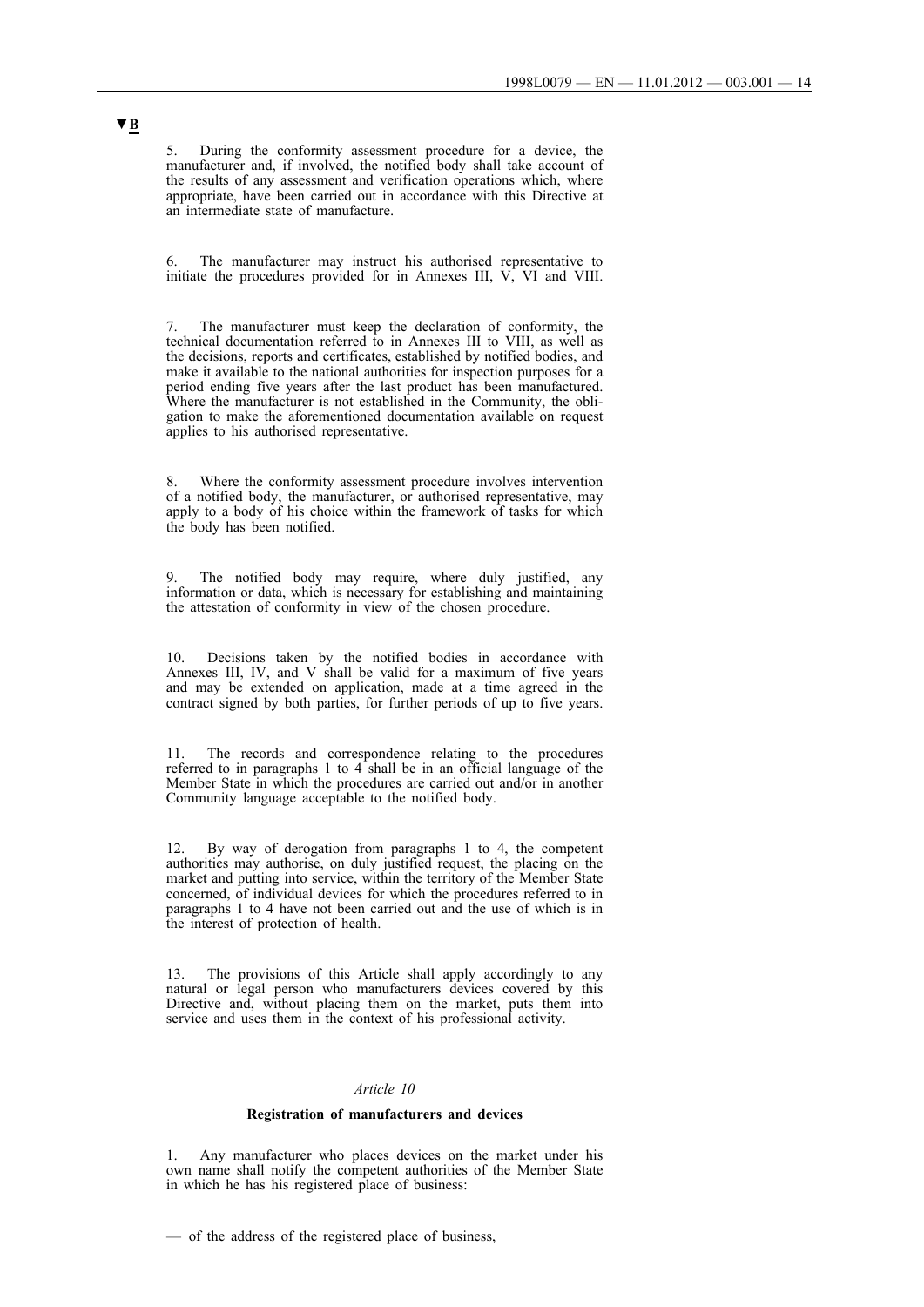▼B

5. During the conformity assessment procedure for a device, the manufacturer and, if involved, the notified body shall take account of the results of any assessment and verification operations which, where appropriate, have been carried out in accordance with this Directive at an intermediate state of manufacture.

6. The manufacturer may instruct his authorised representative to initiate the procedures provided for in Annexes III, V, VI and VIII.

7. The manufacturer must keep the declaration of conformity, the technical documentation referred to in Annexes III to VIII, as well as the decisions, reports and certificates, established by notified bodies, and make it available to the national authorities for inspection purposes for a period ending five years after the last product has been manufactured. Where the manufacturer is not established in the Community, the obligation to make the aforementioned documentation available on request applies to his authorised representative.

8. Where the conformity assessment procedure involves intervention of a notified body, the manufacturer, or authorised representative, may apply to a body of his choice within the framework of tasks for which the body has been notified.

9. The notified body may require, where duly justified, any information or data, which is necessary for establishing and maintaining the attestation of conformity in view of the chosen procedure.

10. Decisions taken by the notified bodies in accordance with Annexes III, IV, and V shall be valid for a maximum of five years and may be extended on application, made at a time agreed in the contract signed by both parties, for further periods of up to five years.

11. The records and correspondence relating to the procedures referred to in paragraphs 1 to 4 shall be in an official language of the Member State in which the procedures are carried out and/or in another Community language acceptable to the notified body.

12. By way of derogation from paragraphs 1 to 4, the competent authorities may authorise, on duly justified request, the placing on the market and putting into service, within the territory of the Member State concerned, of individual devices for which the procedures referred to in paragraphs 1 to 4 have not been carried out and the use of which is in the interest of protection of health.

13. The provisions of this Article shall apply accordingly to any natural or legal person who manufacturers devices covered by this Directive and, without placing them on the market, puts them into service and uses them in the context of his professional activity.

*Article 10*

**Registration of manufacturers and devices**

1. Any manufacturer who places devices on the market under his own name shall notify the competent authorities of the Member State in which he has his registered place of business:

— of the address of the registered place of business,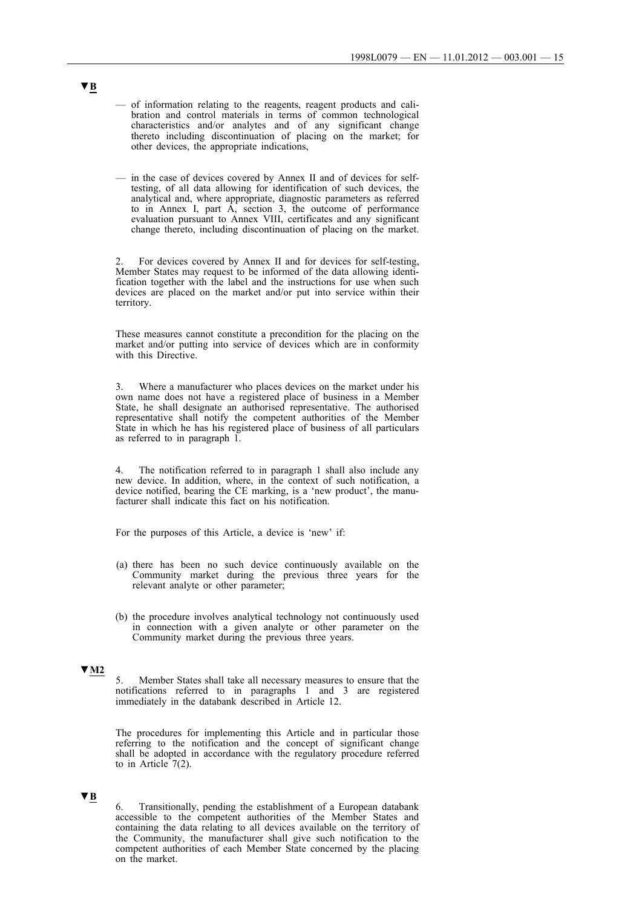▼B

— of information relating to the reagents, reagent products and calibration and control materials in terms of common technological characteristics and/or analytes and of any significant change thereto including discontinuation of placing on the market; for other devices, the appropriate indications,

— in the case of devices covered by Annex II and of devices for self-testing, of all data allowing for identification of such devices, the analytical and, where appropriate, diagnostic parameters as referred to in Annex I, part A, section 3, the outcome of performance evaluation pursuant to Annex VIII, certificates and any significant change thereto, including discontinuation of placing on the market.

2. For devices covered by Annex II and for devices for self-testing, Member States may request to be informed of the data allowing identification together with the label and the instructions for use when such devices are placed on the market and/or put into service within their territory.

These measures cannot constitute a precondition for the placing on the market and/or putting into service of devices which are in conformity with this Directive.

3. Where a manufacturer who places devices on the market under his own name does not have a registered place of business in a Member State, he shall designate an authorised representative. The authorised representative shall notify the competent authorities of the Member State in which he has his registered place of business of all particulars as referred to in paragraph 1.

4. The notification referred to in paragraph 1 shall also include any new device. In addition, where, in the context of such notification, a device notified, bearing the CE marking, is a 'new product', the manufacturer shall indicate this fact on his notification.

For the purposes of this Article, a device is 'new' if:

(a) there has been no such device continuously available on the Community market during the previous three years for the relevant analyte or other parameter;

(b) the procedure involves analytical technology not continuously used in connection with a given analyte or other parameter on the Community market during the previous three years.

▼M2

5. Member States shall take all necessary measures to ensure that the notifications referred to in paragraphs 1 and 3 are registered immediately in the databank described in Article 12.

The procedures for implementing this Article and in particular those referring to the notification and the concept of significant change shall be adopted in accordance with the regulatory procedure referred to in Article 7(2).

▼B

6. Transitionally, pending the establishment of a European databank accessible to the competent authorities of the Member States and containing the data relating to all devices available on the territory of the Community, the manufacturer shall give such notification to the competent authorities of each Member State concerned by the placing on the market.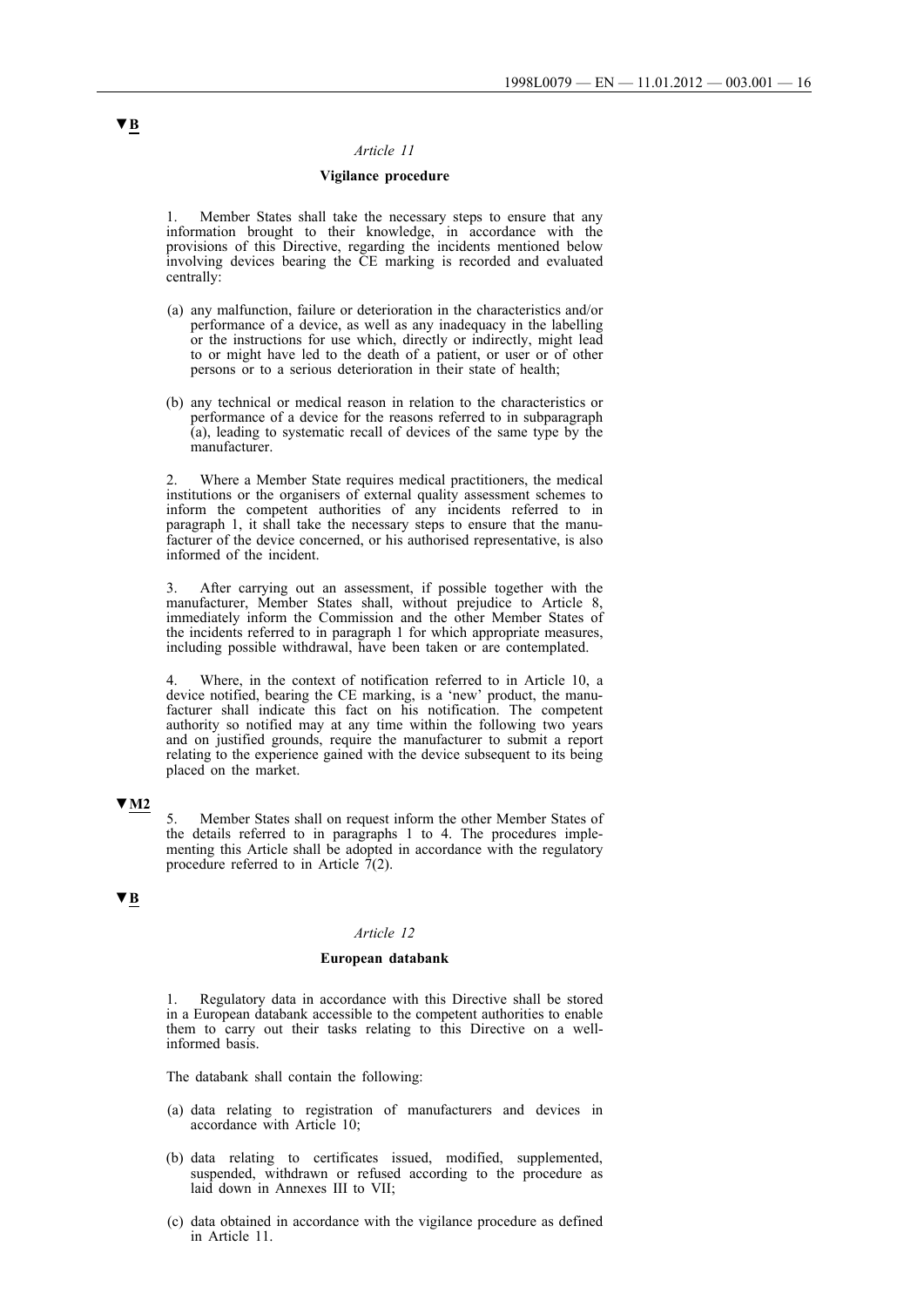▼B

*Article 11*

**Vigilance procedure**

1. Member States shall take the necessary steps to ensure that any information brought to their knowledge, in accordance with the provisions of this Directive, regarding the incidents mentioned below involving devices bearing the CE marking is recorded and evaluated centrally:

(a) any malfunction, failure or deterioration in the characteristics and/or performance of a device, as well as any inadequacy in the labelling or the instructions for use which, directly or indirectly, might lead to or might have led to the death of a patient, or user or of other persons or to a serious deterioration in their state of health;

(b) any technical or medical reason in relation to the characteristics or performance of a device for the reasons referred to in subparagraph (a), leading to systematic recall of devices of the same type by the manufacturer.

2. Where a Member State requires medical practitioners, the medical institutions or the organisers of external quality assessment schemes to inform the competent authorities of any incidents referred to in paragraph 1, it shall take the necessary steps to ensure that the manufacturer of the device concerned, or his authorised representative, is also informed of the incident.

3. After carrying out an assessment, if possible together with the manufacturer, Member States shall, without prejudice to Article 8, immediately inform the Commission and the other Member States of the incidents referred to in paragraph 1 for which appropriate measures, including possible withdrawal, have been taken or are contemplated.

4. Where, in the context of notification referred to in Article 10, a device notified, bearing the CE marking, is a 'new' product, the manufacturer shall indicate this fact on his notification. The competent authority so notified may at any time within the following two years and on justified grounds, require the manufacturer to submit a report relating to the experience gained with the device subsequent to its being placed on the market.

▼M2

5. Member States shall on request inform the other Member States of the details referred to in paragraphs 1 to 4. The procedures implementing this Article shall be adopted in accordance with the regulatory procedure referred to in Article 7(2).

▼B

*Article 12*

**European databank**

1. Regulatory data in accordance with this Directive shall be stored in a European databank accessible to the competent authorities to enable them to carry out their tasks relating to this Directive on a well-informed basis.

The databank shall contain the following:

(a) data relating to registration of manufacturers and devices in accordance with Article 10;

(b) data relating to certificates issued, modified, supplemented, suspended, withdrawn or refused according to the procedure as laid down in Annexes III to VII;

(c) data obtained in accordance with the vigilance procedure as defined in Article 11.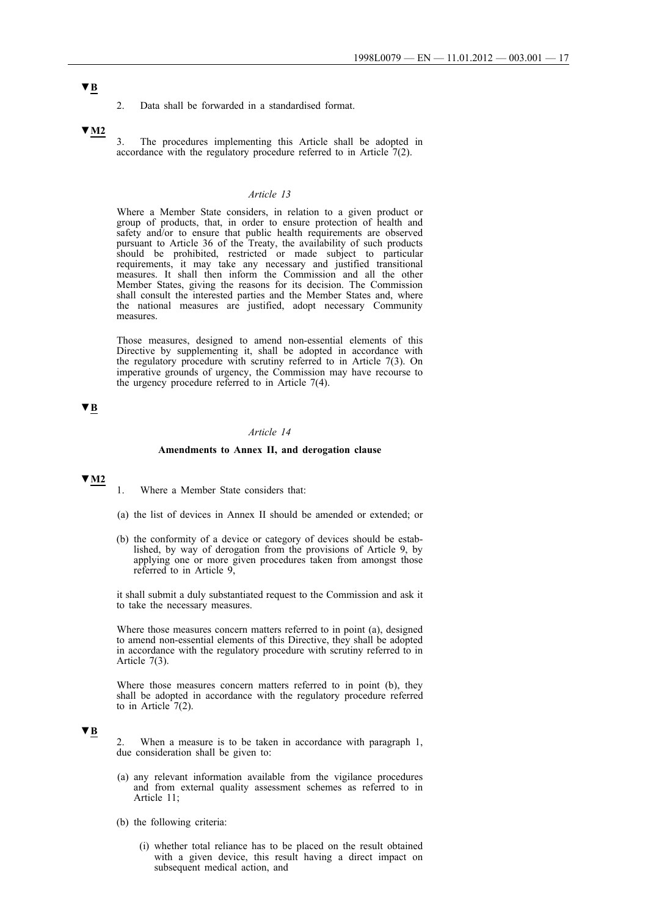▼B

2. Data shall be forwarded in a standardised format.

▼M2

3. The procedures implementing this Article shall be adopted in accordance with the regulatory procedure referred to in Article 7(2).

*Article 13*

Where a Member State considers, in relation to a given product or group of products, that, in order to ensure protection of health and safety and/or to ensure that public health requirements are observed pursuant to Article 36 of the Treaty, the availability of such products should be prohibited, restricted or made subject to particular requirements, it may take any necessary and justified transitional measures. It shall then inform the Commission and all the other Member States, giving the reasons for its decision. The Commission shall consult the interested parties and the Member States and, where the national measures are justified, adopt necessary Community measures.

Those measures, designed to amend non-essential elements of this Directive by supplementing it, shall be adopted in accordance with the regulatory procedure with scrutiny referred to in Article 7(3). On imperative grounds of urgency, the Commission may have recourse to the urgency procedure referred to in Article 7(4).

▼B

*Article 14*

**Amendments to Annex II, and derogation clause**

▼M2

1. Where a Member State considers that:

(a) the list of devices in Annex II should be amended or extended; or

(b) the conformity of a device or category of devices should be established, by way of derogation from the provisions of Article 9, by applying one or more given procedures taken from amongst those referred to in Article 9,

it shall submit a duly substantiated request to the Commission and ask it to take the necessary measures.

Where those measures concern matters referred to in point (a), designed to amend non-essential elements of this Directive, they shall be adopted in accordance with the regulatory procedure with scrutiny referred to in Article 7(3).

Where those measures concern matters referred to in point (b), they shall be adopted in accordance with the regulatory procedure referred to in Article 7(2).

▼B

2. When a measure is to be taken in accordance with paragraph 1, due consideration shall be given to:

(a) any relevant information available from the vigilance procedures and from external quality assessment schemes as referred to in Article 11;

(b) the following criteria:

 (i) whether total reliance has to be placed on the result obtained with a given device, this result having a direct impact on subsequent medical action, and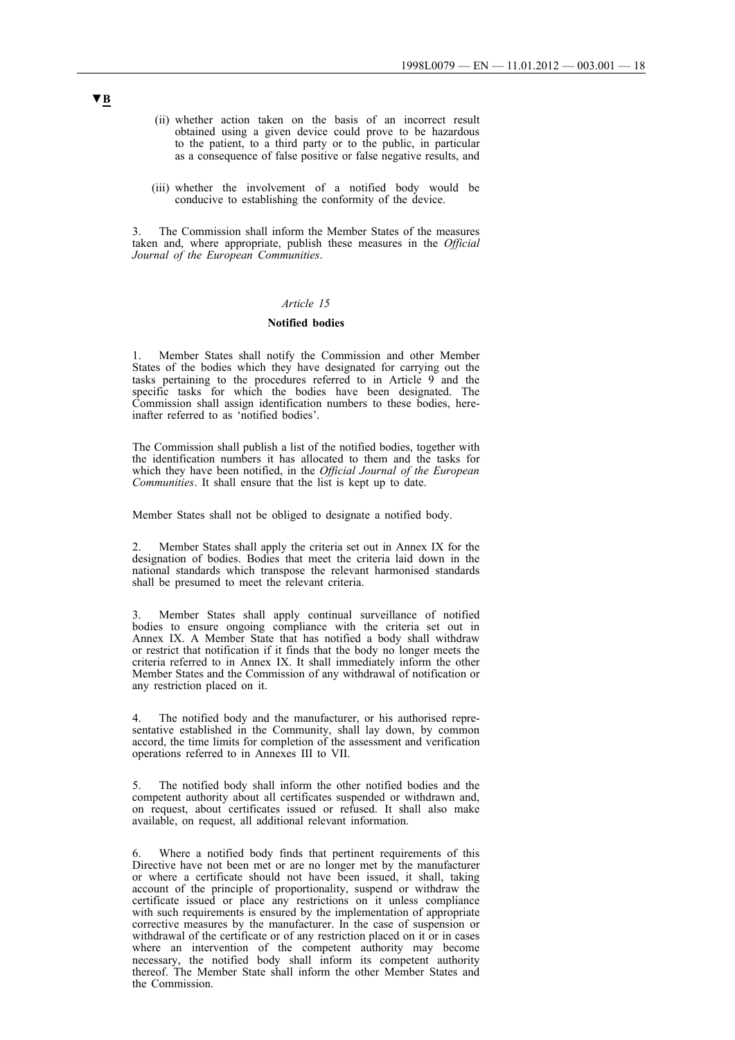▼B

(ii) whether action taken on the basis of an incorrect result obtained using a given device could prove to be hazardous to the patient, to a third party or to the public, in particular as a consequence of false positive or false negative results, and

(iii) whether the involvement of a notified body would be conducive to establishing the conformity of the device.

3. The Commission shall inform the Member States of the measures taken and, where appropriate, publish these measures in the *Official Journal of the European Communities*.

*Article 15*

**Notified bodies**

1. Member States shall notify the Commission and other Member States of the bodies which they have designated for carrying out the tasks pertaining to the procedures referred to in Article 9 and the specific tasks for which the bodies have been designated. The Commission shall assign identification numbers to these bodies, hereinafter referred to as 'notified bodies'.

The Commission shall publish a list of the notified bodies, together with the identification numbers it has allocated to them and the tasks for which they have been notified, in the *Official Journal of the European Communities*. It shall ensure that the list is kept up to date.

Member States shall not be obliged to designate a notified body.

2. Member States shall apply the criteria set out in Annex IX for the designation of bodies. Bodies that meet the criteria laid down in the national standards which transpose the relevant harmonised standards shall be presumed to meet the relevant criteria.

3. Member States shall apply continual surveillance of notified bodies to ensure ongoing compliance with the criteria set out in Annex IX. A Member State that has notified a body shall withdraw or restrict that notification if it finds that the body no longer meets the criteria referred to in Annex IX. It shall immediately inform the other Member States and the Commission of any withdrawal of notification or any restriction placed on it.

4. The notified body and the manufacturer, or his authorised representative established in the Community, shall lay down, by common accord, the time limits for completion of the assessment and verification operations referred to in Annexes III to VII.

5. The notified body shall inform the other notified bodies and the competent authority about all certificates suspended or withdrawn and, on request, about certificates issued or refused. It shall also make available, on request, all additional relevant information.

6. Where a notified body finds that pertinent requirements of this Directive have not been met or are no longer met by the manufacturer or where a certificate should not have been issued, it shall, taking account of the principle of proportionality, suspend or withdraw the certificate issued or place any restrictions on it unless compliance with such requirements is ensured by the implementation of appropriate corrective measures by the manufacturer. In the case of suspension or withdrawal of the certificate or of any restriction placed on it or in cases where an intervention of the competent authority may become necessary, the notified body shall inform its competent authority thereof. The Member State shall inform the other Member States and the Commission.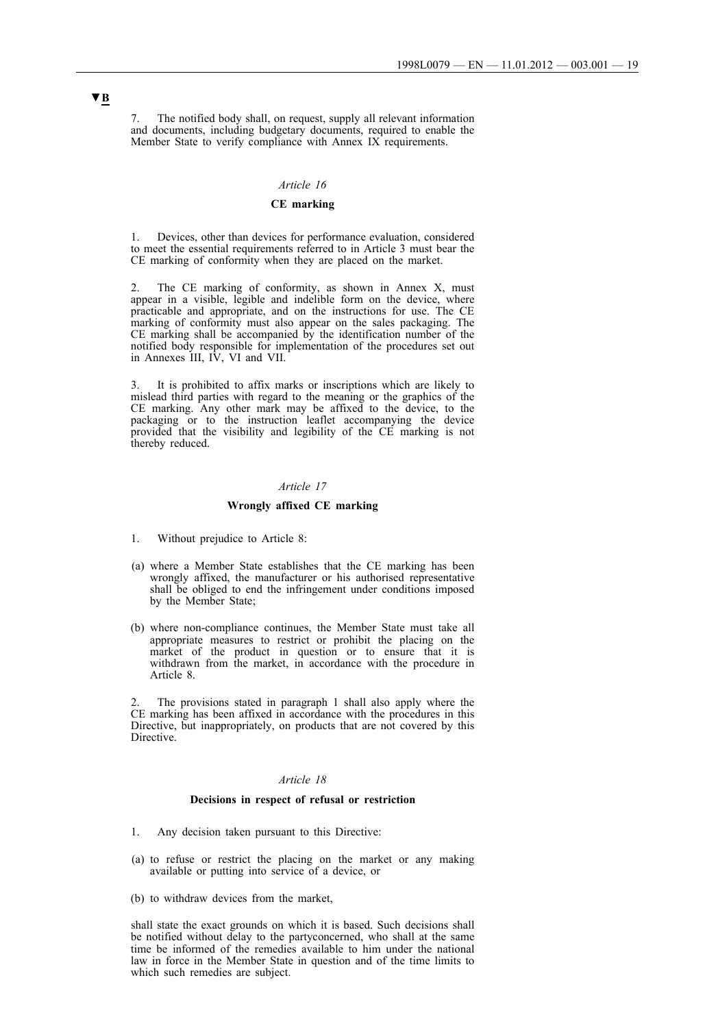**▼B**

7. The notified body shall, on request, supply all relevant information and documents, including budgetary documents, required to enable the Member State to verify compliance with Annex IX requirements.

*Article 16*

**CE marking**

1. Devices, other than devices for performance evaluation, considered to meet the essential requirements referred to in Article 3 must bear the CE marking of conformity when they are placed on the market.

2. The CE marking of conformity, as shown in Annex X, must appear in a visible, legible and indelible form on the device, where practicable and appropriate, and on the instructions for use. The CE marking of conformity must also appear on the sales packaging. The CE marking shall be accompanied by the identification number of the notified body responsible for implementation of the procedures set out in Annexes III, IV, VI and VII.

3. It is prohibited to affix marks or inscriptions which are likely to mislead third parties with regard to the meaning or the graphics of the CE marking. Any other mark may be affixed to the device, to the packaging or to the instruction leaflet accompanying the device provided that the visibility and legibility of the CE marking is not thereby reduced.

*Article 17*

**Wrongly affixed CE marking**

1. Without prejudice to Article 8:

(a) where a Member State establishes that the CE marking has been wrongly affixed, the manufacturer or his authorised representative shall be obliged to end the infringement under conditions imposed by the Member State;

(b) where non-compliance continues, the Member State must take all appropriate measures to restrict or prohibit the placing on the market of the product in question or to ensure that it is withdrawn from the market, in accordance with the procedure in Article 8.

2. The provisions stated in paragraph 1 shall also apply where the CE marking has been affixed in accordance with the procedures in this Directive, but inappropriately, on products that are not covered by this Directive.

*Article 18*

**Decisions in respect of refusal or restriction**

1. Any decision taken pursuant to this Directive:

(a) to refuse or restrict the placing on the market or any making available or putting into service of a device, or

(b) to withdraw devices from the market,

shall state the exact grounds on which it is based. Such decisions shall be notified without delay to the partyconcerned, who shall at the same time be informed of the remedies available to him under the national law in force in the Member State in question and of the time limits to which such remedies are subject.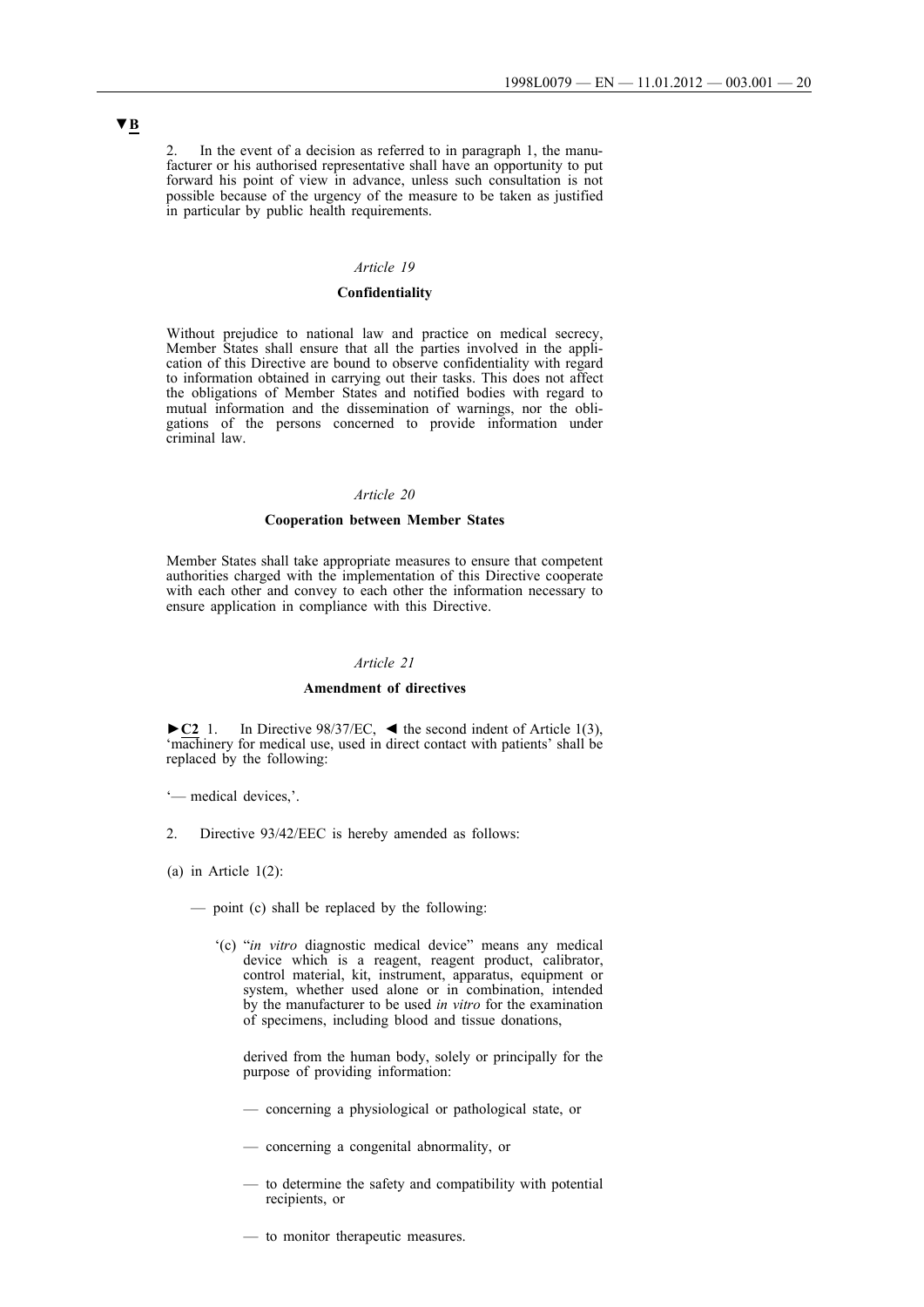▼B

2. In the event of a decision as referred to in paragraph 1, the manufacturer or his authorised representative shall have an opportunity to put forward his point of view in advance, unless such consultation is not possible because of the urgency of the measure to be taken as justified in particular by public health requirements.

*Article 19*

**Confidentiality**

Without prejudice to national law and practice on medical secrecy, Member States shall ensure that all the parties involved in the application of this Directive are bound to observe confidentiality with regard to information obtained in carrying out their tasks. This does not affect the obligations of Member States and notified bodies with regard to mutual information and the dissemination of warnings, nor the obligations of the persons concerned to provide information under criminal law.

*Article 20*

**Cooperation between Member States**

Member States shall take appropriate measures to ensure that competent authorities charged with the implementation of this Directive cooperate with each other and convey to each other the information necessary to ensure application in compliance with this Directive.

*Article 21*

**Amendment of directives**

►C2 1. In Directive 98/37/EC, ◄ the second indent of Article 1(3), 'machinery for medical use, used in direct contact with patients' shall be replaced by the following:

'— medical devices,'.

2. Directive 93/42/EEC is hereby amended as follows:

(a) in Article 1(2):

— point (c) shall be replaced by the following:

'(c) "*in vitro* diagnostic medical device" means any medical device which is a reagent, reagent product, calibrator, control material, kit, instrument, apparatus, equipment or system, whether used alone or in combination, intended by the manufacturer to be used *in vitro* for the examination of specimens, including blood and tissue donations,

derived from the human body, solely or principally for the purpose of providing information:

— concerning a physiological or pathological state, or

— concerning a congenital abnormality, or

— to determine the safety and compatibility with potential recipients, or

— to monitor therapeutic measures.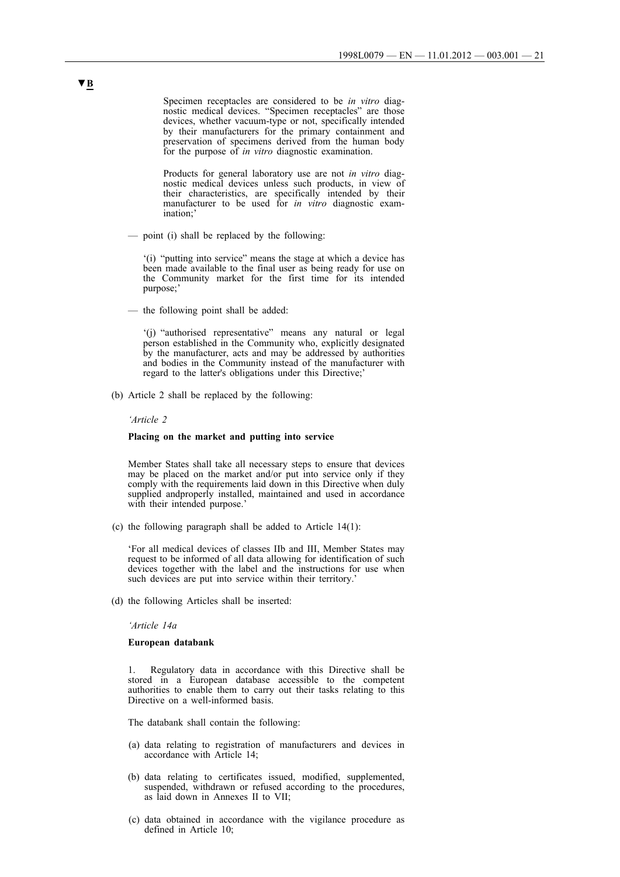▼B

Specimen receptacles are considered to be *in vitro* diagnostic medical devices. “Specimen receptacles” are those devices, whether vacuum-type or not, specifically intended by their manufacturers for the primary containment and preservation of specimens derived from the human body for the purpose of *in vitro* diagnostic examination.

Products for general laboratory use are not *in vitro* diagnostic medical devices unless such products, in view of their characteristics, are specifically intended by their manufacturer to be used for *in vitro* diagnostic examination;’

— point (i) shall be replaced by the following:

‘(i) “putting into service” means the stage at which a device has been made available to the final user as being ready for use on the Community market for the first time for its intended purpose;’

— the following point shall be added:

‘(j) “authorised representative” means any natural or legal person established in the Community who, explicitly designated by the manufacturer, acts and may be addressed by authorities and bodies in the Community instead of the manufacturer with regard to the latter's obligations under this Directive;’

(b) Article 2 shall be replaced by the following:

*‘Article 2*

**Placing on the market and putting into service**

Member States shall take all necessary steps to ensure that devices may be placed on the market and/or put into service only if they comply with the requirements laid down in this Directive when duly supplied andproperly installed, maintained and used in accordance with their intended purpose.’

(c) the following paragraph shall be added to Article 14(1):

‘For all medical devices of classes IIb and III, Member States may request to be informed of all data allowing for identification of such devices together with the label and the instructions for use when such devices are put into service within their territory.’

(d) the following Articles shall be inserted:

*‘Article 14a*

**European databank**

1. Regulatory data in accordance with this Directive shall be stored in a European database accessible to the competent authorities to enable them to carry out their tasks relating to this Directive on a well-informed basis.

The databank shall contain the following:

(a) data relating to registration of manufacturers and devices in accordance with Article 14;

(b) data relating to certificates issued, modified, supplemented, suspended, withdrawn or refused according to the procedures, as laid down in Annexes II to VII;

(c) data obtained in accordance with the vigilance procedure as defined in Article 10;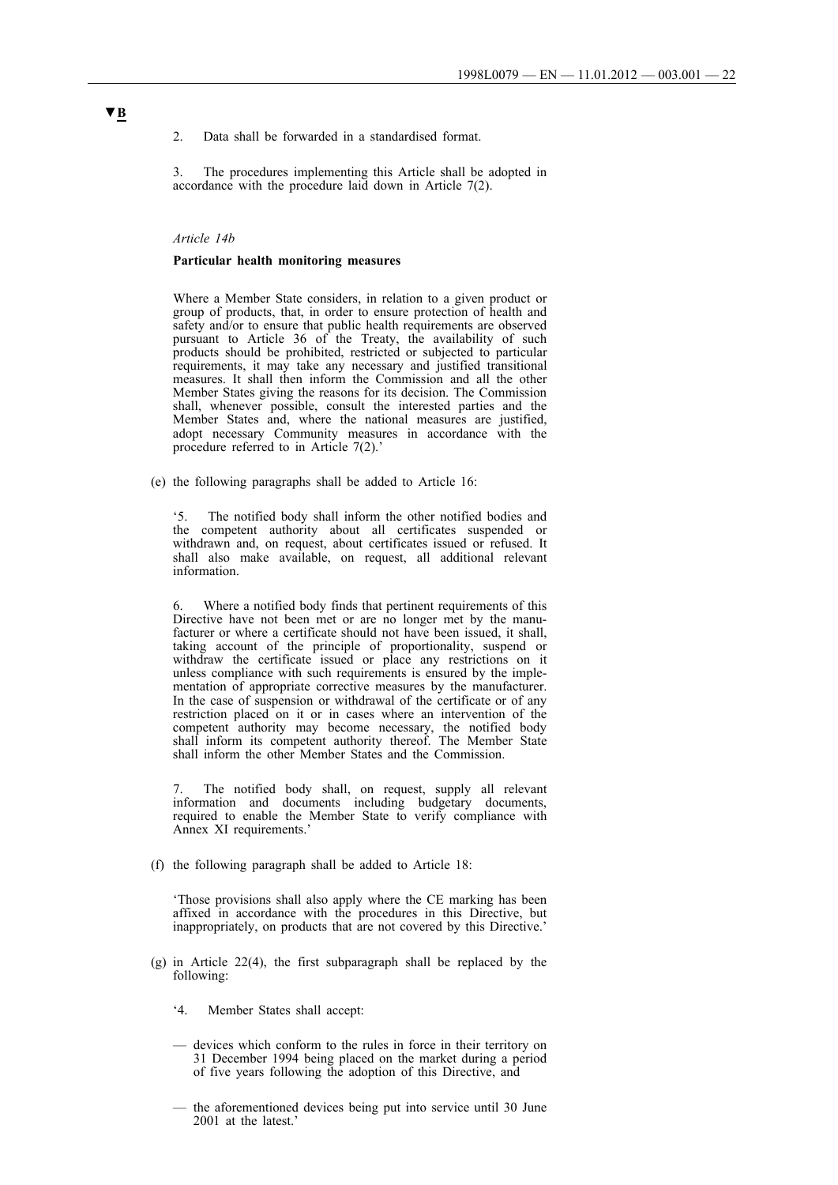▼B

2. Data shall be forwarded in a standardised format.

3. The procedures implementing this Article shall be adopted in accordance with the procedure laid down in Article 7(2).

*Article 14b*

**Particular health monitoring measures**

Where a Member State considers, in relation to a given product or group of products, that, in order to ensure protection of health and safety and/or to ensure that public health requirements are observed pursuant to Article 36 of the Treaty, the availability of such products should be prohibited, restricted or subjected to particular requirements, it may take any necessary and justified transitional measures. It shall then inform the Commission and all the other Member States giving the reasons for its decision. The Commission shall, whenever possible, consult the interested parties and the Member States and, where the national measures are justified, adopt necessary Community measures in accordance with the procedure referred to in Article 7(2).'

(e) the following paragraphs shall be added to Article 16:

'5. The notified body shall inform the other notified bodies and the competent authority about all certificates suspended or withdrawn and, on request, about certificates issued or refused. It shall also make available, on request, all additional relevant information.

6. Where a notified body finds that pertinent requirements of this Directive have not been met or are no longer met by the manufacturer or where a certificate should not have been issued, it shall, taking account of the principle of proportionality, suspend or withdraw the certificate issued or place any restrictions on it unless compliance with such requirements is ensured by the implementation of appropriate corrective measures by the manufacturer. In the case of suspension or withdrawal of the certificate or of any restriction placed on it or in cases where an intervention of the competent authority may become necessary, the notified body shall inform its competent authority thereof. The Member State shall inform the other Member States and the Commission.

7. The notified body shall, on request, supply all relevant information and documents including budgetary documents, required to enable the Member State to verify compliance with Annex XI requirements.'

(f) the following paragraph shall be added to Article 18:

'Those provisions shall also apply where the CE marking has been affixed in accordance with the procedures in this Directive, but inappropriately, on products that are not covered by this Directive.'

(g) in Article 22(4), the first subparagraph shall be replaced by the following:

'4. Member States shall accept:

— devices which conform to the rules in force in their territory on 31 December 1994 being placed on the market during a period of five years following the adoption of this Directive, and

— the aforementioned devices being put into service until 30 June 2001 at the latest.'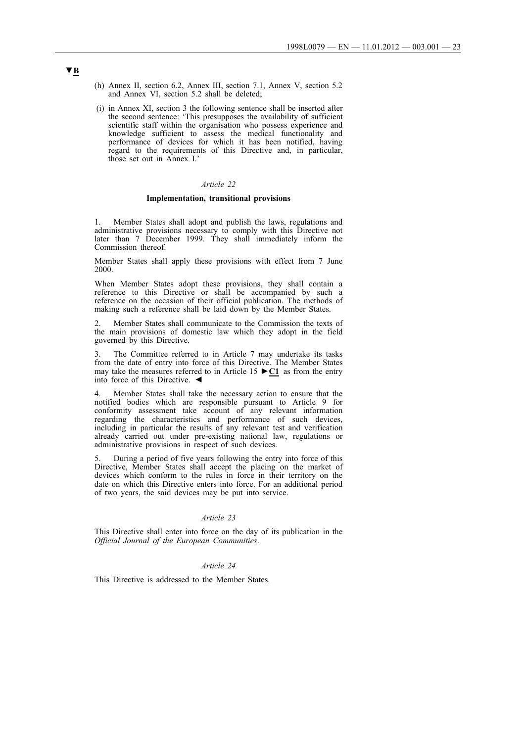▼B

(h) Annex II, section 6.2, Annex III, section 7.1, Annex V, section 5.2 and Annex VI, section 5.2 shall be deleted;

(i) in Annex XI, section 3 the following sentence shall be inserted after the second sentence: 'This presupposes the availability of sufficient scientific staff within the organisation who possess experience and knowledge sufficient to assess the medical functionality and performance of devices for which it has been notified, having regard to the requirements of this Directive and, in particular, those set out in Annex I.'

*Article 22*

**Implementation, transitional provisions**

1. Member States shall adopt and publish the laws, regulations and administrative provisions necessary to comply with this Directive not later than 7 December 1999. They shall immediately inform the Commission thereof.

Member States shall apply these provisions with effect from 7 June 2000.

When Member States adopt these provisions, they shall contain a reference to this Directive or shall be accompanied by such a reference on the occasion of their official publication. The methods of making such a reference shall be laid down by the Member States.

2. Member States shall communicate to the Commission the texts of the main provisions of domestic law which they adopt in the field governed by this Directive.

3. The Committee referred to in Article 7 may undertake its tasks from the date of entry into force of this Directive. The Member States may take the measures referred to in Article 15 ►C1 as from the entry into force of this Directive. ◄

4. Member States shall take the necessary action to ensure that the notified bodies which are responsible pursuant to Article 9 for conformity assessment take account of any relevant information regarding the characteristics and performance of such devices, including in particular the results of any relevant test and verification already carried out under pre-existing national law, regulations or administrative provisions in respect of such devices.

5. During a period of five years following the entry into force of this Directive, Member States shall accept the placing on the market of devices which conform to the rules in force in their territory on the date on which this Directive enters into force. For an additional period of two years, the said devices may be put into service.

*Article 23*

This Directive shall enter into force on the day of its publication in the *Official Journal of the European Communities*.

*Article 24*

This Directive is addressed to the Member States.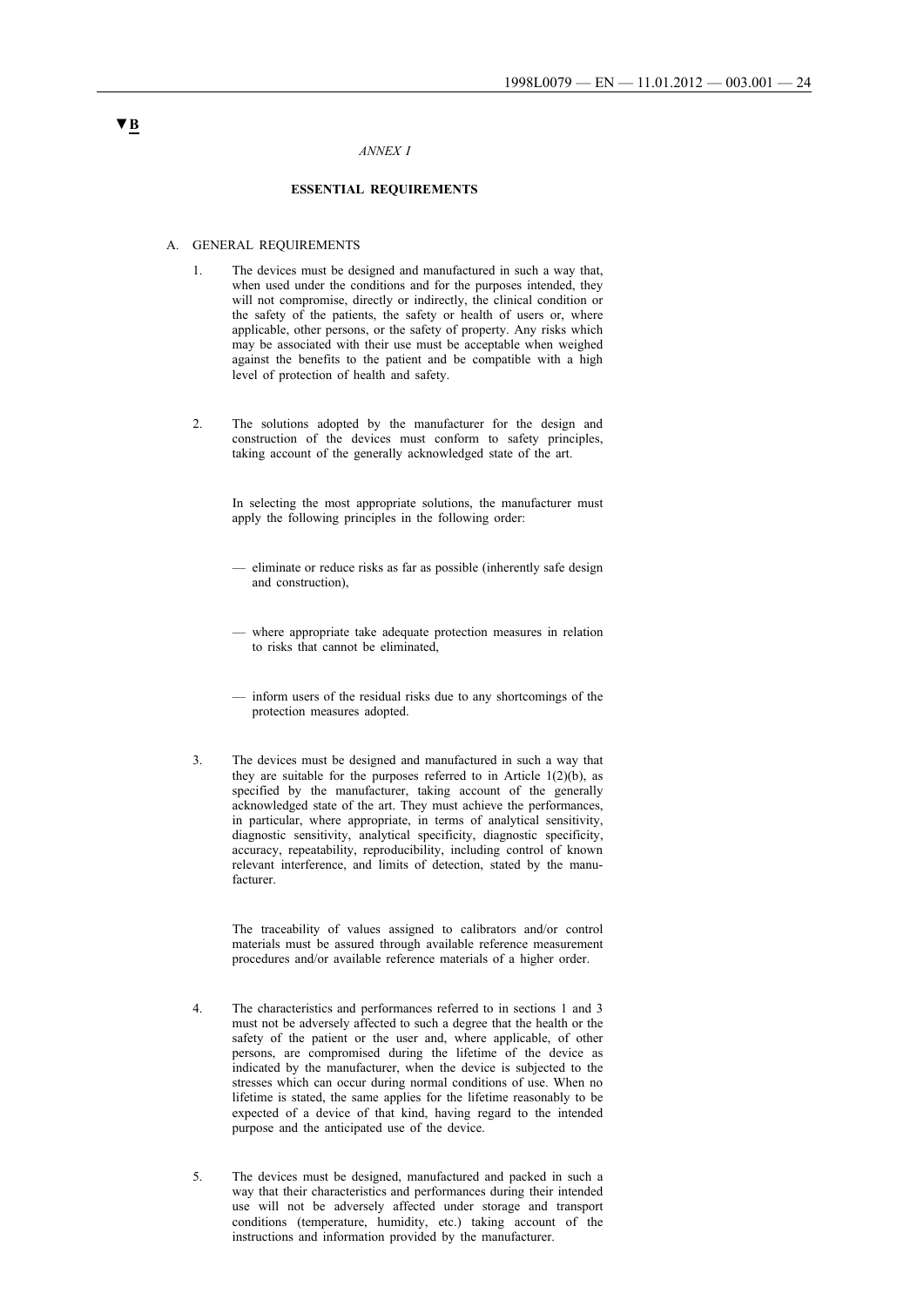▼B

*ANNEX I*

**ESSENTIAL REQUIREMENTS**

A. GENERAL REQUIREMENTS

1. The devices must be designed and manufactured in such a way that, when used under the conditions and for the purposes intended, they will not compromise, directly or indirectly, the clinical condition or the safety of the patients, the safety or health of users or, where applicable, other persons, or the safety of property. Any risks which may be associated with their use must be acceptable when weighed against the benefits to the patient and be compatible with a high level of protection of health and safety.

2. The solutions adopted by the manufacturer for the design and construction of the devices must conform to safety principles, taking account of the generally acknowledged state of the art.

   In selecting the most appropriate solutions, the manufacturer must apply the following principles in the following order:

   — eliminate or reduce risks as far as possible (inherently safe design and construction),

   — where appropriate take adequate protection measures in relation to risks that cannot be eliminated,

   — inform users of the residual risks due to any shortcomings of the protection measures adopted.

3. The devices must be designed and manufactured in such a way that they are suitable for the purposes referred to in Article 1(2)(b), as specified by the manufacturer, taking account of the generally acknowledged state of the art. They must achieve the performances, in particular, where appropriate, in terms of analytical sensitivity, diagnostic sensitivity, analytical specificity, diagnostic specificity, accuracy, repeatability, reproducibility, including control of known relevant interference, and limits of detection, stated by the manufacturer.

   The traceability of values assigned to calibrators and/or control materials must be assured through available reference measurement procedures and/or available reference materials of a higher order.

4. The characteristics and performances referred to in sections 1 and 3 must not be adversely affected to such a degree that the health or the safety of the patient or the user and, where applicable, of other persons, are compromised during the lifetime of the device as indicated by the manufacturer, when the device is subjected to the stresses which can occur during normal conditions of use. When no lifetime is stated, the same applies for the lifetime reasonably to be expected of a device of that kind, having regard to the intended purpose and the anticipated use of the device.

5. The devices must be designed, manufactured and packed in such a way that their characteristics and performances during their intended use will not be adversely affected under storage and transport conditions (temperature, humidity, etc.) taking account of the instructions and information provided by the manufacturer.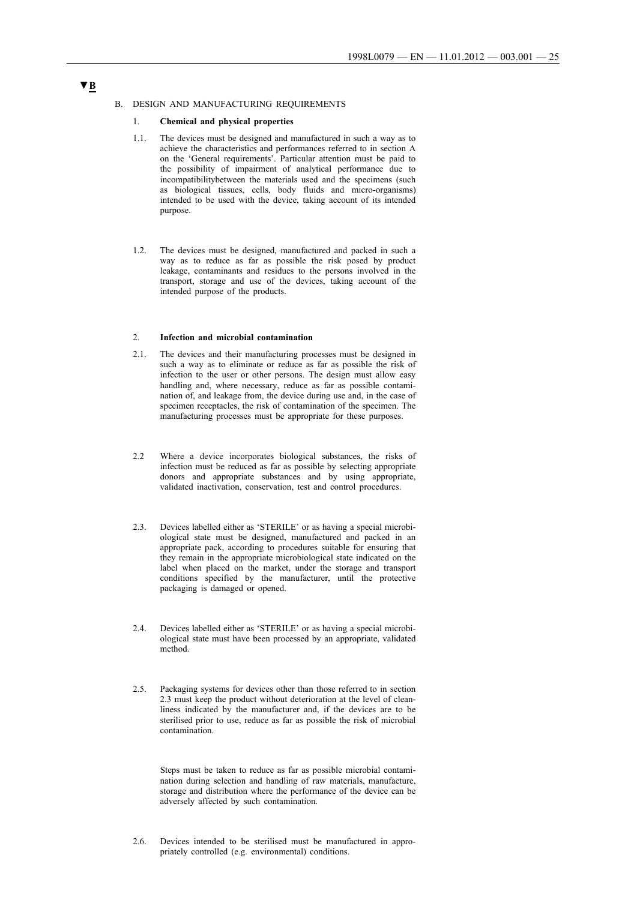▼B

B. DESIGN AND MANUFACTURING REQUIREMENTS

1. **Chemical and physical properties**

1.1. The devices must be designed and manufactured in such a way as to achieve the characteristics and performances referred to in section A on the 'General requirements'. Particular attention must be paid to the possibility of impairment of analytical performance due to incompatibilitybetween the materials used and the specimens (such as biological tissues, cells, body fluids and micro-organisms) intended to be used with the device, taking account of its intended purpose.

1.2. The devices must be designed, manufactured and packed in such a way as to reduce as far as possible the risk posed by product leakage, contaminants and residues to the persons involved in the transport, storage and use of the devices, taking account of the intended purpose of the products.

2. **Infection and microbial contamination**

2.1. The devices and their manufacturing processes must be designed in such a way as to eliminate or reduce as far as possible the risk of infection to the user or other persons. The design must allow easy handling and, where necessary, reduce as far as possible contamination of, and leakage from, the device during use and, in the case of specimen receptacles, the risk of contamination of the specimen. The manufacturing processes must be appropriate for these purposes.

2.2 Where a device incorporates biological substances, the risks of infection must be reduced as far as possible by selecting appropriate donors and appropriate substances and by using appropriate, validated inactivation, conservation, test and control procedures.

2.3. Devices labelled either as 'STERILE' or as having a special microbiological state must be designed, manufactured and packed in an appropriate pack, according to procedures suitable for ensuring that they remain in the appropriate microbiological state indicated on the label when placed on the market, under the storage and transport conditions specified by the manufacturer, until the protective packaging is damaged or opened.

2.4. Devices labelled either as 'STERILE' or as having a special microbiological state must have been processed by an appropriate, validated method.

2.5. Packaging systems for devices other than those referred to in section 2.3 must keep the product without deterioration at the level of cleanliness indicated by the manufacturer and, if the devices are to be sterilised prior to use, reduce as far as possible the risk of microbial contamination.

Steps must be taken to reduce as far as possible microbial contamination during selection and handling of raw materials, manufacture, storage and distribution where the performance of the device can be adversely affected by such contamination.

2.6. Devices intended to be sterilised must be manufactured in appropriately controlled (e.g. environmental) conditions.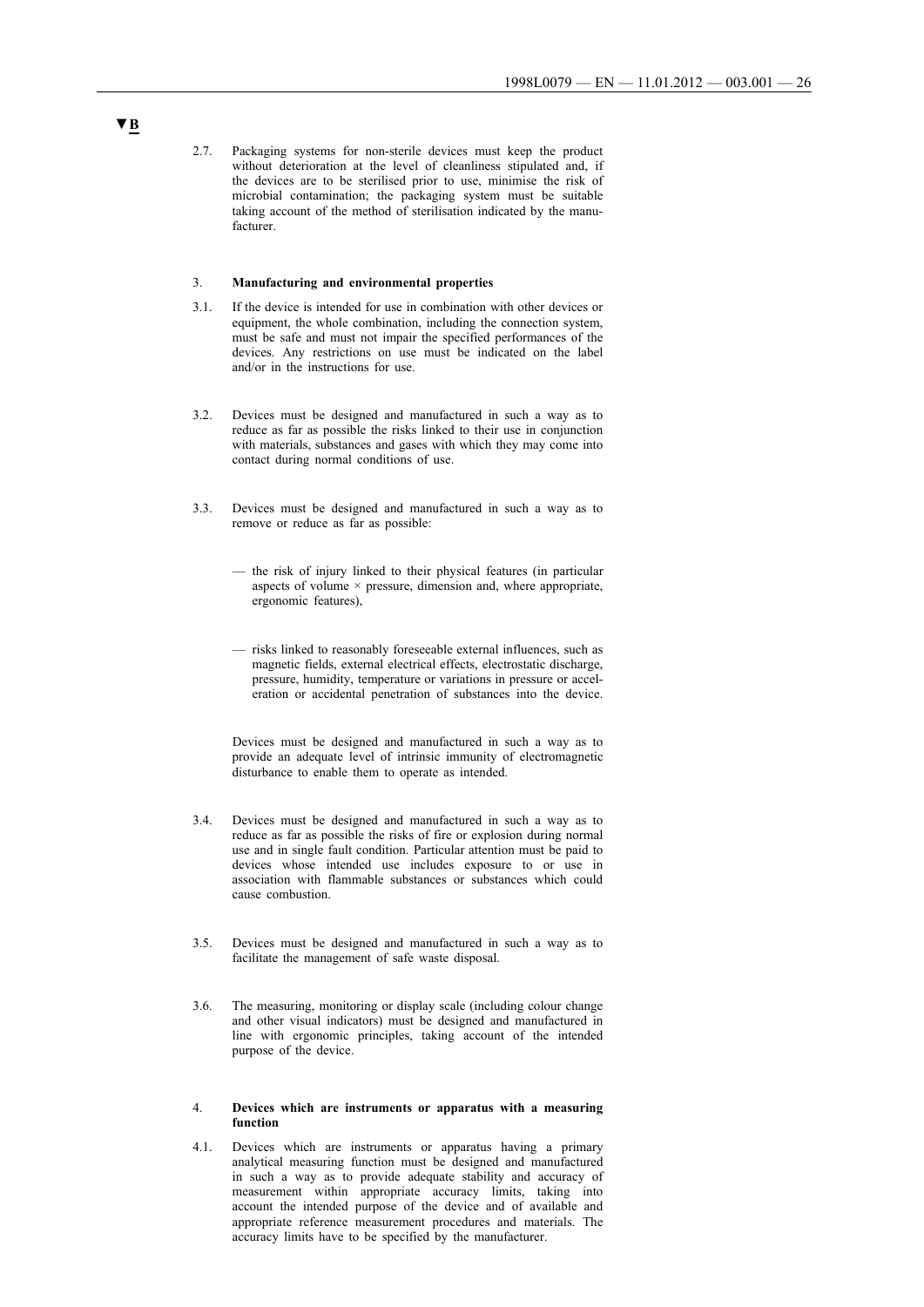▼B

2.7. Packaging systems for non-sterile devices must keep the product without deterioration at the level of cleanliness stipulated and, if the devices are to be sterilised prior to use, minimise the risk of microbial contamination; the packaging system must be suitable taking account of the method of sterilisation indicated by the manufacturer.

3. **Manufacturing and environmental properties**

3.1. If the device is intended for use in combination with other devices or equipment, the whole combination, including the connection system, must be safe and must not impair the specified performances of the devices. Any restrictions on use must be indicated on the label and/or in the instructions for use.

3.2. Devices must be designed and manufactured in such a way as to reduce as far as possible the risks linked to their use in conjunction with materials, substances and gases with which they may come into contact during normal conditions of use.

3.3. Devices must be designed and manufactured in such a way as to remove or reduce as far as possible:

— the risk of injury linked to their physical features (in particular aspects of volume × pressure, dimension and, where appropriate, ergonomic features),

— risks linked to reasonably foreseeable external influences, such as magnetic fields, external electrical effects, electrostatic discharge, pressure, humidity, temperature or variations in pressure or acceleration or accidental penetration of substances into the device.

Devices must be designed and manufactured in such a way as to provide an adequate level of intrinsic immunity of electromagnetic disturbance to enable them to operate as intended.

3.4. Devices must be designed and manufactured in such a way as to reduce as far as possible the risks of fire or explosion during normal use and in single fault condition. Particular attention must be paid to devices whose intended use includes exposure to or use in association with flammable substances or substances which could cause combustion.

3.5. Devices must be designed and manufactured in such a way as to facilitate the management of safe waste disposal.

3.6. The measuring, monitoring or display scale (including colour change and other visual indicators) must be designed and manufactured in line with ergonomic principles, taking account of the intended purpose of the device.

4. **Devices which are instruments or apparatus with a measuring function**

4.1. Devices which are instruments or apparatus having a primary analytical measuring function must be designed and manufactured in such a way as to provide adequate stability and accuracy of measurement within appropriate accuracy limits, taking into account the intended purpose of the device and of available and appropriate reference measurement procedures and materials. The accuracy limits have to be specified by the manufacturer.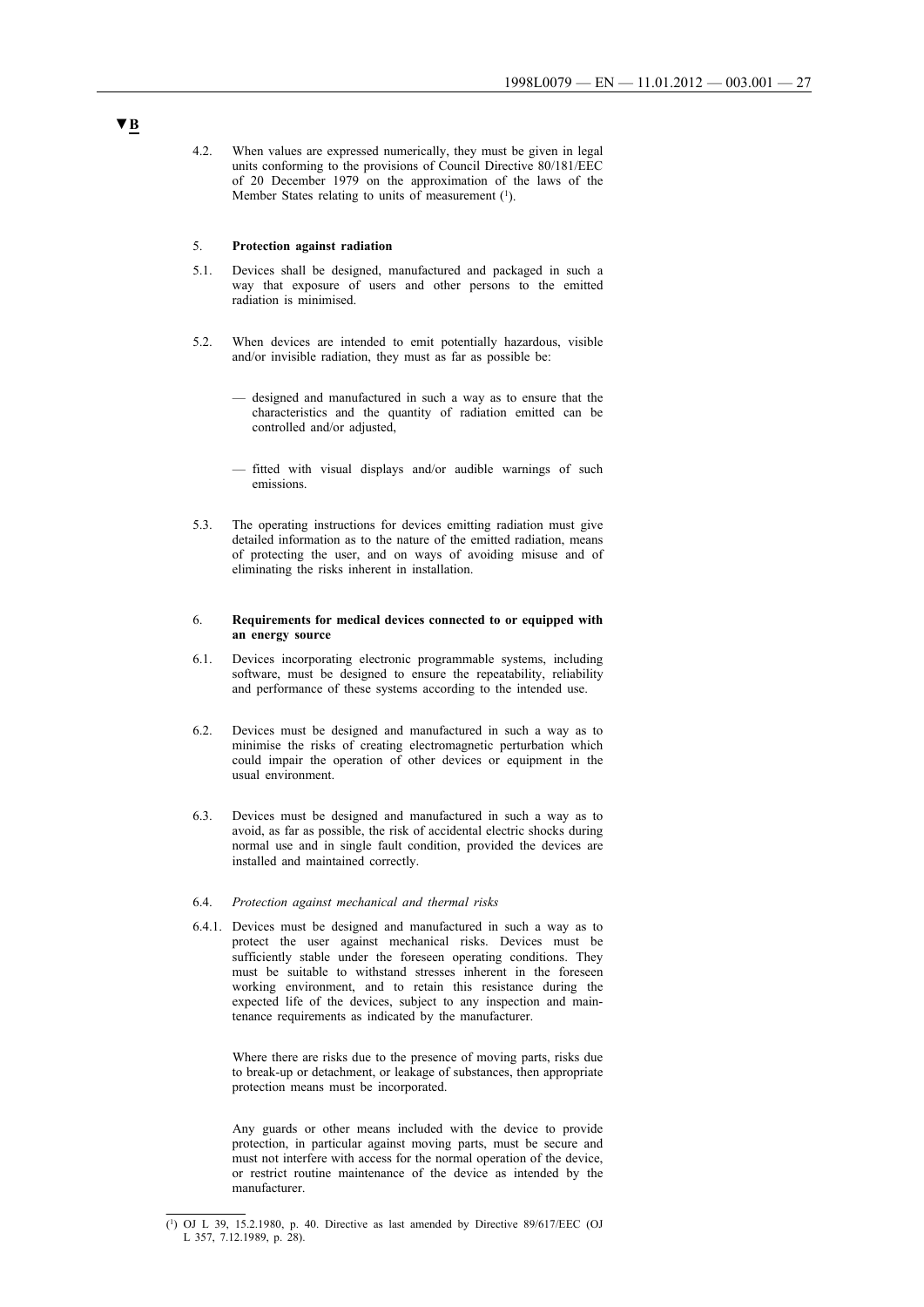▼B

4.2. When values are expressed numerically, they must be given in legal units conforming to the provisions of Council Directive 80/181/EEC of 20 December 1979 on the approximation of the laws of the Member States relating to units of measurement [1].

5. **Protection against radiation**

5.1. Devices shall be designed, manufactured and packaged in such a way that exposure of users and other persons to the emitted radiation is minimised.

5.2. When devices are intended to emit potentially hazardous, visible and/or invisible radiation, they must as far as possible be:

— designed and manufactured in such a way as to ensure that the characteristics and the quantity of radiation emitted can be controlled and/or adjusted,

— fitted with visual displays and/or audible warnings of such emissions.

5.3. The operating instructions for devices emitting radiation must give detailed information as to the nature of the emitted radiation, means of protecting the user, and on ways of avoiding misuse and of eliminating the risks inherent in installation.

6. **Requirements for medical devices connected to or equipped with an energy source**

6.1. Devices incorporating electronic programmable systems, including software, must be designed to ensure the repeatability, reliability and performance of these systems according to the intended use.

6.2. Devices must be designed and manufactured in such a way as to minimise the risks of creating electromagnetic perturbation which could impair the operation of other devices or equipment in the usual environment.

6.3. Devices must be designed and manufactured in such a way as to avoid, as far as possible, the risk of accidental electric shocks during normal use and in single fault condition, provided the devices are installed and maintained correctly.

6.4. *Protection against mechanical and thermal risks*

6.4.1. Devices must be designed and manufactured in such a way as to protect the user against mechanical risks. Devices must be sufficiently stable under the foreseen operating conditions. They must be suitable to withstand stresses inherent in the foreseen working environment, and to retain this resistance during the expected life of the devices, subject to any inspection and maintenance requirements as indicated by the manufacturer.

Where there are risks due to the presence of moving parts, risks due to break-up or detachment, or leakage of substances, then appropriate protection means must be incorporated.

Any guards or other means included with the device to provide protection, in particular against moving parts, must be secure and must not interfere with access for the normal operation of the device, or restrict routine maintenance of the device as intended by the manufacturer.

---

[1] OJ L 39, 15.2.1980, p. 40. Directive as last amended by Directive 89/617/EEC (OJ L 357, 7.12.1989, p. 28).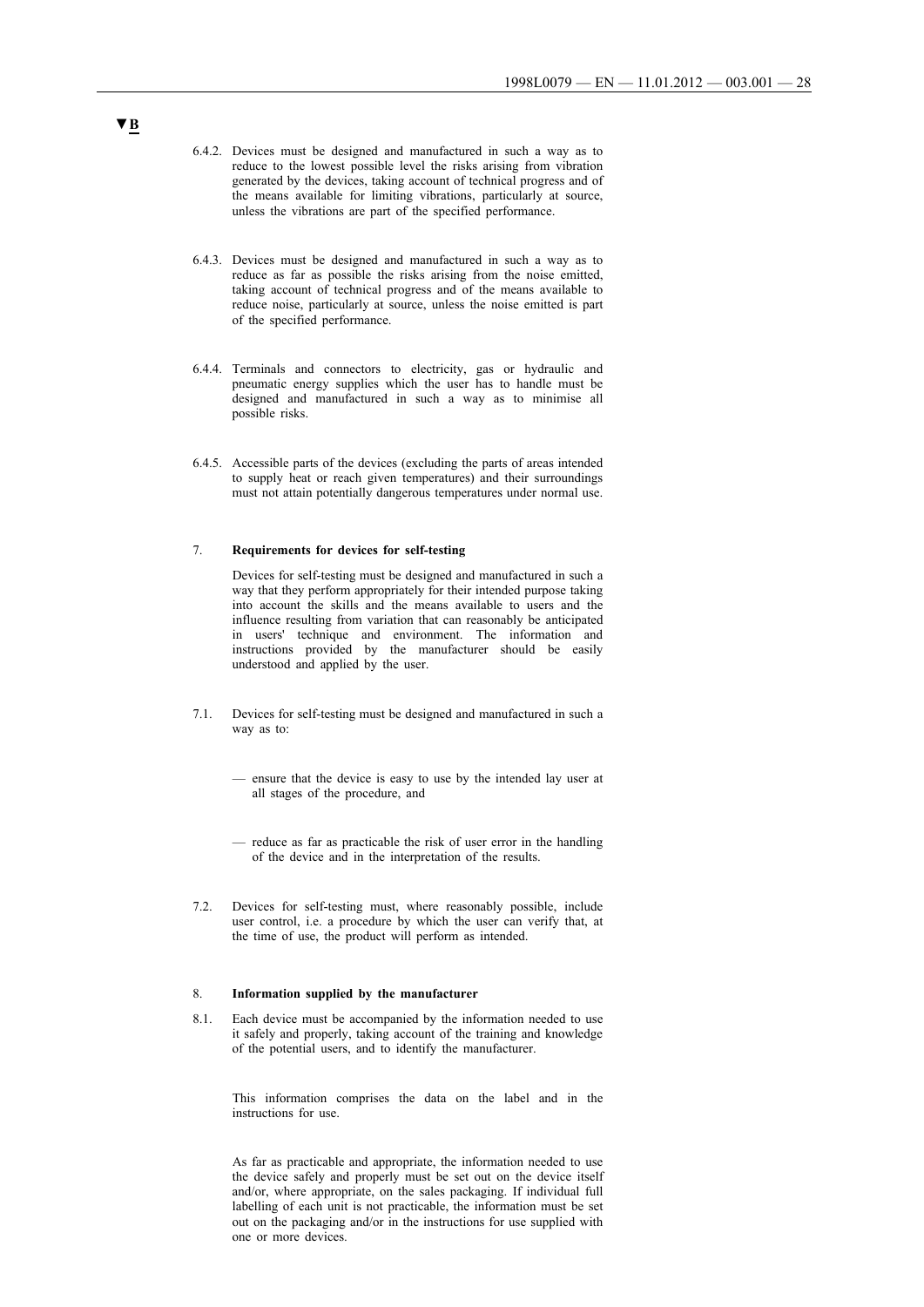▼B

6.4.2. Devices must be designed and manufactured in such a way as to reduce to the lowest possible level the risks arising from vibration generated by the devices, taking account of technical progress and of the means available for limiting vibrations, particularly at source, unless the vibrations are part of the specified performance.

6.4.3. Devices must be designed and manufactured in such a way as to reduce as far as possible the risks arising from the noise emitted, taking account of technical progress and of the means available to reduce noise, particularly at source, unless the noise emitted is part of the specified performance.

6.4.4. Terminals and connectors to electricity, gas or hydraulic and pneumatic energy supplies which the user has to handle must be designed and manufactured in such a way as to minimise all possible risks.

6.4.5. Accessible parts of the devices (excluding the parts of areas intended to supply heat or reach given temperatures) and their surroundings must not attain potentially dangerous temperatures under normal use.

7. **Requirements for devices for self-testing**

Devices for self-testing must be designed and manufactured in such a way that they perform appropriately for their intended purpose taking into account the skills and the means available to users and the influence resulting from variation that can reasonably be anticipated in users' technique and environment. The information and instructions provided by the manufacturer should be easily understood and applied by the user.

7.1. Devices for self-testing must be designed and manufactured in such a way as to:

— ensure that the device is easy to use by the intended lay user at all stages of the procedure, and

— reduce as far as practicable the risk of user error in the handling of the device and in the interpretation of the results.

7.2. Devices for self-testing must, where reasonably possible, include user control, i.e. a procedure by which the user can verify that, at the time of use, the product will perform as intended.

8. **Information supplied by the manufacturer**

8.1. Each device must be accompanied by the information needed to use it safely and properly, taking account of the training and knowledge of the potential users, and to identify the manufacturer.

This information comprises the data on the label and in the instructions for use.

As far as practicable and appropriate, the information needed to use the device safely and properly must be set out on the device itself and/or, where appropriate, on the sales packaging. If individual full labelling of each unit is not practicable, the information must be set out on the packaging and/or in the instructions for use supplied with one or more devices.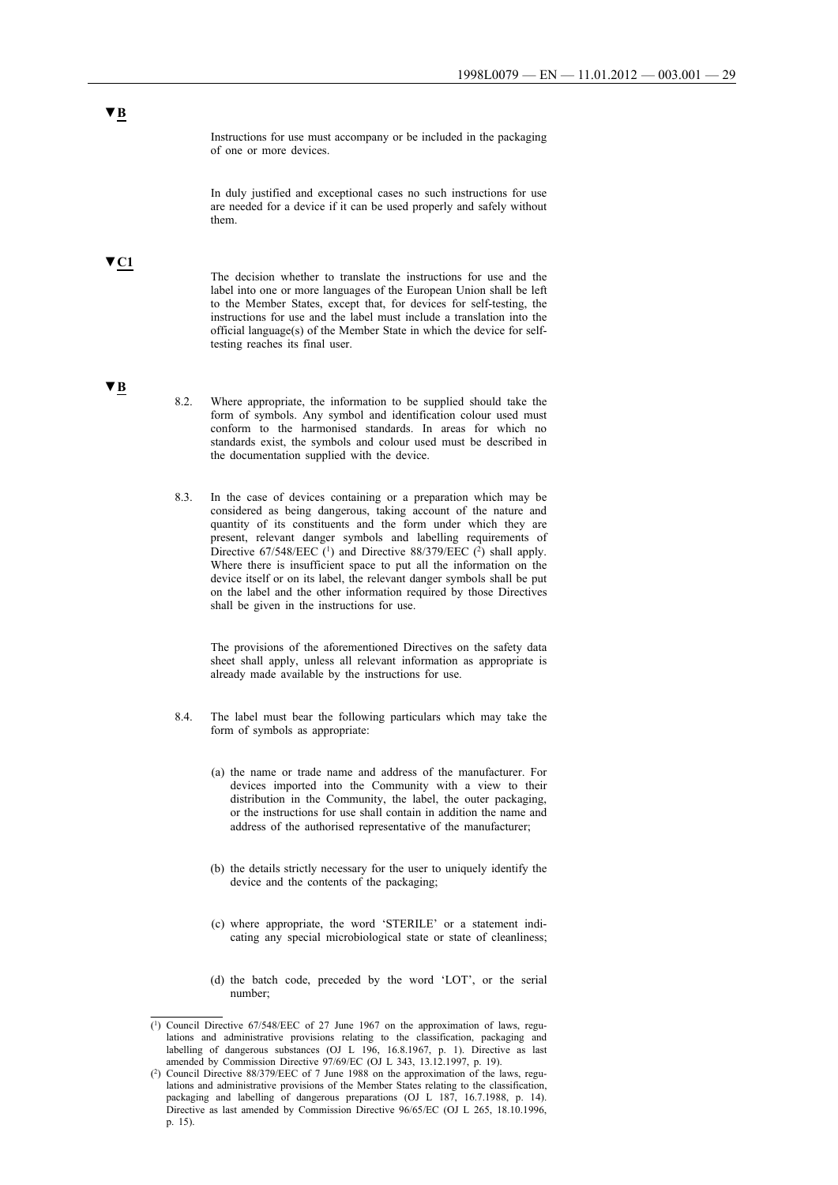▼B

Instructions for use must accompany or be included in the packaging of one or more devices.

In duly justified and exceptional cases no such instructions for use are needed for a device if it can be used properly and safely without them.

▼C1

The decision whether to translate the instructions for use and the label into one or more languages of the European Union shall be left to the Member States, except that, for devices for self-testing, the instructions for use and the label must include a translation into the official language(s) of the Member State in which the device for self-testing reaches its final user.

▼B

8.2. Where appropriate, the information to be supplied should take the form of symbols. Any symbol and identification colour used must conform to the harmonised standards. In areas for which no standards exist, the symbols and colour used must be described in the documentation supplied with the device.

8.3. In the case of devices containing or a preparation which may be considered as being dangerous, taking account of the nature and quantity of its constituents and the form under which they are present, relevant danger symbols and labelling requirements of Directive 67/548/EEC [1] and Directive 88/379/EEC [2] shall apply. Where there is insufficient space to put all the information on the device itself or on its label, the relevant danger symbols shall be put on the label and the other information required by those Directives shall be given in the instructions for use.

The provisions of the aforementioned Directives on the safety data sheet shall apply, unless all relevant information as appropriate is already made available by the instructions for use.

8.4. The label must bear the following particulars which may take the form of symbols as appropriate:

(a) the name or trade name and address of the manufacturer. For devices imported into the Community with a view to their distribution in the Community, the label, the outer packaging, or the instructions for use shall contain in addition the name and address of the authorised representative of the manufacturer;

(b) the details strictly necessary for the user to uniquely identify the device and the contents of the packaging;

(c) where appropriate, the word 'STERILE' or a statement indicating any special microbiological state or state of cleanliness;

(d) the batch code, preceded by the word 'LOT', or the serial number;

---

[1] Council Directive 67/548/EEC of 27 June 1967 on the approximation of laws, regulations and administrative provisions relating to the classification, packaging and labelling of dangerous substances (OJ L 196, 16.8.1967, p. 1). Directive as last amended by Commission Directive 97/69/EC (OJ L 343, 13.12.1997, p. 19).

[2] Council Directive 88/379/EEC of 7 June 1988 on the approximation of the laws, regulations and administrative provisions of the Member States relating to the classification, packaging and labelling of dangerous preparations (OJ L 187, 16.7.1988, p. 14). Directive as last amended by Commission Directive 96/65/EC (OJ L 265, 18.10.1996, p. 15).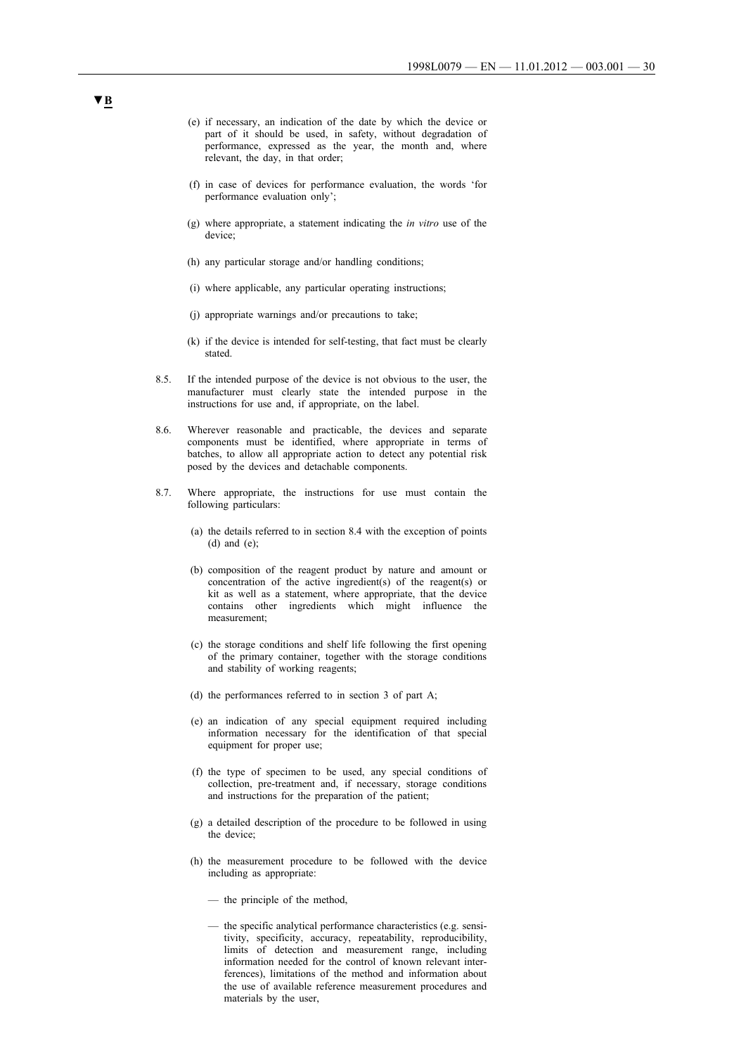▼B

(e) if necessary, an indication of the date by which the device or part of it should be used, in safety, without degradation of performance, expressed as the year, the month and, where relevant, the day, in that order;

(f) in case of devices for performance evaluation, the words 'for performance evaluation only';

(g) where appropriate, a statement indicating the *in vitro* use of the device;

(h) any particular storage and/or handling conditions;

(i) where applicable, any particular operating instructions;

(j) appropriate warnings and/or precautions to take;

(k) if the device is intended for self-testing, that fact must be clearly stated.

8.5. If the intended purpose of the device is not obvious to the user, the manufacturer must clearly state the intended purpose in the instructions for use and, if appropriate, on the label.

8.6. Wherever reasonable and practicable, the devices and separate components must be identified, where appropriate in terms of batches, to allow all appropriate action to detect any potential risk posed by the devices and detachable components.

8.7. Where appropriate, the instructions for use must contain the following particulars:

(a) the details referred to in section 8.4 with the exception of points (d) and (e);

(b) composition of the reagent product by nature and amount or concentration of the active ingredient(s) of the reagent(s) or kit as well as a statement, where appropriate, that the device contains other ingredients which might influence the measurement;

(c) the storage conditions and shelf life following the first opening of the primary container, together with the storage conditions and stability of working reagents;

(d) the performances referred to in section 3 of part A;

(e) an indication of any special equipment required including information necessary for the identification of that special equipment for proper use;

(f) the type of specimen to be used, any special conditions of collection, pre-treatment and, if necessary, storage conditions and instructions for the preparation of the patient;

(g) a detailed description of the procedure to be followed in using the device;

(h) the measurement procedure to be followed with the device including as appropriate:

— the principle of the method,

— the specific analytical performance characteristics (e.g. sensitivity, specificity, accuracy, repeatability, reproducibility, limits of detection and measurement range, including information needed for the control of known relevant interferences), limitations of the method and information about the use of available reference measurement procedures and materials by the user,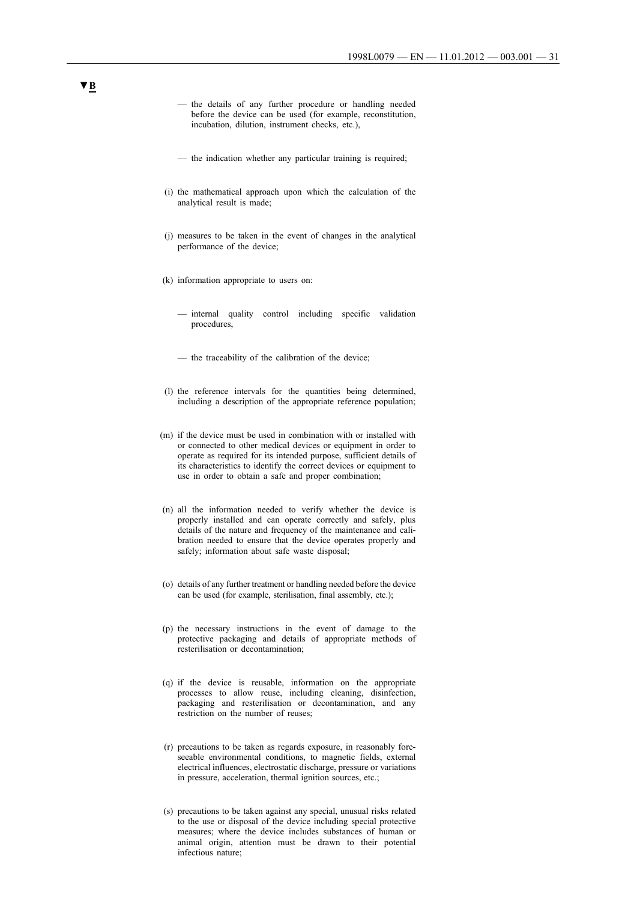▼B

— the details of any further procedure or handling needed before the device can be used (for example, reconstitution, incubation, dilution, instrument checks, etc.),

— the indication whether any particular training is required;

(i) the mathematical approach upon which the calculation of the analytical result is made;

(j) measures to be taken in the event of changes in the analytical performance of the device;

(k) information appropriate to users on:

— internal quality control including specific validation procedures,

— the traceability of the calibration of the device;

(l) the reference intervals for the quantities being determined, including a description of the appropriate reference population;

(m) if the device must be used in combination with or installed with or connected to other medical devices or equipment in order to operate as required for its intended purpose, sufficient details of its characteristics to identify the correct devices or equipment to use in order to obtain a safe and proper combination;

(n) all the information needed to verify whether the device is properly installed and can operate correctly and safely, plus details of the nature and frequency of the maintenance and calibration needed to ensure that the device operates properly and safely; information about safe waste disposal;

(o) details of any further treatment or handling needed before the device can be used (for example, sterilisation, final assembly, etc.);

(p) the necessary instructions in the event of damage to the protective packaging and details of appropriate methods of resterilisation or decontamination;

(q) if the device is reusable, information on the appropriate processes to allow reuse, including cleaning, disinfection, packaging and resterilisation or decontamination, and any restriction on the number of reuses;

(r) precautions to be taken as regards exposure, in reasonably foreseeable environmental conditions, to magnetic fields, external electrical influences, electrostatic discharge, pressure or variations in pressure, acceleration, thermal ignition sources, etc.;

(s) precautions to be taken against any special, unusual risks related to the use or disposal of the device including special protective measures; where the device includes substances of human or animal origin, attention must be drawn to their potential infectious nature;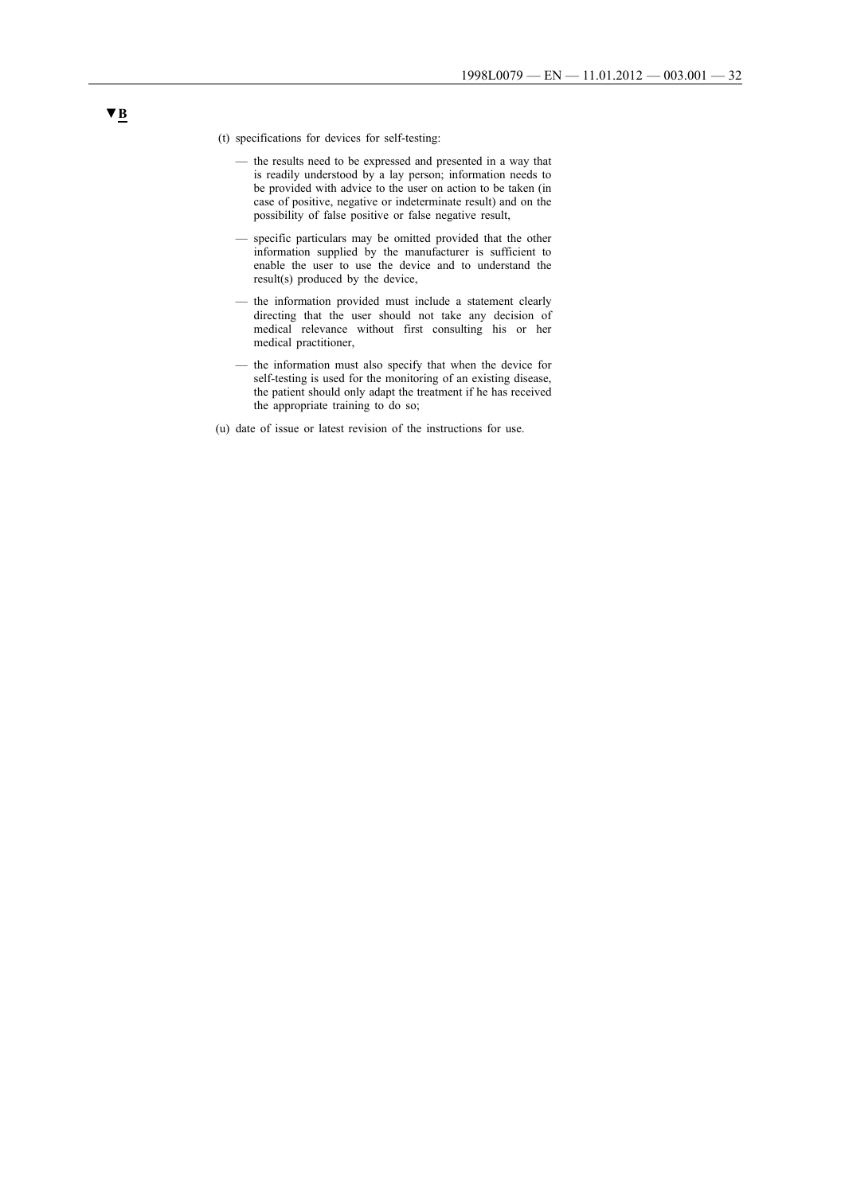▼B

(t) specifications for devices for self-testing:

— the results need to be expressed and presented in a way that is readily understood by a lay person; information needs to be provided with advice to the user on action to be taken (in case of positive, negative or indeterminate result) and on the possibility of false positive or false negative result,

— specific particulars may be omitted provided that the other information supplied by the manufacturer is sufficient to enable the user to use the device and to understand the result(s) produced by the device,

— the information provided must include a statement clearly directing that the user should not take any decision of medical relevance without first consulting his or her medical practitioner,

— the information must also specify that when the device for self-testing is used for the monitoring of an existing disease, the patient should only adapt the treatment if he has received the appropriate training to do so;

(u) date of issue or latest revision of the instructions for use.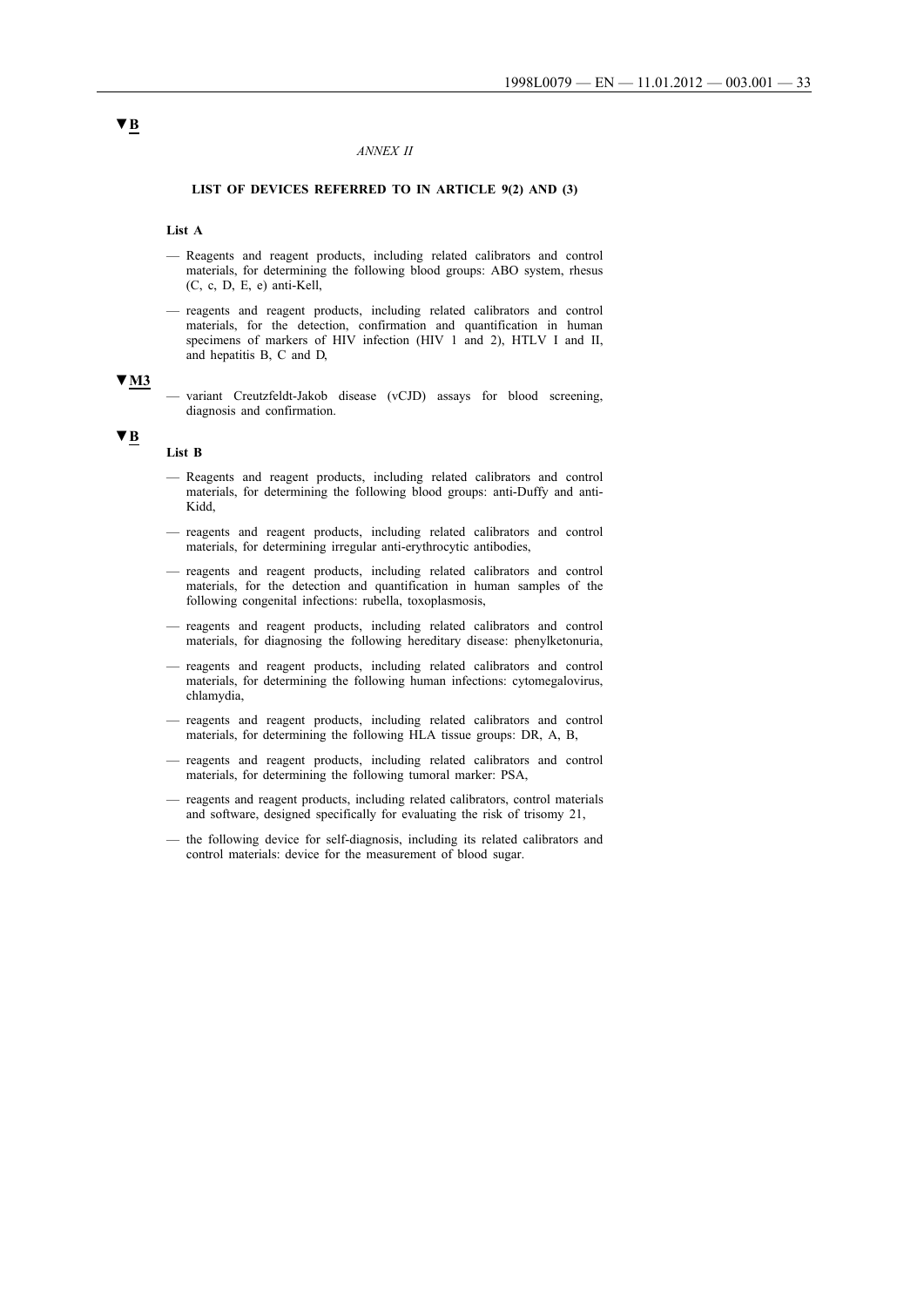▼B

*ANNEX II*

**LIST OF DEVICES REFERRED TO IN ARTICLE 9(2) AND (3)**

**List A**

— Reagents and reagent products, including related calibrators and control materials, for determining the following blood groups: ABO system, rhesus (C, c, D, E, e) anti-Kell,

— reagents and reagent products, including related calibrators and control materials, for the detection, confirmation and quantification in human specimens of markers of HIV infection (HIV 1 and 2), HTLV I and II, and hepatitis B, C and D,

▼M3

— variant Creutzfeldt-Jakob disease (vCJD) assays for blood screening, diagnosis and confirmation.

▼B

**List B**

— Reagents and reagent products, including related calibrators and control materials, for determining the following blood groups: anti-Duffy and anti-Kidd,

— reagents and reagent products, including related calibrators and control materials, for determining irregular anti-erythrocytic antibodies,

— reagents and reagent products, including related calibrators and control materials, for the detection and quantification in human samples of the following congenital infections: rubella, toxoplasmosis,

— reagents and reagent products, including related calibrators and control materials, for diagnosing the following hereditary disease: phenylketonuria,

— reagents and reagent products, including related calibrators and control materials, for determining the following human infections: cytomegalovirus, chlamydia,

— reagents and reagent products, including related calibrators and control materials, for determining the following HLA tissue groups: DR, A, B,

— reagents and reagent products, including related calibrators and control materials, for determining the following tumoral marker: PSA,

— reagents and reagent products, including related calibrators, control materials and software, designed specifically for evaluating the risk of trisomy 21,

— the following device for self-diagnosis, including its related calibrators and control materials: device for the measurement of blood sugar.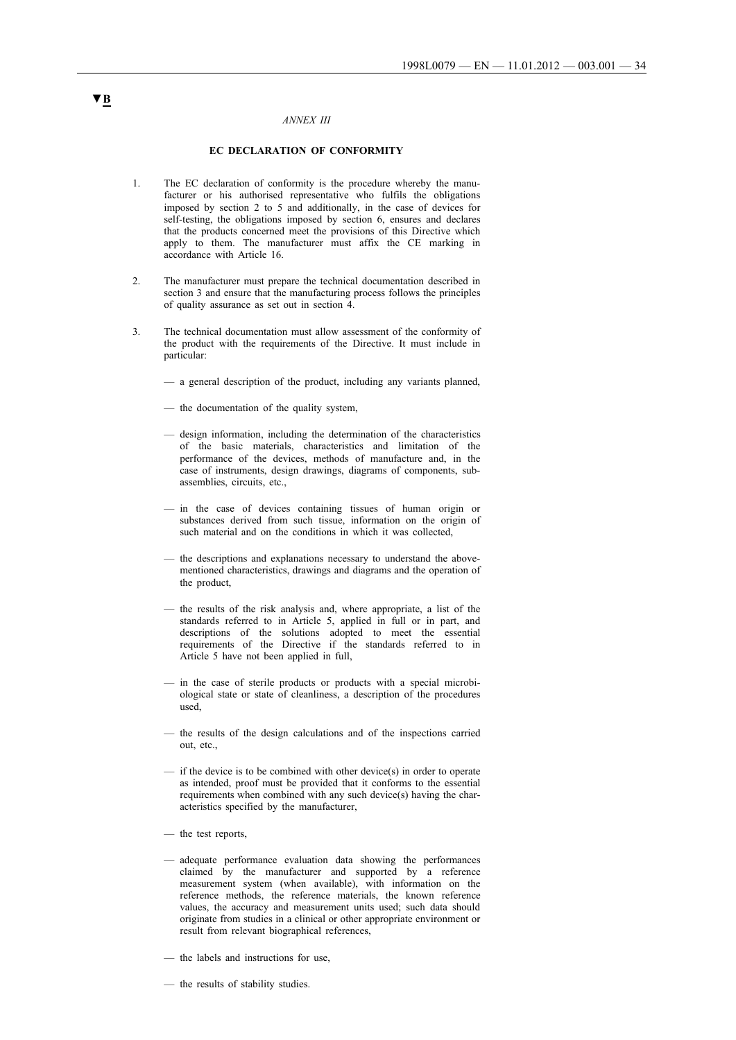▼B

*ANNEX III*

**EC DECLARATION OF CONFORMITY**

1. The EC declaration of conformity is the procedure whereby the manufacturer or his authorised representative who fulfils the obligations imposed by section 2 to 5 and additionally, in the case of devices for self-testing, the obligations imposed by section 6, ensures and declares that the products concerned meet the provisions of this Directive which apply to them. The manufacturer must affix the CE marking in accordance with Article 16.

2. The manufacturer must prepare the technical documentation described in section 3 and ensure that the manufacturing process follows the principles of quality assurance as set out in section 4.

3. The technical documentation must allow assessment of the conformity of the product with the requirements of the Directive. It must include in particular:

   — a general description of the product, including any variants planned,

   — the documentation of the quality system,

   — design information, including the determination of the characteristics of the basic materials, characteristics and limitation of the performance of the devices, methods of manufacture and, in the case of instruments, design drawings, diagrams of components, sub-assemblies, circuits, etc.,

   — in the case of devices containing tissues of human origin or substances derived from such tissue, information on the origin of such material and on the conditions in which it was collected,

   — the descriptions and explanations necessary to understand the above-mentioned characteristics, drawings and diagrams and the operation of the product,

   — the results of the risk analysis and, where appropriate, a list of the standards referred to in Article 5, applied in full or in part, and descriptions of the solutions adopted to meet the essential requirements of the Directive if the standards referred to in Article 5 have not been applied in full,

   — in the case of sterile products or products with a special microbiological state or state of cleanliness, a description of the procedures used,

   — the results of the design calculations and of the inspections carried out, etc.,

   — if the device is to be combined with other device(s) in order to operate as intended, proof must be provided that it conforms to the essential requirements when combined with any such device(s) having the characteristics specified by the manufacturer,

   — the test reports,

   — adequate performance evaluation data showing the performances claimed by the manufacturer and supported by a reference measurement system (when available), with information on the reference methods, the reference materials, the known reference values, the accuracy and measurement units used; such data should originate from studies in a clinical or other appropriate environment or result from relevant biographical references,

   — the labels and instructions for use,

   — the results of stability studies.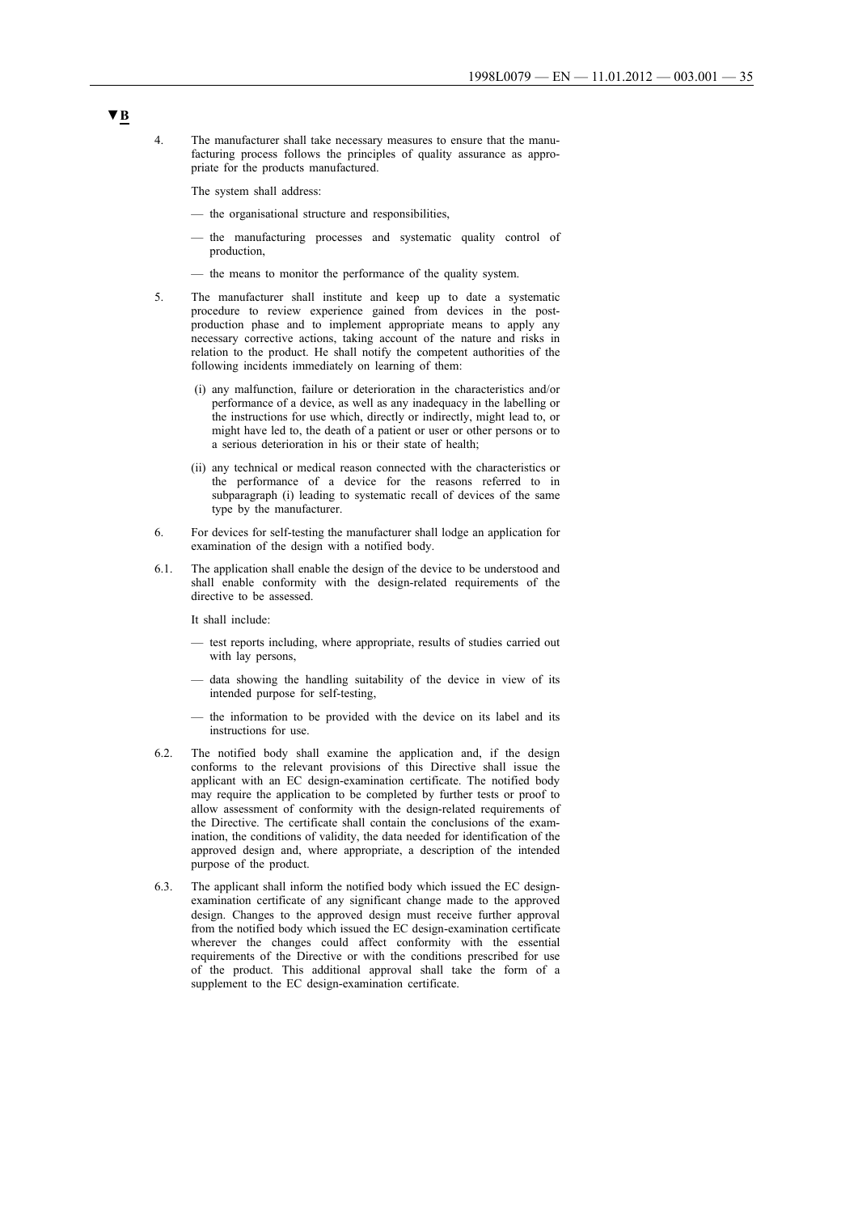▼B

4. The manufacturer shall take necessary measures to ensure that the manufacturing process follows the principles of quality assurance as appropriate for the products manufactured.

   The system shall address:

   — the organisational structure and responsibilities,

   — the manufacturing processes and systematic quality control of production,

   — the means to monitor the performance of the quality system.

5. The manufacturer shall institute and keep up to date a systematic procedure to review experience gained from devices in the post-production phase and to implement appropriate means to apply any necessary corrective actions, taking account of the nature and risks in relation to the product. He shall notify the competent authorities of the following incidents immediately on learning of them:

   (i) any malfunction, failure or deterioration in the characteristics and/or performance of a device, as well as any inadequacy in the labelling or the instructions for use which, directly or indirectly, might lead to, or might have led to, the death of a patient or user or other persons or to a serious deterioration in his or their state of health;

   (ii) any technical or medical reason connected with the characteristics or the performance of a device for the reasons referred to in subparagraph (i) leading to systematic recall of devices of the same type by the manufacturer.

6. For devices for self-testing the manufacturer shall lodge an application for examination of the design with a notified body.

6.1. The application shall enable the design of the device to be understood and shall enable conformity with the design-related requirements of the directive to be assessed.

   It shall include:

   — test reports including, where appropriate, results of studies carried out with lay persons,

   — data showing the handling suitability of the device in view of its intended purpose for self-testing,

   — the information to be provided with the device on its label and its instructions for use.

6.2. The notified body shall examine the application and, if the design conforms to the relevant provisions of this Directive shall issue the applicant with an EC design-examination certificate. The notified body may require the application to be completed by further tests or proof to allow assessment of conformity with the design-related requirements of the Directive. The certificate shall contain the conclusions of the examination, the conditions of validity, the data needed for identification of the approved design and, where appropriate, a description of the intended purpose of the product.

6.3. The applicant shall inform the notified body which issued the EC design-examination certificate of any significant change made to the approved design. Changes to the approved design must receive further approval from the notified body which issued the EC design-examination certificate wherever the changes could affect conformity with the essential requirements of the Directive or with the conditions prescribed for use of the product. This additional approval shall take the form of a supplement to the EC design-examination certificate.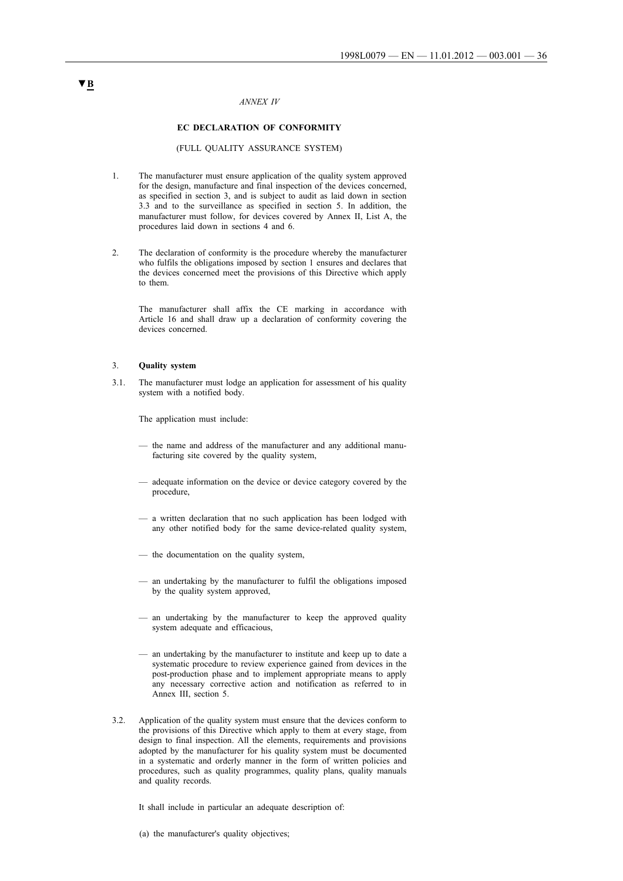▼B

*ANNEX IV*

**EC DECLARATION OF CONFORMITY**

(FULL QUALITY ASSURANCE SYSTEM)

1. The manufacturer must ensure application of the quality system approved for the design, manufacture and final inspection of the devices concerned, as specified in section 3, and is subject to audit as laid down in section 3.3 and to the surveillance as specified in section 5. In addition, the manufacturer must follow, for devices covered by Annex II, List A, the procedures laid down in sections 4 and 6.

2. The declaration of conformity is the procedure whereby the manufacturer who fulfils the obligations imposed by section 1 ensures and declares that the devices concerned meet the provisions of this Directive which apply to them.

   The manufacturer shall affix the CE marking in accordance with Article 16 and shall draw up a declaration of conformity covering the devices concerned.

3. **Quality system**

3.1. The manufacturer must lodge an application for assessment of his quality system with a notified body.

   The application must include:

   — the name and address of the manufacturer and any additional manufacturing site covered by the quality system,

   — adequate information on the device or device category covered by the procedure,

   — a written declaration that no such application has been lodged with any other notified body for the same device-related quality system,

   — the documentation on the quality system,

   — an undertaking by the manufacturer to fulfil the obligations imposed by the quality system approved,

   — an undertaking by the manufacturer to keep the approved quality system adequate and efficacious,

   — an undertaking by the manufacturer to institute and keep up to date a systematic procedure to review experience gained from devices in the post-production phase and to implement appropriate means to apply any necessary corrective action and notification as referred to in Annex III, section 5.

3.2. Application of the quality system must ensure that the devices conform to the provisions of this Directive which apply to them at every stage, from design to final inspection. All the elements, requirements and provisions adopted by the manufacturer for his quality system must be documented in a systematic and orderly manner in the form of written policies and procedures, such as quality programmes, quality plans, quality manuals and quality records.

   It shall include in particular an adequate description of:

   (a) the manufacturer's quality objectives;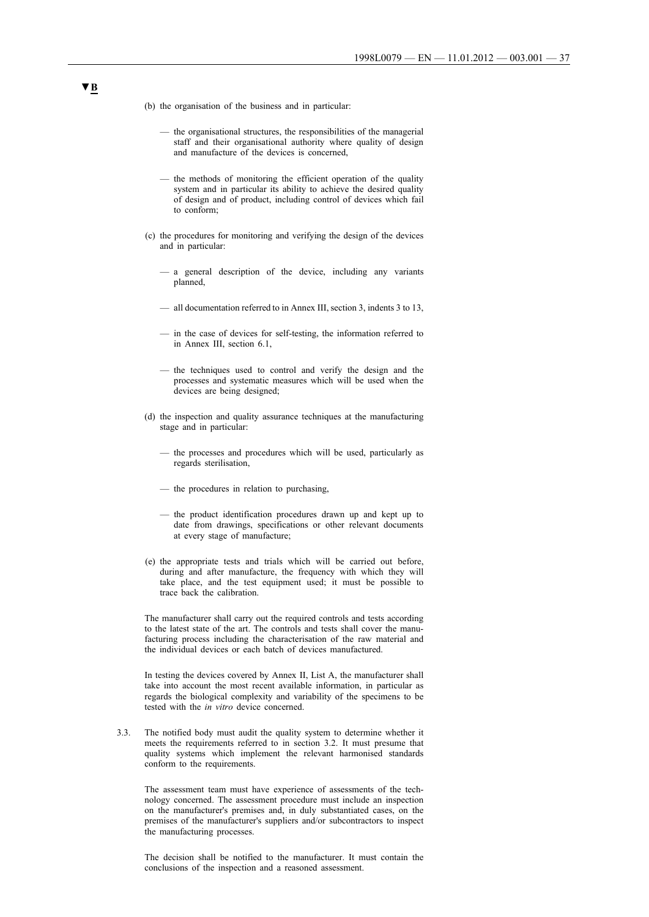▼B

(b) the organisation of the business and in particular:

— the organisational structures, the responsibilities of the managerial staff and their organisational authority where quality of design and manufacture of the devices is concerned,

— the methods of monitoring the efficient operation of the quality system and in particular its ability to achieve the desired quality of design and of product, including control of devices which fail to conform;

(c) the procedures for monitoring and verifying the design of the devices and in particular:

— a general description of the device, including any variants planned,

— all documentation referred to in Annex III, section 3, indents 3 to 13,

— in the case of devices for self-testing, the information referred to in Annex III, section 6.1,

— the techniques used to control and verify the design and the processes and systematic measures which will be used when the devices are being designed;

(d) the inspection and quality assurance techniques at the manufacturing stage and in particular:

— the processes and procedures which will be used, particularly as regards sterilisation,

— the procedures in relation to purchasing,

— the product identification procedures drawn up and kept up to date from drawings, specifications or other relevant documents at every stage of manufacture;

(e) the appropriate tests and trials which will be carried out before, during and after manufacture, the frequency with which they will take place, and the test equipment used; it must be possible to trace back the calibration.

The manufacturer shall carry out the required controls and tests according to the latest state of the art. The controls and tests shall cover the manufacturing process including the characterisation of the raw material and the individual devices or each batch of devices manufactured.

In testing the devices covered by Annex II, List A, the manufacturer shall take into account the most recent available information, in particular as regards the biological complexity and variability of the specimens to be tested with the *in vitro* device concerned.

3.3. The notified body must audit the quality system to determine whether it meets the requirements referred to in section 3.2. It must presume that quality systems which implement the relevant harmonised standards conform to the requirements.

The assessment team must have experience of assessments of the technology concerned. The assessment procedure must include an inspection on the manufacturer's premises and, in duly substantiated cases, on the premises of the manufacturer's suppliers and/or subcontractors to inspect the manufacturing processes.

The decision shall be notified to the manufacturer. It must contain the conclusions of the inspection and a reasoned assessment.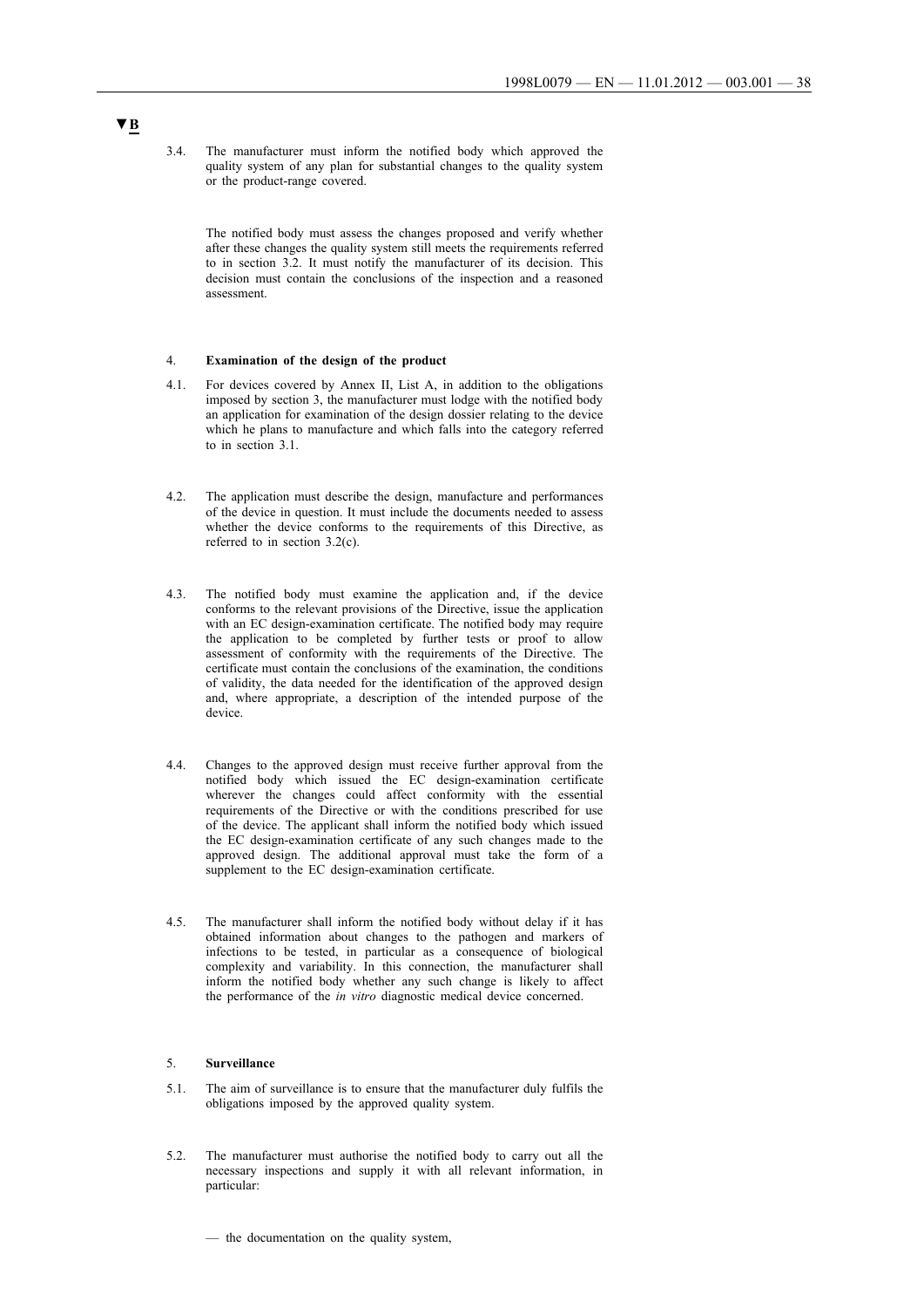▼B

3.4. The manufacturer must inform the notified body which approved the quality system of any plan for substantial changes to the quality system or the product-range covered.

The notified body must assess the changes proposed and verify whether after these changes the quality system still meets the requirements referred to in section 3.2. It must notify the manufacturer of its decision. This decision must contain the conclusions of the inspection and a reasoned assessment.

4. **Examination of the design of the product**

4.1. For devices covered by Annex II, List A, in addition to the obligations imposed by section 3, the manufacturer must lodge with the notified body an application for examination of the design dossier relating to the device which he plans to manufacture and which falls into the category referred to in section 3.1.

4.2. The application must describe the design, manufacture and performances of the device in question. It must include the documents needed to assess whether the device conforms to the requirements of this Directive, as referred to in section 3.2(c).

4.3. The notified body must examine the application and, if the device conforms to the relevant provisions of the Directive, issue the application with an EC design-examination certificate. The notified body may require the application to be completed by further tests or proof to allow assessment of conformity with the requirements of the Directive. The certificate must contain the conclusions of the examination, the conditions of validity, the data needed for the identification of the approved design and, where appropriate, a description of the intended purpose of the device.

4.4. Changes to the approved design must receive further approval from the notified body which issued the EC design-examination certificate wherever the changes could affect conformity with the essential requirements of the Directive or with the conditions prescribed for use of the device. The applicant shall inform the notified body which issued the EC design-examination certificate of any such changes made to the approved design. The additional approval must take the form of a supplement to the EC design-examination certificate.

4.5. The manufacturer shall inform the notified body without delay if it has obtained information about changes to the pathogen and markers of infections to be tested, in particular as a consequence of biological complexity and variability. In this connection, the manufacturer shall inform the notified body whether any such change is likely to affect the performance of the *in vitro* diagnostic medical device concerned.

5. **Surveillance**

5.1. The aim of surveillance is to ensure that the manufacturer duly fulfils the obligations imposed by the approved quality system.

5.2. The manufacturer must authorise the notified body to carry out all the necessary inspections and supply it with all relevant information, in particular:

— the documentation on the quality system,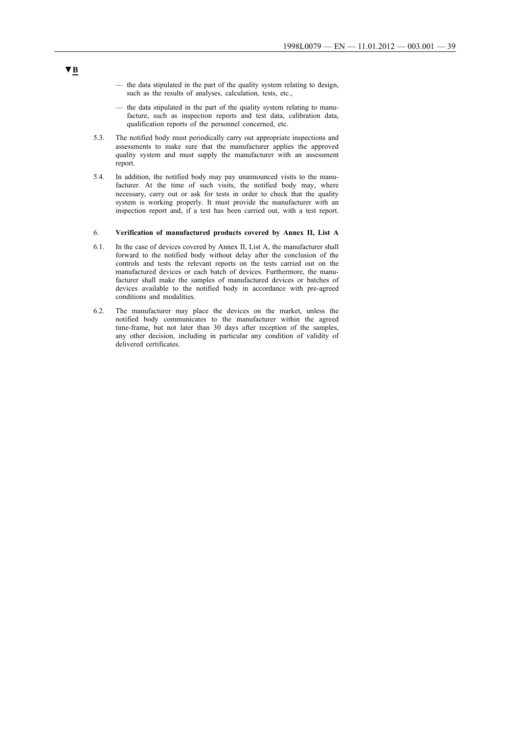▼B

— the data stipulated in the part of the quality system relating to design, such as the results of analyses, calculation, tests, etc.,

— the data stipulated in the part of the quality system relating to manufacture, such as inspection reports and test data, calibration data, qualification reports of the personnel concerned, etc.

5.3. The notified body must periodically carry out appropriate inspections and assessments to make sure that the manufacturer applies the approved quality system and must supply the manufacturer with an assessment report.

5.4. In addition, the notified body may pay unannounced visits to the manufacturer. At the time of such visits, the notified body may, where necessary, carry out or ask for tests in order to check that the quality system is working properly. It must provide the manufacturer with an inspection report and, if a test has been carried out, with a test report.

6. **Verification of manufactured products covered by Annex II, List A**

6.1. In the case of devices covered by Annex II, List A, the manufacturer shall forward to the notified body without delay after the conclusion of the controls and tests the relevant reports on the tests carried out on the manufactured devices or each batch of devices. Furthermore, the manufacturer shall make the samples of manufactured devices or batches of devices available to the notified body in accordance with pre-agreed conditions and modalities.

6.2. The manufacturer may place the devices on the market, unless the notified body communicates to the manufacturer within the agreed time-frame, but not later than 30 days after reception of the samples, any other decision, including in particular any condition of validity of delivered certificates.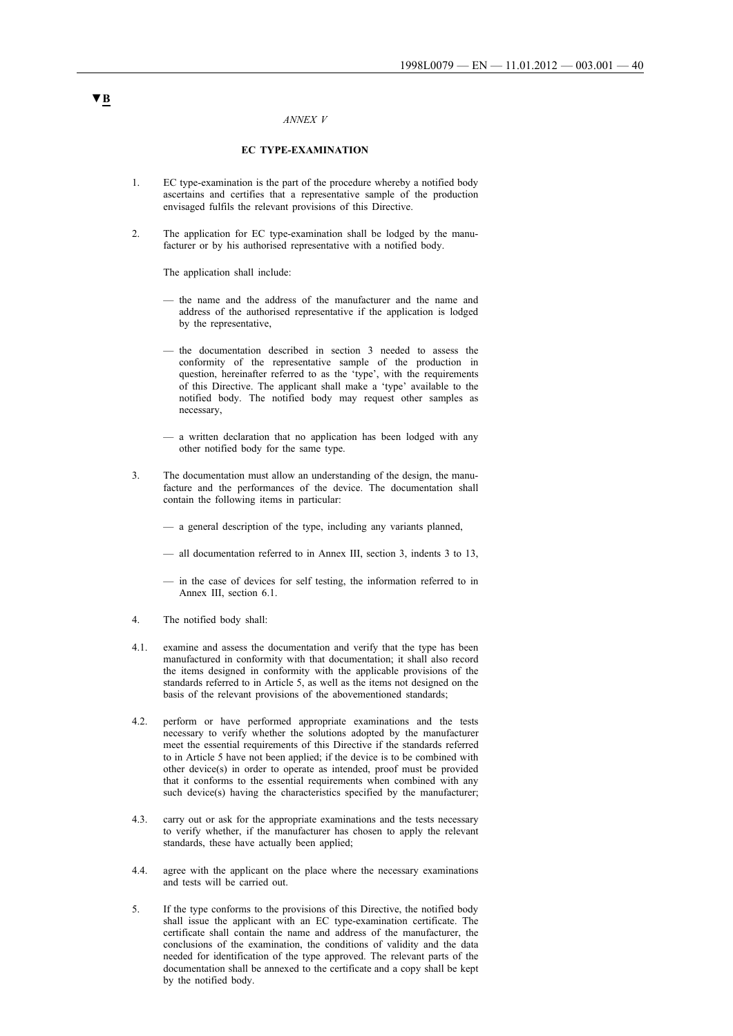▼B

*ANNEX V*

**EC TYPE-EXAMINATION**

1. EC type-examination is the part of the procedure whereby a notified body ascertains and certifies that a representative sample of the production envisaged fulfils the relevant provisions of this Directive.

2. The application for EC type-examination shall be lodged by the manufacturer or by his authorised representative with a notified body.

   The application shall include:

   — the name and the address of the manufacturer and the name and address of the authorised representative if the application is lodged by the representative,

   — the documentation described in section 3 needed to assess the conformity of the representative sample of the production in question, hereinafter referred to as the 'type', with the requirements of this Directive. The applicant shall make a 'type' available to the notified body. The notified body may request other samples as necessary,

   — a written declaration that no application has been lodged with any other notified body for the same type.

3. The documentation must allow an understanding of the design, the manufacture and the performances of the device. The documentation shall contain the following items in particular:

   — a general description of the type, including any variants planned,

   — all documentation referred to in Annex III, section 3, indents 3 to 13,

   — in the case of devices for self testing, the information referred to in Annex III, section 6.1.

4. The notified body shall:

4.1. examine and assess the documentation and verify that the type has been manufactured in conformity with that documentation; it shall also record the items designed in conformity with the applicable provisions of the standards referred to in Article 5, as well as the items not designed on the basis of the relevant provisions of the abovementioned standards;

4.2. perform or have performed appropriate examinations and the tests necessary to verify whether the solutions adopted by the manufacturer meet the essential requirements of this Directive if the standards referred to in Article 5 have not been applied; if the device is to be combined with other device(s) in order to operate as intended, proof must be provided that it conforms to the essential requirements when combined with any such device(s) having the characteristics specified by the manufacturer;

4.3. carry out or ask for the appropriate examinations and the tests necessary to verify whether, if the manufacturer has chosen to apply the relevant standards, these have actually been applied;

4.4. agree with the applicant on the place where the necessary examinations and tests will be carried out.

5. If the type conforms to the provisions of this Directive, the notified body shall issue the applicant with an EC type-examination certificate. The certificate shall contain the name and address of the manufacturer, the conclusions of the examination, the conditions of validity and the data needed for identification of the type approved. The relevant parts of the documentation shall be annexed to the certificate and a copy shall be kept by the notified body.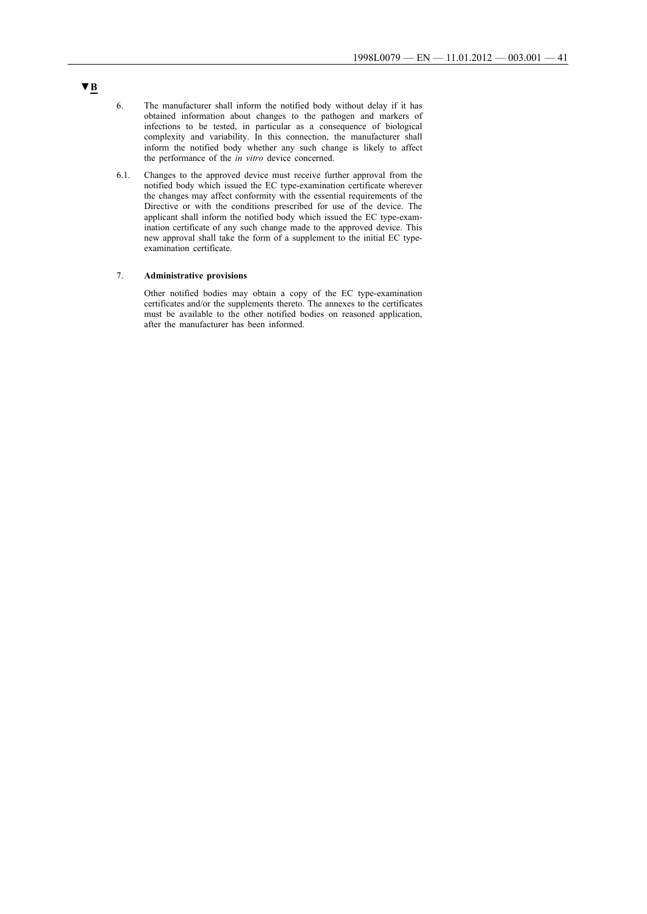▼B

6. The manufacturer shall inform the notified body without delay if it has obtained information about changes to the pathogen and markers of infections to be tested, in particular as a consequence of biological complexity and variability. In this connection, the manufacturer shall inform the notified body whether any such change is likely to affect the performance of the *in vitro* device concerned.

6.1. Changes to the approved device must receive further approval from the notified body which issued the EC type-examination certificate wherever the changes may affect conformity with the essential requirements of the Directive or with the conditions prescribed for use of the device. The applicant shall inform the notified body which issued the EC type-examination certificate of any such change made to the approved device. This new approval shall take the form of a supplement to the initial EC type-examination certificate.

7. **Administrative provisions**

Other notified bodies may obtain a copy of the EC type-examination certificates and/or the supplements thereto. The annexes to the certificates must be available to the other notified bodies on reasoned application, after the manufacturer has been informed.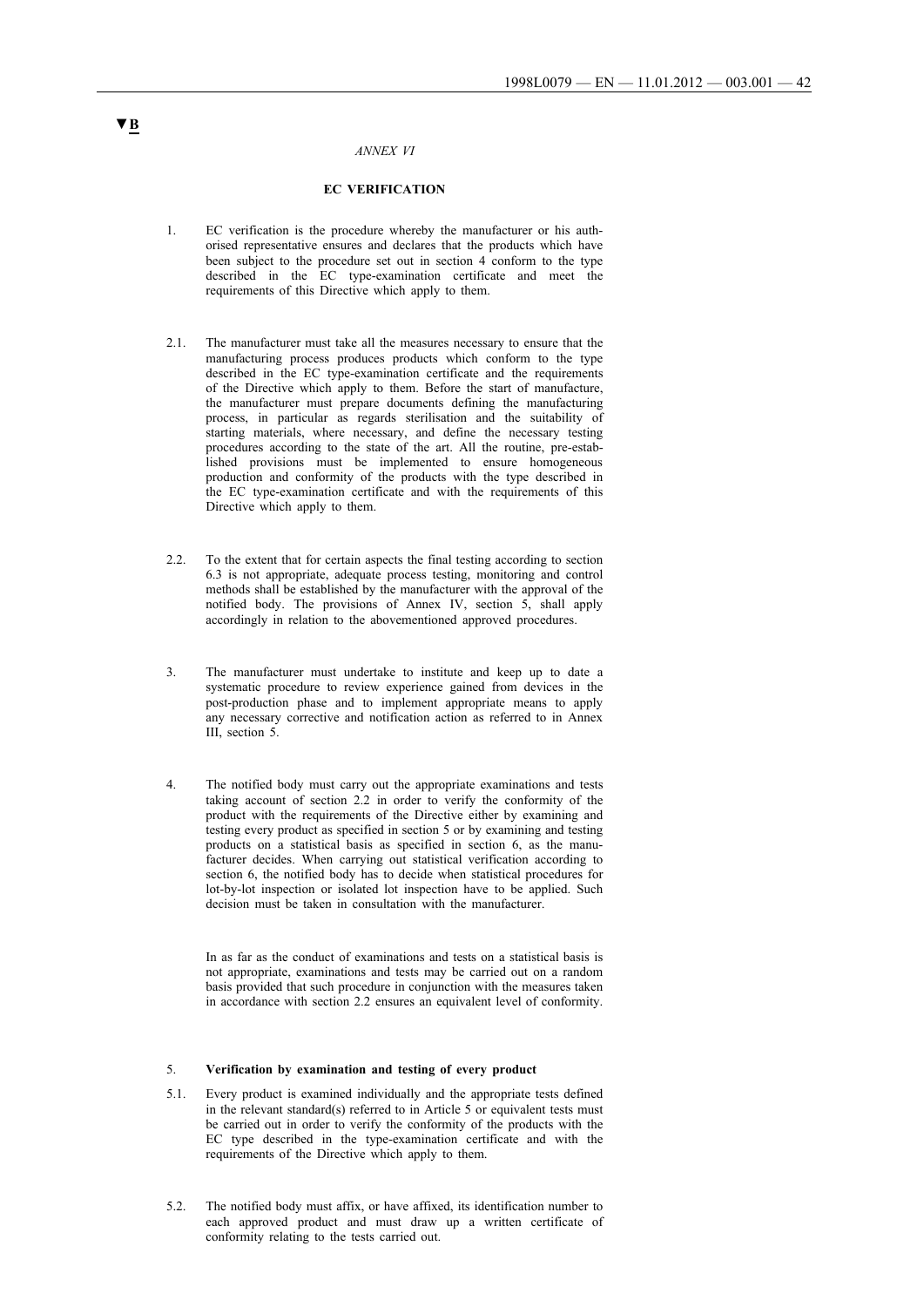▼B

*ANNEX VI*

## EC VERIFICATION

1. EC verification is the procedure whereby the manufacturer or his authorised representative ensures and declares that the products which have been subject to the procedure set out in section 4 conform to the type described in the EC type-examination certificate and meet the requirements of this Directive which apply to them.

2.1. The manufacturer must take all the measures necessary to ensure that the manufacturing process produces products which conform to the type described in the EC type-examination certificate and the requirements of the Directive which apply to them. Before the start of manufacture, the manufacturer must prepare documents defining the manufacturing process, in particular as regards sterilisation and the suitability of starting materials, where necessary, and define the necessary testing procedures according to the state of the art. All the routine, pre-established provisions must be implemented to ensure homogeneous production and conformity of the products with the type described in the EC type-examination certificate and with the requirements of this Directive which apply to them.

2.2. To the extent that for certain aspects the final testing according to section 6.3 is not appropriate, adequate process testing, monitoring and control methods shall be established by the manufacturer with the approval of the notified body. The provisions of Annex IV, section 5, shall apply accordingly in relation to the abovementioned approved procedures.

3. The manufacturer must undertake to institute and keep up to date a systematic procedure to review experience gained from devices in the post-production phase and to implement appropriate means to apply any necessary corrective and notification action as referred to in Annex III, section 5.

4. The notified body must carry out the appropriate examinations and tests taking account of section 2.2 in order to verify the conformity of the product with the requirements of the Directive either by examining and testing every product as specified in section 5 or by examining and testing products on a statistical basis as specified in section 6, as the manufacturer decides. When carrying out statistical verification according to section 6, the notified body has to decide when statistical procedures for lot-by-lot inspection or isolated lot inspection have to be applied. Such decision must be taken in consultation with the manufacturer.

   In as far as the conduct of examinations and tests on a statistical basis is not appropriate, examinations and tests may be carried out on a random basis provided that such procedure in conjunction with the measures taken in accordance with section 2.2 ensures an equivalent level of conformity.

5. **Verification by examination and testing of every product**

5.1. Every product is examined individually and the appropriate tests defined in the relevant standard(s) referred to in Article 5 or equivalent tests must be carried out in order to verify the conformity of the products with the EC type described in the type-examination certificate and with the requirements of the Directive which apply to them.

5.2. The notified body must affix, or have affixed, its identification number to each approved product and must draw up a written certificate of conformity relating to the tests carried out.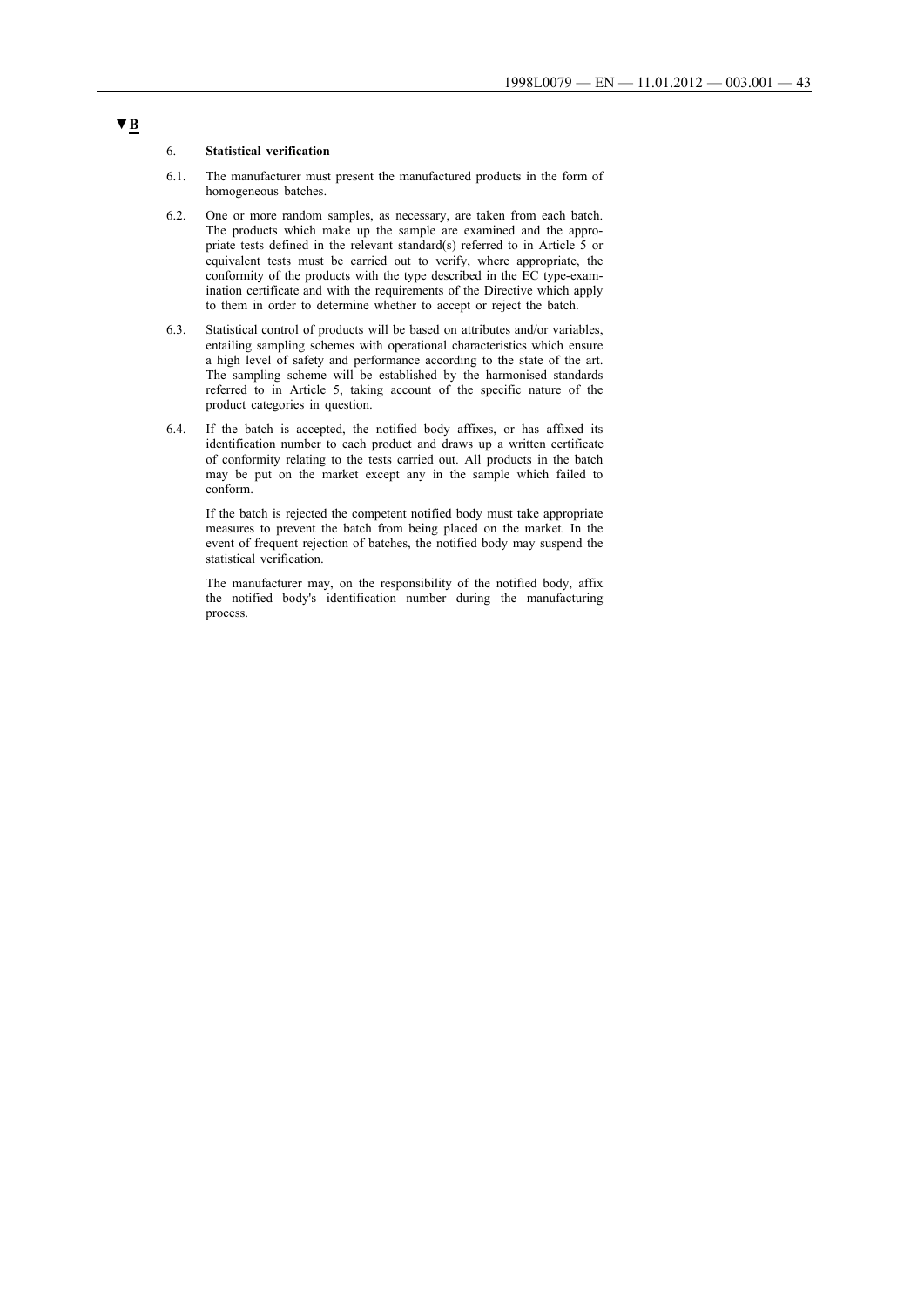▼B

6. **Statistical verification**

6.1. The manufacturer must present the manufactured products in the form of homogeneous batches.

6.2. One or more random samples, as necessary, are taken from each batch. The products which make up the sample are examined and the appropriate tests defined in the relevant standard(s) referred to in Article 5 or equivalent tests must be carried out to verify, where appropriate, the conformity of the products with the type described in the EC type-examination certificate and with the requirements of the Directive which apply to them in order to determine whether to accept or reject the batch.

6.3. Statistical control of products will be based on attributes and/or variables, entailing sampling schemes with operational characteristics which ensure a high level of safety and performance according to the state of the art. The sampling scheme will be established by the harmonised standards referred to in Article 5, taking account of the specific nature of the product categories in question.

6.4. If the batch is accepted, the notified body affixes, or has affixed its identification number to each product and draws up a written certificate of conformity relating to the tests carried out. All products in the batch may be put on the market except any in the sample which failed to conform.

If the batch is rejected the competent notified body must take appropriate measures to prevent the batch from being placed on the market. In the event of frequent rejection of batches, the notified body may suspend the statistical verification.

The manufacturer may, on the responsibility of the notified body, affix the notified body's identification number during the manufacturing process.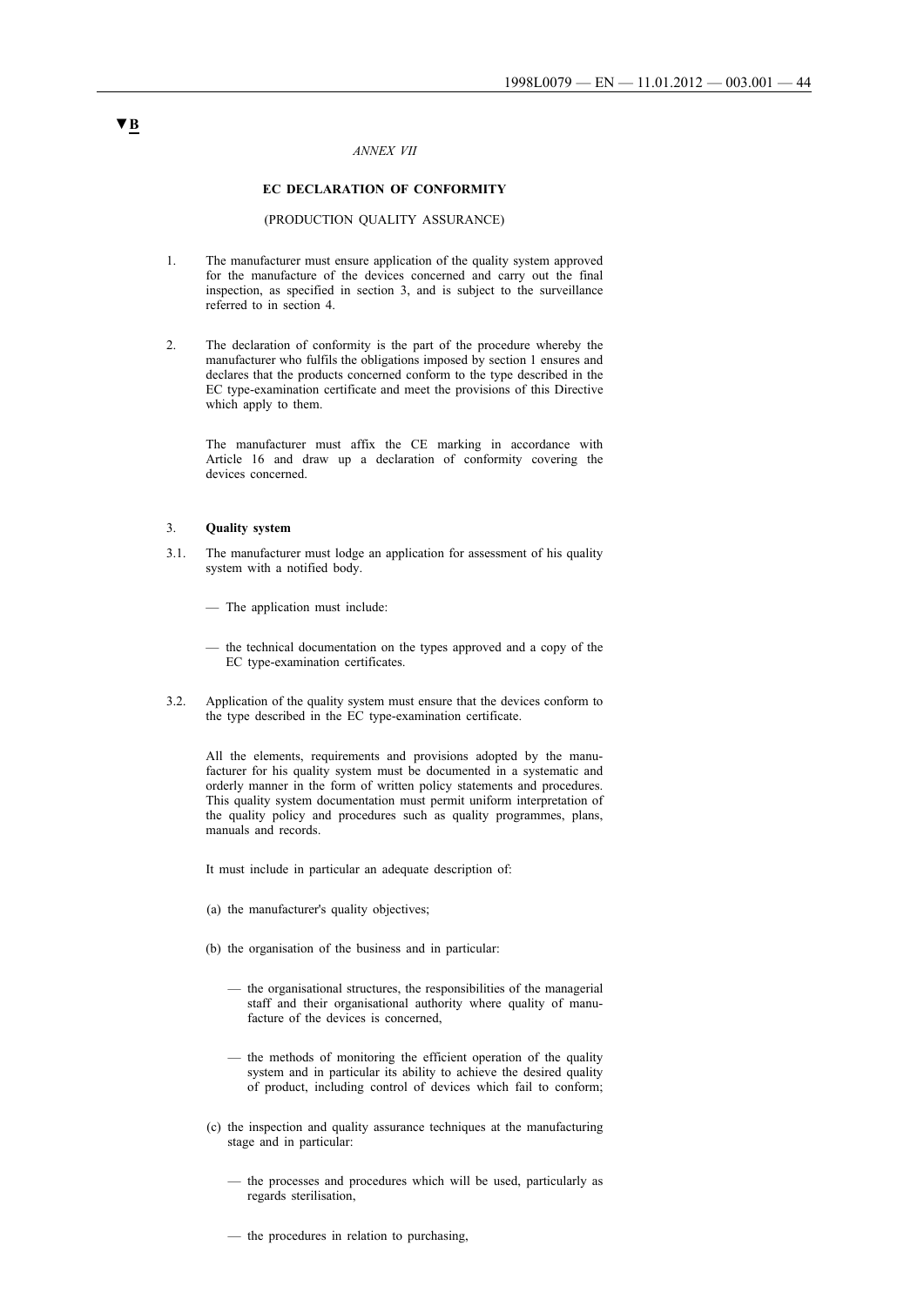▼B

*ANNEX VII*

**EC DECLARATION OF CONFORMITY**

(PRODUCTION QUALITY ASSURANCE)

1. The manufacturer must ensure application of the quality system approved for the manufacture of the devices concerned and carry out the final inspection, as specified in section 3, and is subject to the surveillance referred to in section 4.

2. The declaration of conformity is the part of the procedure whereby the manufacturer who fulfils the obligations imposed by section 1 ensures and declares that the products concerned conform to the type described in the EC type-examination certificate and meet the provisions of this Directive which apply to them.

   The manufacturer must affix the CE marking in accordance with Article 16 and draw up a declaration of conformity covering the devices concerned.

3. **Quality system**

3.1. The manufacturer must lodge an application for assessment of his quality system with a notified body.

   — The application must include:

   — the technical documentation on the types approved and a copy of the EC type-examination certificates.

3.2. Application of the quality system must ensure that the devices conform to the type described in the EC type-examination certificate.

   All the elements, requirements and provisions adopted by the manufacturer for his quality system must be documented in a systematic and orderly manner in the form of written policy statements and procedures. This quality system documentation must permit uniform interpretation of the quality policy and procedures such as quality programmes, plans, manuals and records.

   It must include in particular an adequate description of:

   (a) the manufacturer's quality objectives;

   (b) the organisation of the business and in particular:

   — the organisational structures, the responsibilities of the managerial staff and their organisational authority where quality of manufacture of the devices is concerned,

   — the methods of monitoring the efficient operation of the quality system and in particular its ability to achieve the desired quality of product, including control of devices which fail to conform;

   (c) the inspection and quality assurance techniques at the manufacturing stage and in particular:

   — the processes and procedures which will be used, particularly as regards sterilisation,

   — the procedures in relation to purchasing,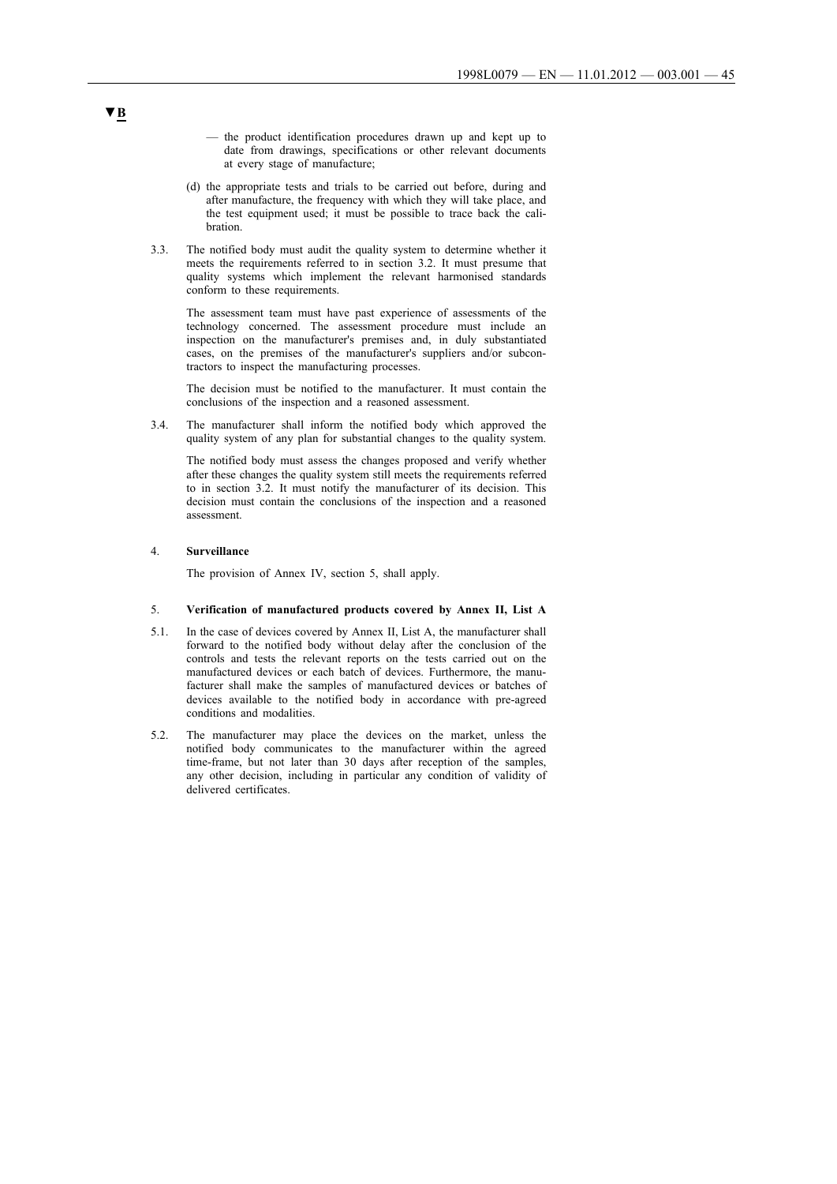▼B

— the product identification procedures drawn up and kept up to date from drawings, specifications or other relevant documents at every stage of manufacture;

(d) the appropriate tests and trials to be carried out before, during and after manufacture, the frequency with which they will take place, and the test equipment used; it must be possible to trace back the calibration.

3.3. The notified body must audit the quality system to determine whether it meets the requirements referred to in section 3.2. It must presume that quality systems which implement the relevant harmonised standards conform to these requirements.

The assessment team must have past experience of assessments of the technology concerned. The assessment procedure must include an inspection on the manufacturer's premises and, in duly substantiated cases, on the premises of the manufacturer's suppliers and/or subcontractors to inspect the manufacturing processes.

The decision must be notified to the manufacturer. It must contain the conclusions of the inspection and a reasoned assessment.

3.4. The manufacturer shall inform the notified body which approved the quality system of any plan for substantial changes to the quality system.

The notified body must assess the changes proposed and verify whether after these changes the quality system still meets the requirements referred to in section 3.2. It must notify the manufacturer of its decision. This decision must contain the conclusions of the inspection and a reasoned assessment.

4. **Surveillance**

The provision of Annex IV, section 5, shall apply.

5. **Verification of manufactured products covered by Annex II, List A**

5.1. In the case of devices covered by Annex II, List A, the manufacturer shall forward to the notified body without delay after the conclusion of the controls and tests the relevant reports on the tests carried out on the manufactured devices or each batch of devices. Furthermore, the manufacturer shall make the samples of manufactured devices or batches of devices available to the notified body in accordance with pre-agreed conditions and modalities.

5.2. The manufacturer may place the devices on the market, unless the notified body communicates to the manufacturer within the agreed time-frame, but not later than 30 days after reception of the samples, any other decision, including in particular any condition of validity of delivered certificates.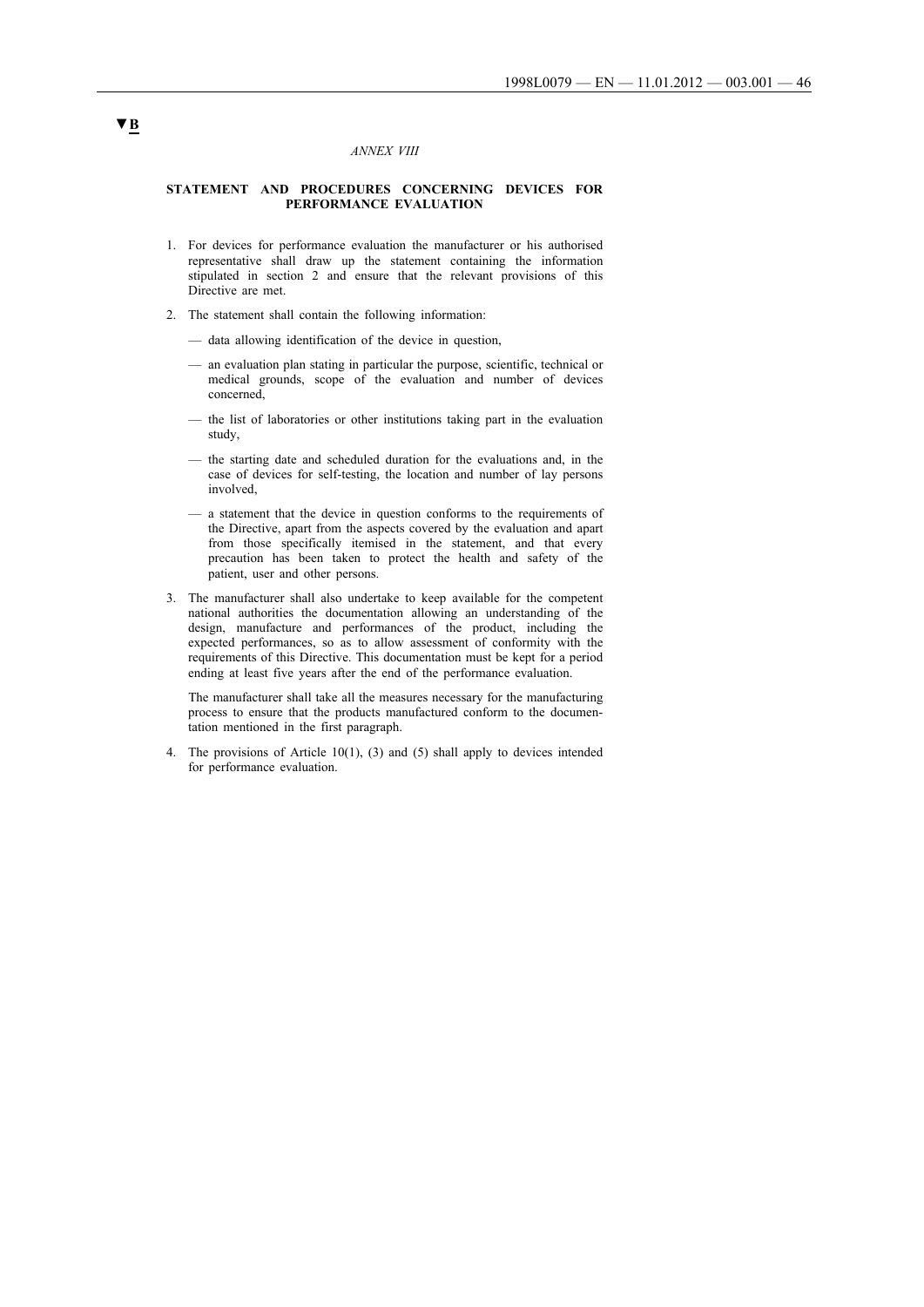▼B

*ANNEX VIII*

**STATEMENT AND PROCEDURES CONCERNING DEVICES FOR PERFORMANCE EVALUATION**

1. For devices for performance evaluation the manufacturer or his authorised representative shall draw up the statement containing the information stipulated in section 2 and ensure that the relevant provisions of this Directive are met.

2. The statement shall contain the following information:

   — data allowing identification of the device in question,

   — an evaluation plan stating in particular the purpose, scientific, technical or medical grounds, scope of the evaluation and number of devices concerned,

   — the list of laboratories or other institutions taking part in the evaluation study,

   — the starting date and scheduled duration for the evaluations and, in the case of devices for self-testing, the location and number of lay persons involved,

   — a statement that the device in question conforms to the requirements of the Directive, apart from the aspects covered by the evaluation and apart from those specifically itemised in the statement, and that every precaution has been taken to protect the health and safety of the patient, user and other persons.

3. The manufacturer shall also undertake to keep available for the competent national authorities the documentation allowing an understanding of the design, manufacture and performances of the product, including the expected performances, so as to allow assessment of conformity with the requirements of this Directive. This documentation must be kept for a period ending at least five years after the end of the performance evaluation.

   The manufacturer shall take all the measures necessary for the manufacturing process to ensure that the products manufactured conform to the documentation mentioned in the first paragraph.

4. The provisions of Article 10(1), (3) and (5) shall apply to devices intended for performance evaluation.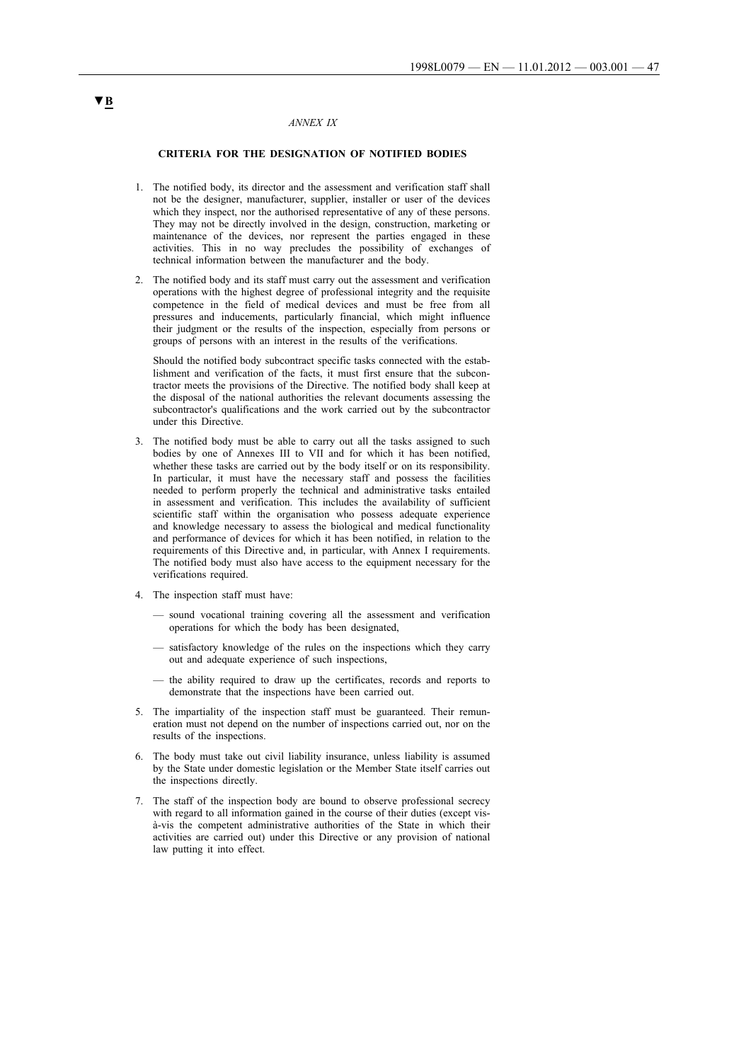▼B

*ANNEX IX*

**CRITERIA FOR THE DESIGNATION OF NOTIFIED BODIES**

1. The notified body, its director and the assessment and verification staff shall not be the designer, manufacturer, supplier, installer or user of the devices which they inspect, nor the authorised representative of any of these persons. They may not be directly involved in the design, construction, marketing or maintenance of the devices, nor represent the parties engaged in these activities. This in no way precludes the possibility of exchanges of technical information between the manufacturer and the body.

2. The notified body and its staff must carry out the assessment and verification operations with the highest degree of professional integrity and the requisite competence in the field of medical devices and must be free from all pressures and inducements, particularly financial, which might influence their judgment or the results of the inspection, especially from persons or groups of persons with an interest in the results of the verifications.

   Should the notified body subcontract specific tasks connected with the establishment and verification of the facts, it must first ensure that the subcontractor meets the provisions of the Directive. The notified body shall keep at the disposal of the national authorities the relevant documents assessing the subcontractor's qualifications and the work carried out by the subcontractor under this Directive.

3. The notified body must be able to carry out all the tasks assigned to such bodies by one of Annexes III to VII and for which it has been notified, whether these tasks are carried out by the body itself or on its responsibility. In particular, it must have the necessary staff and possess the facilities needed to perform properly the technical and administrative tasks entailed in assessment and verification. This includes the availability of sufficient scientific staff within the organisation who possess adequate experience and knowledge necessary to assess the biological and medical functionality and performance of devices for which it has been notified, in relation to the requirements of this Directive and, in particular, with Annex I requirements. The notified body must also have access to the equipment necessary for the verifications required.

4. The inspection staff must have:

   — sound vocational training covering all the assessment and verification operations for which the body has been designated,

   — satisfactory knowledge of the rules on the inspections which they carry out and adequate experience of such inspections,

   — the ability required to draw up the certificates, records and reports to demonstrate that the inspections have been carried out.

5. The impartiality of the inspection staff must be guaranteed. Their remuneration must not depend on the number of inspections carried out, nor on the results of the inspections.

6. The body must take out civil liability insurance, unless liability is assumed by the State under domestic legislation or the Member State itself carries out the inspections directly.

7. The staff of the inspection body are bound to observe professional secrecy with regard to all information gained in the course of their duties (except vis-à-vis the competent administrative authorities of the State in which their activities are carried out) under this Directive or any provision of national law putting it into effect.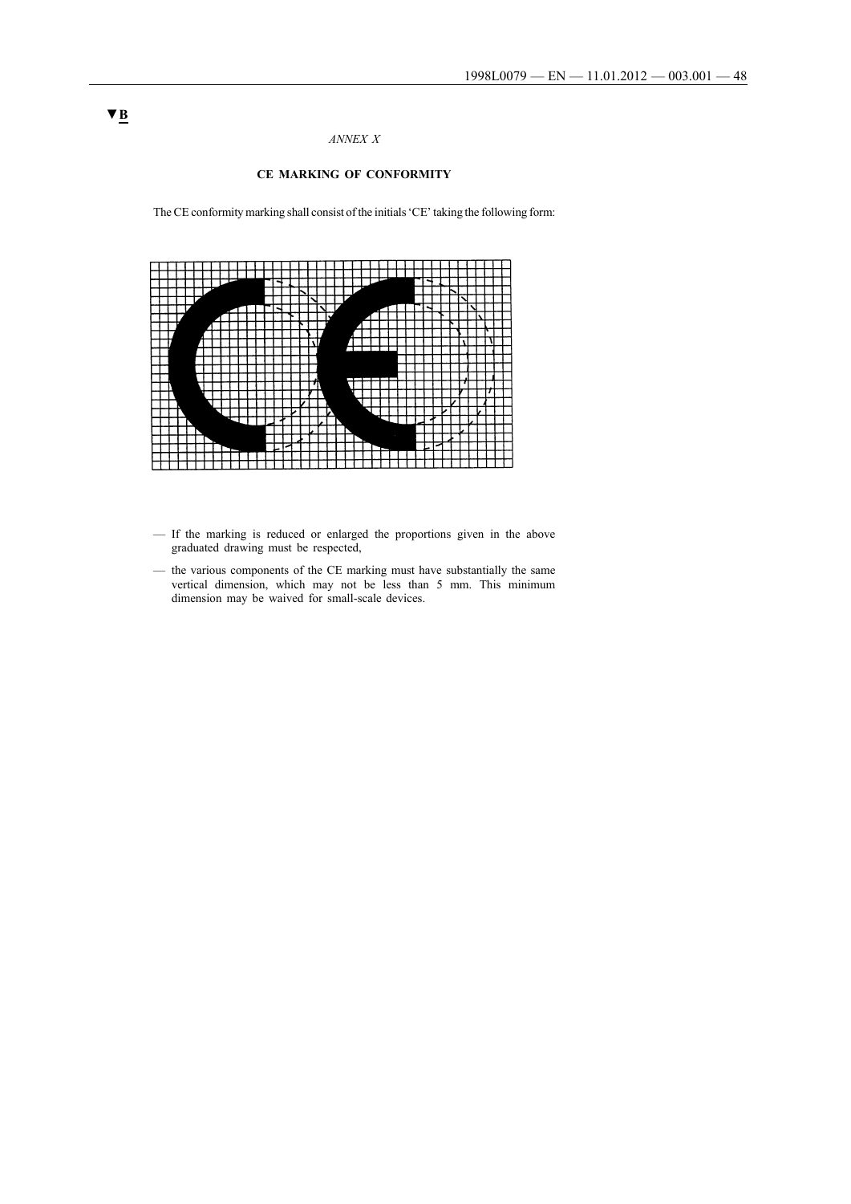▼B

*ANNEX X*

**CE MARKING OF CONFORMITY**

The CE conformity marking shall consist of the initials 'CE' taking the following form:

— If the marking is reduced or enlarged the proportions given in the above graduated drawing must be respected,

— the various components of the CE marking must have substantially the same vertical dimension, which may not be less than 5 mm. This minimum dimension may be waived for small-scale devices.